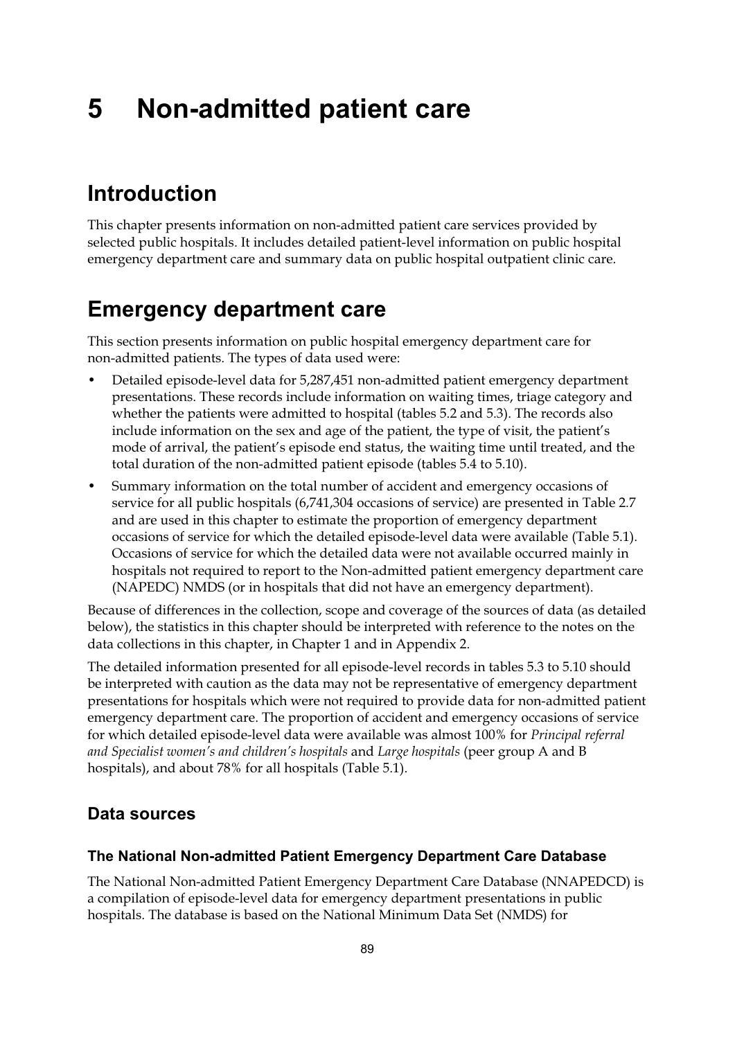# 5 Non-admitted patient care

## Introduction

This chapter presents information on non-admitted patient care services provided by selected public hospitals. It includes detailed patient-level information on public hospital emergency department care and summary data on public hospital outpatient clinic care.

## Emergency department care

This section presents information on public hospital emergency department care for non-admitted patients. The types of data used were:

- Detailed episode-level data for 5,287,451 non-admitted patient emergency department presentations. These records include information on waiting times, triage category and whether the patients were admitted to hospital (tables 5.2 and 5.3). The records also include information on the sex and age of the patient, the type of visit, the patient's mode of arrival, the patient's episode end status, the waiting time until treated, and the total duration of the non-admitted patient episode (tables 5.4 to 5.10).
- Summary information on the total number of accident and emergency occasions of service for all public hospitals (6,741,304 occasions of service) are presented in Table 2.7 and are used in this chapter to estimate the proportion of emergency department occasions of service for which the detailed episode-level data were available (Table 5.1). Occasions of service for which the detailed data were not available occurred mainly in hospitals not required to report to the Non-admitted patient emergency department care (NAPEDC) NMDS (or in hospitals that did not have an emergency department).

Because of differences in the collection, scope and coverage of the sources of data (as detailed below), the statistics in this chapter should be interpreted with reference to the notes on the data collections in this chapter, in Chapter 1 and in Appendix 2.

The detailed information presented for all episode-level records in tables 5.3 to 5.10 should be interpreted with caution as the data may not be representative of emergency department presentations for hospitals which were not required to provide data for non-admitted patient emergency department care. The proportion of accident and emergency occasions of service for which detailed episode-level data were available was almost 100% for *Principal referral and Specialist women's and children's hospitals* and *Large hospitals* (peer group A and B hospitals), and about 78% for all hospitals (Table 5.1).

### Data sources

#### The National Non-admitted Patient Emergency Department Care Database

The National Non-admitted Patient Emergency Department Care Database (NNAPEDCD) is a compilation of episode-level data for emergency department presentations in public hospitals. The database is based on the National Minimum Data Set (NMDS) for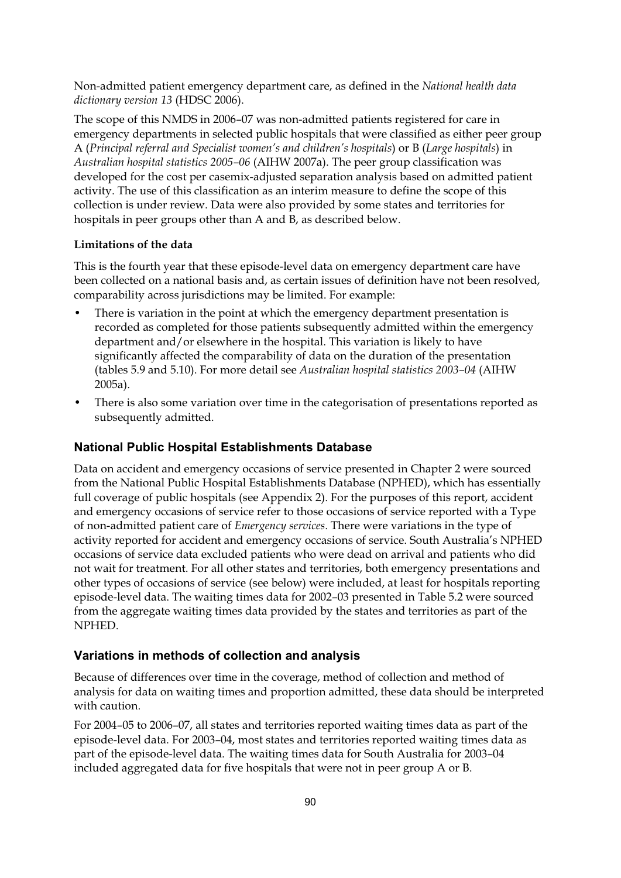Non-admitted patient emergency department care, as defined in the *National health data dictionary version 13* (HDSC 2006).

The scope of this NMDS in 2006–07 was non-admitted patients registered for care in emergency departments in selected public hospitals that were classified as either peer group A (*Principal referral and Specialist women's and children's hospitals*) or B (*Large hospitals*) in *Australian hospital statistics 2005–06* (AIHW 2007a). The peer group classification was developed for the cost per casemix-adjusted separation analysis based on admitted patient activity. The use of this classification as an interim measure to define the scope of this collection is under review. Data were also provided by some states and territories for hospitals in peer groups other than A and B, as described below.

**Limitations of the data**

This is the fourth year that these episode-level data on emergency department care have been collected on a national basis and, as certain issues of definition have not been resolved, comparability across jurisdictions may be limited. For example:

- There is variation in the point at which the emergency department presentation is recorded as completed for those patients subsequently admitted within the emergency department and/or elsewhere in the hospital. This variation is likely to have significantly affected the comparability of data on the duration of the presentation (tables 5.9 and 5.10). For more detail see *Australian hospital statistics 2003–04* (AIHW 2005a).
- There is also some variation over time in the categorisation of presentations reported as subsequently admitted.

### National Public Hospital Establishments Database

Data on accident and emergency occasions of service presented in Chapter 2 were sourced from the National Public Hospital Establishments Database (NPHED), which has essentially full coverage of public hospitals (see Appendix 2). For the purposes of this report, accident and emergency occasions of service refer to those occasions of service reported with a Type of non-admitted patient care of *Emergency services*. There were variations in the type of activity reported for accident and emergency occasions of service. South Australia's NPHED occasions of service data excluded patients who were dead on arrival and patients who did not wait for treatment. For all other states and territories, both emergency presentations and other types of occasions of service (see below) were included, at least for hospitals reporting episode-level data. The waiting times data for 2002–03 presented in Table 5.2 were sourced from the aggregate waiting times data provided by the states and territories as part of the NPHED.

### Variations in methods of collection and analysis

Because of differences over time in the coverage, method of collection and method of analysis for data on waiting times and proportion admitted, these data should be interpreted with caution.

For 2004–05 to 2006–07, all states and territories reported waiting times data as part of the episode-level data. For 2003–04, most states and territories reported waiting times data as part of the episode-level data. The waiting times data for South Australia for 2003–04 included aggregated data for five hospitals that were not in peer group A or B.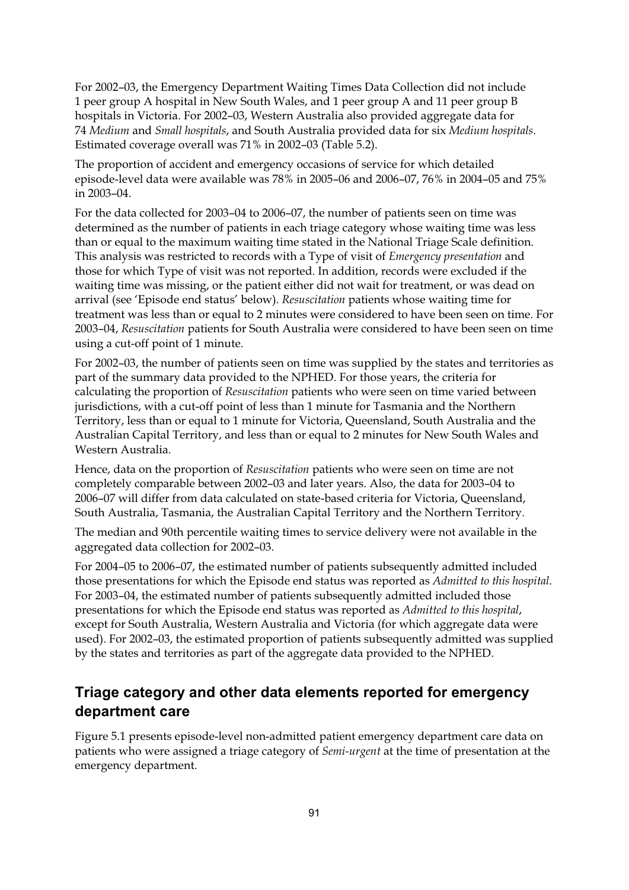For 2002–03, the Emergency Department Waiting Times Data Collection did not include 1 peer group A hospital in New South Wales, and 1 peer group A and 11 peer group B hospitals in Victoria. For 2002–03, Western Australia also provided aggregate data for 74 *Medium* and *Small hospitals*, and South Australia provided data for six *Medium hospitals*. Estimated coverage overall was 71% in 2002–03 (Table 5.2).

The proportion of accident and emergency occasions of service for which detailed episode-level data were available was 78% in 2005–06 and 2006–07, 76% in 2004–05 and 75% in 2003–04.

For the data collected for 2003–04 to 2006–07, the number of patients seen on time was determined as the number of patients in each triage category whose waiting time was less than or equal to the maximum waiting time stated in the National Triage Scale definition. This analysis was restricted to records with a Type of visit of *Emergency presentation* and those for which Type of visit was not reported. In addition, records were excluded if the waiting time was missing, or the patient either did not wait for treatment, or was dead on arrival (see 'Episode end status' below). *Resuscitation* patients whose waiting time for treatment was less than or equal to 2 minutes were considered to have been seen on time. For 2003–04, *Resuscitation* patients for South Australia were considered to have been seen on time using a cut-off point of 1 minute.

For 2002–03, the number of patients seen on time was supplied by the states and territories as part of the summary data provided to the NPHED. For those years, the criteria for calculating the proportion of *Resuscitation* patients who were seen on time varied between jurisdictions, with a cut-off point of less than 1 minute for Tasmania and the Northern Territory, less than or equal to 1 minute for Victoria, Queensland, South Australia and the Australian Capital Territory, and less than or equal to 2 minutes for New South Wales and Western Australia.

Hence, data on the proportion of *Resuscitation* patients who were seen on time are not completely comparable between 2002–03 and later years. Also, the data for 2003–04 to 2006–07 will differ from data calculated on state-based criteria for Victoria, Queensland, South Australia, Tasmania, the Australian Capital Territory and the Northern Territory.

The median and 90th percentile waiting times to service delivery were not available in the aggregated data collection for 2002–03.

For 2004–05 to 2006–07, the estimated number of patients subsequently admitted included those presentations for which the Episode end status was reported as *Admitted to this hospital*. For 2003–04, the estimated number of patients subsequently admitted included those presentations for which the Episode end status was reported as *Admitted to this hospital*, except for South Australia, Western Australia and Victoria (for which aggregate data were used). For 2002–03, the estimated proportion of patients subsequently admitted was supplied by the states and territories as part of the aggregate data provided to the NPHED.

## Triage category and other data elements reported for emergency department care

Figure 5.1 presents episode-level non-admitted patient emergency department care data on patients who were assigned a triage category of *Semi-urgent* at the time of presentation at the emergency department.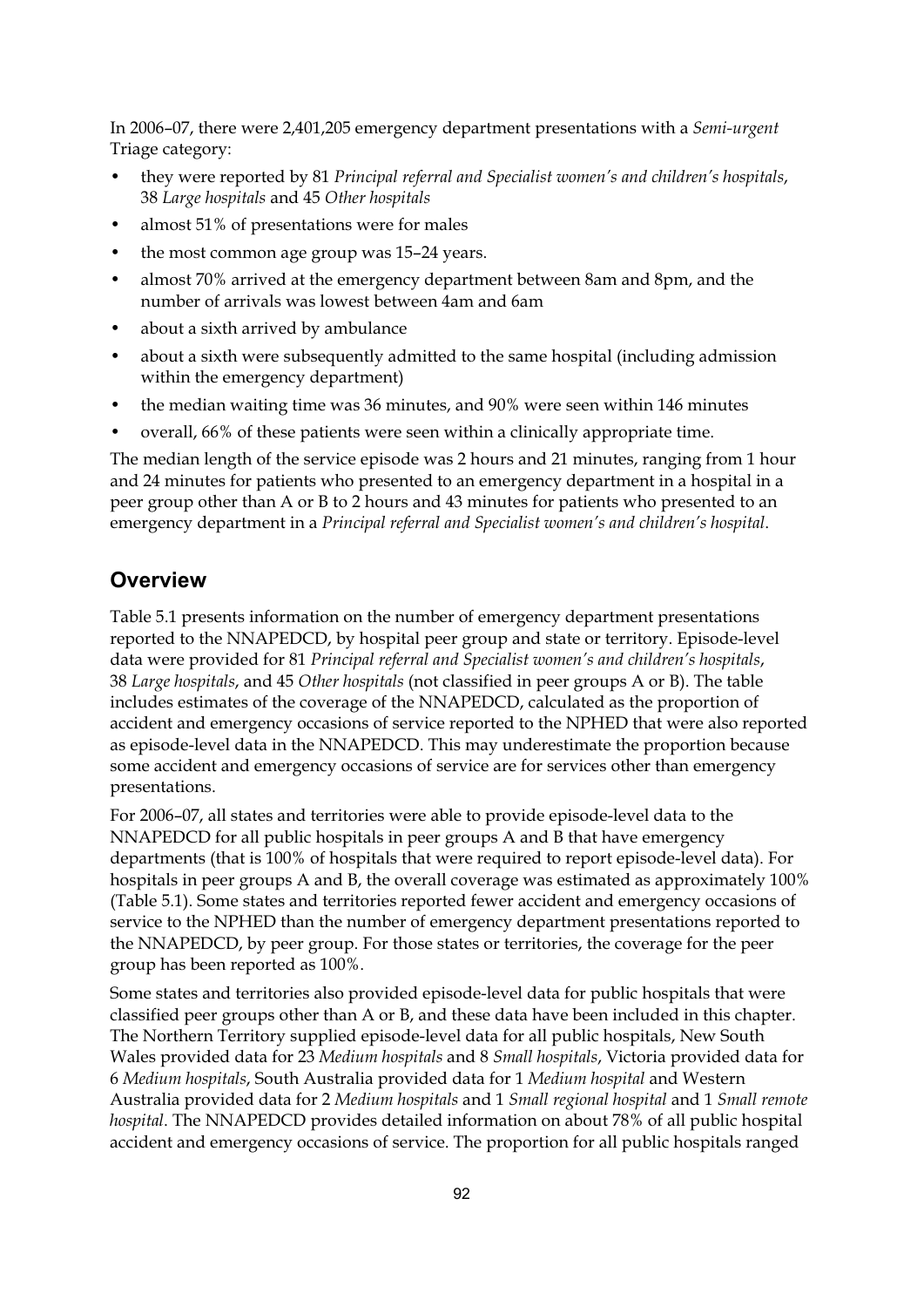In 2006–07, there were 2,401,205 emergency department presentations with a *Semi-urgent* Triage category:

- they were reported by 81 *Principal referral and Specialist women's and children's hospitals*, 38 *Large hospitals* and 45 *Other hospitals*
- almost 51% of presentations were for males
- the most common age group was 15–24 years.
- almost 70% arrived at the emergency department between 8am and 8pm, and the number of arrivals was lowest between 4am and 6am
- about a sixth arrived by ambulance
- about a sixth were subsequently admitted to the same hospital (including admission within the emergency department)
- the median waiting time was 36 minutes, and 90% were seen within 146 minutes
- overall, 66% of these patients were seen within a clinically appropriate time.

The median length of the service episode was 2 hours and 21 minutes, ranging from 1 hour and 24 minutes for patients who presented to an emergency department in a hospital in a peer group other than A or B to 2 hours and 43 minutes for patients who presented to an emergency department in a *Principal referral and Specialist women's and children's hospital*.

## Overview

Table 5.1 presents information on the number of emergency department presentations reported to the NNAPEDCD, by hospital peer group and state or territory. Episode-level data were provided for 81 *Principal referral and Specialist women's and children's hospitals*, 38 *Large hospitals*, and 45 *Other hospitals* (not classified in peer groups A or B). The table includes estimates of the coverage of the NNAPEDCD, calculated as the proportion of accident and emergency occasions of service reported to the NPHED that were also reported as episode-level data in the NNAPEDCD. This may underestimate the proportion because some accident and emergency occasions of service are for services other than emergency presentations.

For 2006–07, all states and territories were able to provide episode-level data to the NNAPEDCD for all public hospitals in peer groups A and B that have emergency departments (that is 100% of hospitals that were required to report episode-level data). For hospitals in peer groups A and B, the overall coverage was estimated as approximately 100% (Table 5.1). Some states and territories reported fewer accident and emergency occasions of service to the NPHED than the number of emergency department presentations reported to the NNAPEDCD, by peer group. For those states or territories, the coverage for the peer group has been reported as 100%.

Some states and territories also provided episode-level data for public hospitals that were classified peer groups other than A or B, and these data have been included in this chapter. The Northern Territory supplied episode-level data for all public hospitals, New South Wales provided data for 23 *Medium hospitals* and 8 *Small hospitals*, Victoria provided data for 6 *Medium hospitals*, South Australia provided data for 1 *Medium hospital* and Western Australia provided data for 2 *Medium hospitals* and 1 *Small regional hospital* and 1 *Small remote hospital*. The NNAPEDCD provides detailed information on about 78% of all public hospital accident and emergency occasions of service. The proportion for all public hospitals ranged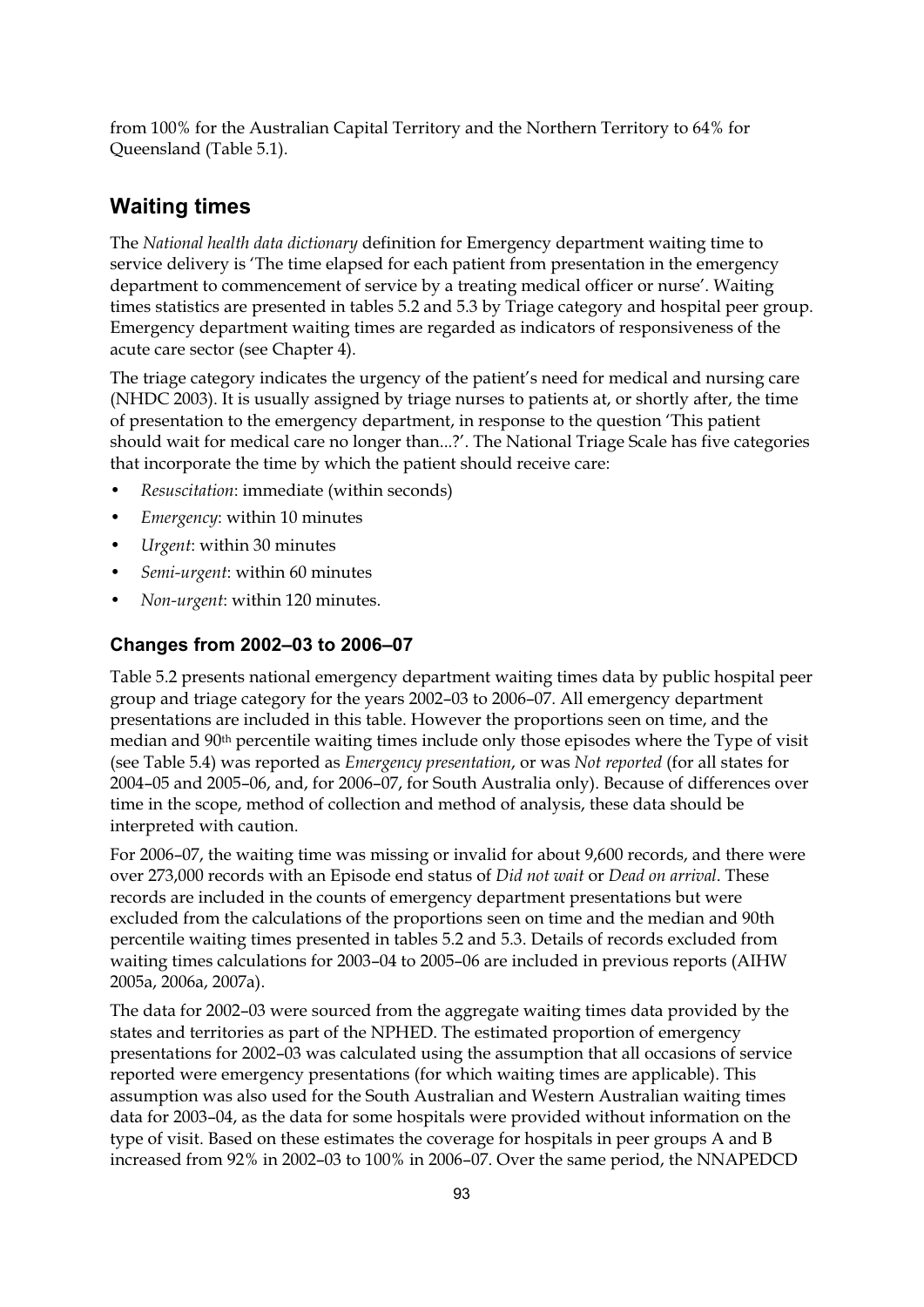from 100% for the Australian Capital Territory and the Northern Territory to 64% for Queensland (Table 5.1).

## Waiting times

The *National health data dictionary* definition for Emergency department waiting time to service delivery is 'The time elapsed for each patient from presentation in the emergency department to commencement of service by a treating medical officer or nurse'. Waiting times statistics are presented in tables 5.2 and 5.3 by Triage category and hospital peer group. Emergency department waiting times are regarded as indicators of responsiveness of the acute care sector (see Chapter 4).

The triage category indicates the urgency of the patient's need for medical and nursing care (NHDC 2003). It is usually assigned by triage nurses to patients at, or shortly after, the time of presentation to the emergency department, in response to the question 'This patient should wait for medical care no longer than...?'. The National Triage Scale has five categories that incorporate the time by which the patient should receive care:

- *Resuscitation*: immediate (within seconds)
- *Emergency*: within 10 minutes
- *Urgent*: within 30 minutes
- *Semi-urgent*: within 60 minutes
- *Non-urgent*: within 120 minutes.

### Changes from 2002–03 to 2006–07

Table 5.2 presents national emergency department waiting times data by public hospital peer group and triage category for the years 2002–03 to 2006–07. All emergency department presentations are included in this table. However the proportions seen on time, and the median and 90th percentile waiting times include only those episodes where the Type of visit (see Table 5.4) was reported as *Emergency presentation*, or was *Not reported* (for all states for 2004–05 and 2005–06, and, for 2006–07, for South Australia only). Because of differences over time in the scope, method of collection and method of analysis, these data should be interpreted with caution.

For 2006–07, the waiting time was missing or invalid for about 9,600 records, and there were over 273,000 records with an Episode end status of *Did not wait* or *Dead on arrival*. These records are included in the counts of emergency department presentations but were excluded from the calculations of the proportions seen on time and the median and 90th percentile waiting times presented in tables 5.2 and 5.3. Details of records excluded from waiting times calculations for 2003–04 to 2005–06 are included in previous reports (AIHW 2005a, 2006a, 2007a).

The data for 2002–03 were sourced from the aggregate waiting times data provided by the states and territories as part of the NPHED. The estimated proportion of emergency presentations for 2002–03 was calculated using the assumption that all occasions of service reported were emergency presentations (for which waiting times are applicable). This assumption was also used for the South Australian and Western Australian waiting times data for 2003–04, as the data for some hospitals were provided without information on the type of visit. Based on these estimates the coverage for hospitals in peer groups A and B increased from 92% in 2002–03 to 100% in 2006–07. Over the same period, the NNAPEDCD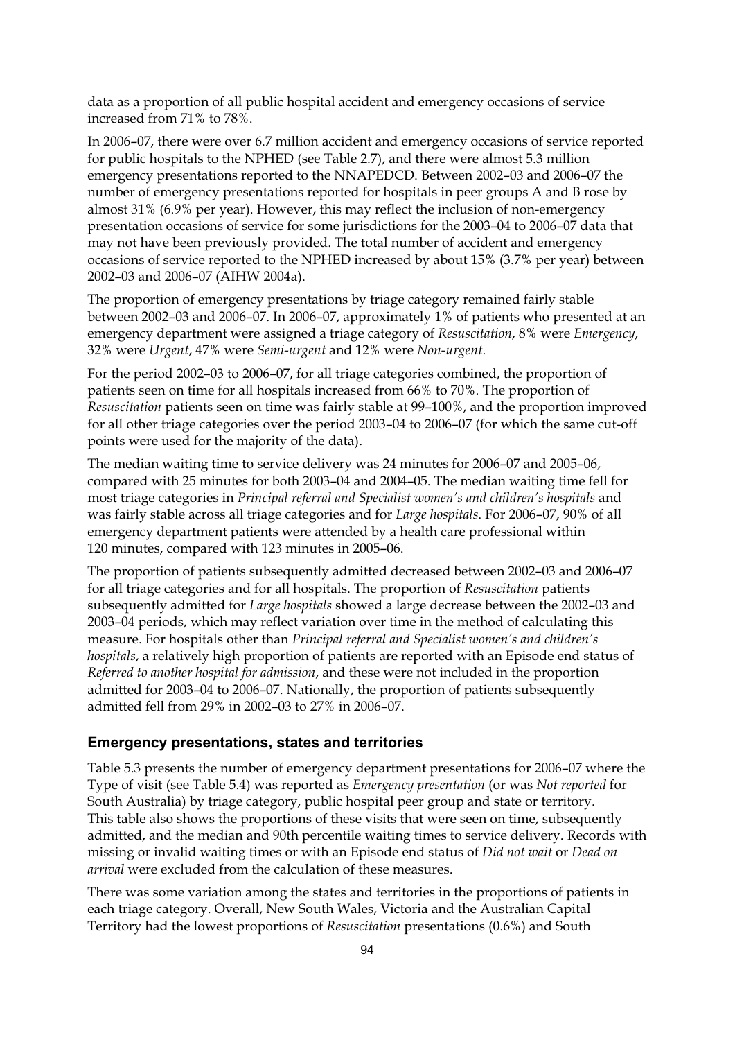data as a proportion of all public hospital accident and emergency occasions of service increased from 71% to 78%.

In 2006–07, there were over 6.7 million accident and emergency occasions of service reported for public hospitals to the NPHED (see Table 2.7), and there were almost 5.3 million emergency presentations reported to the NNAPEDCD. Between 2002–03 and 2006–07 the number of emergency presentations reported for hospitals in peer groups A and B rose by almost 31% (6.9% per year). However, this may reflect the inclusion of non-emergency presentation occasions of service for some jurisdictions for the 2003–04 to 2006–07 data that may not have been previously provided. The total number of accident and emergency occasions of service reported to the NPHED increased by about 15% (3.7% per year) between 2002–03 and 2006–07 (AIHW 2004a).

The proportion of emergency presentations by triage category remained fairly stable between 2002–03 and 2006–07. In 2006–07, approximately 1% of patients who presented at an emergency department were assigned a triage category of *Resuscitation*, 8% were *Emergency*, 32% were *Urgent*, 47% were *Semi-urgent* and 12% were *Non-urgent*.

For the period 2002–03 to 2006–07, for all triage categories combined, the proportion of patients seen on time for all hospitals increased from 66% to 70%. The proportion of *Resuscitation* patients seen on time was fairly stable at 99–100%, and the proportion improved for all other triage categories over the period 2003–04 to 2006–07 (for which the same cut-off points were used for the majority of the data).

The median waiting time to service delivery was 24 minutes for 2006–07 and 2005–06, compared with 25 minutes for both 2003–04 and 2004–05. The median waiting time fell for most triage categories in *Principal referral and Specialist women's and children's hospitals* and was fairly stable across all triage categories and for *Large hospitals.* For 2006–07, 90% of all emergency department patients were attended by a health care professional within 120 minutes, compared with 123 minutes in 2005–06.

The proportion of patients subsequently admitted decreased between 2002–03 and 2006–07 for all triage categories and for all hospitals. The proportion of *Resuscitation* patients subsequently admitted for *Large hospitals* showed a large decrease between the 2002–03 and 2003–04 periods, which may reflect variation over time in the method of calculating this measure. For hospitals other than *Principal referral and Specialist women's and children's hospitals*, a relatively high proportion of patients are reported with an Episode end status of *Referred to another hospital for admission*, and these were not included in the proportion admitted for 2003–04 to 2006–07. Nationally, the proportion of patients subsequently admitted fell from 29% in 2002–03 to 27% in 2006–07.

### Emergency presentations, states and territories

Table 5.3 presents the number of emergency department presentations for 2006–07 where the Type of visit (see Table 5.4) was reported as *Emergency presentation* (or was *Not reported* for South Australia) by triage category, public hospital peer group and state or territory. This table also shows the proportions of these visits that were seen on time, subsequently admitted, and the median and 90th percentile waiting times to service delivery. Records with missing or invalid waiting times or with an Episode end status of *Did not wait* or *Dead on arrival* were excluded from the calculation of these measures.

There was some variation among the states and territories in the proportions of patients in each triage category. Overall, New South Wales, Victoria and the Australian Capital Territory had the lowest proportions of *Resuscitation* presentations (0.6%) and South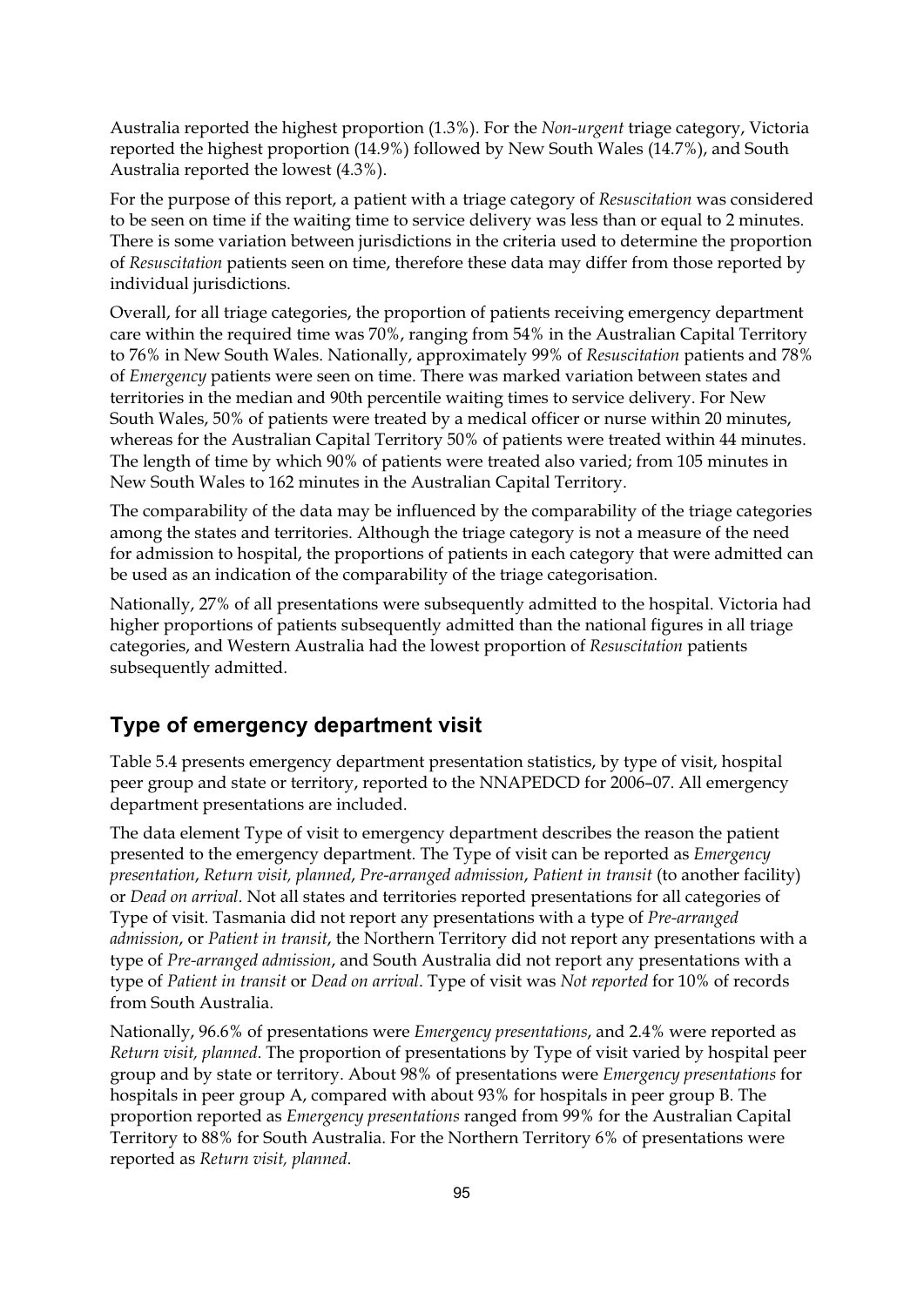Australia reported the highest proportion (1.3%). For the *Non-urgent* triage category, Victoria reported the highest proportion (14.9%) followed by New South Wales (14.7%), and South Australia reported the lowest (4.3%).

For the purpose of this report, a patient with a triage category of *Resuscitation* was considered to be seen on time if the waiting time to service delivery was less than or equal to 2 minutes. There is some variation between jurisdictions in the criteria used to determine the proportion of *Resuscitation* patients seen on time, therefore these data may differ from those reported by individual jurisdictions.

Overall, for all triage categories, the proportion of patients receiving emergency department care within the required time was 70%, ranging from 54% in the Australian Capital Territory to 76% in New South Wales. Nationally, approximately 99% of *Resuscitation* patients and 78% of *Emergency* patients were seen on time. There was marked variation between states and territories in the median and 90th percentile waiting times to service delivery. For New South Wales, 50% of patients were treated by a medical officer or nurse within 20 minutes, whereas for the Australian Capital Territory 50% of patients were treated within 44 minutes. The length of time by which 90% of patients were treated also varied; from 105 minutes in New South Wales to 162 minutes in the Australian Capital Territory.

The comparability of the data may be influenced by the comparability of the triage categories among the states and territories. Although the triage category is not a measure of the need for admission to hospital, the proportions of patients in each category that were admitted can be used as an indication of the comparability of the triage categorisation.

Nationally, 27% of all presentations were subsequently admitted to the hospital. Victoria had higher proportions of patients subsequently admitted than the national figures in all triage categories, and Western Australia had the lowest proportion of *Resuscitation* patients subsequently admitted.

## Type of emergency department visit

Table 5.4 presents emergency department presentation statistics, by type of visit, hospital peer group and state or territory, reported to the NNAPEDCD for 2006–07. All emergency department presentations are included.

The data element Type of visit to emergency department describes the reason the patient presented to the emergency department. The Type of visit can be reported as *Emergency presentation*, *Return visit, planned*, *Pre-arranged admission*, *Patient in transit* (to another facility) or *Dead on arrival*. Not all states and territories reported presentations for all categories of Type of visit. Tasmania did not report any presentations with a type of *Pre-arranged admission*, or *Patient in transit*, the Northern Territory did not report any presentations with a type of *Pre-arranged admission*, and South Australia did not report any presentations with a type of *Patient in transit* or *Dead on arrival*. Type of visit was *Not reported* for 10% of records from South Australia.

Nationally, 96.6% of presentations were *Emergency presentations*, and 2.4% were reported as *Return visit, planned*. The proportion of presentations by Type of visit varied by hospital peer group and by state or territory. About 98% of presentations were *Emergency presentations* for hospitals in peer group A, compared with about 93% for hospitals in peer group B. The proportion reported as *Emergency presentations* ranged from 99% for the Australian Capital Territory to 88% for South Australia. For the Northern Territory 6% of presentations were reported as *Return visit, planned*.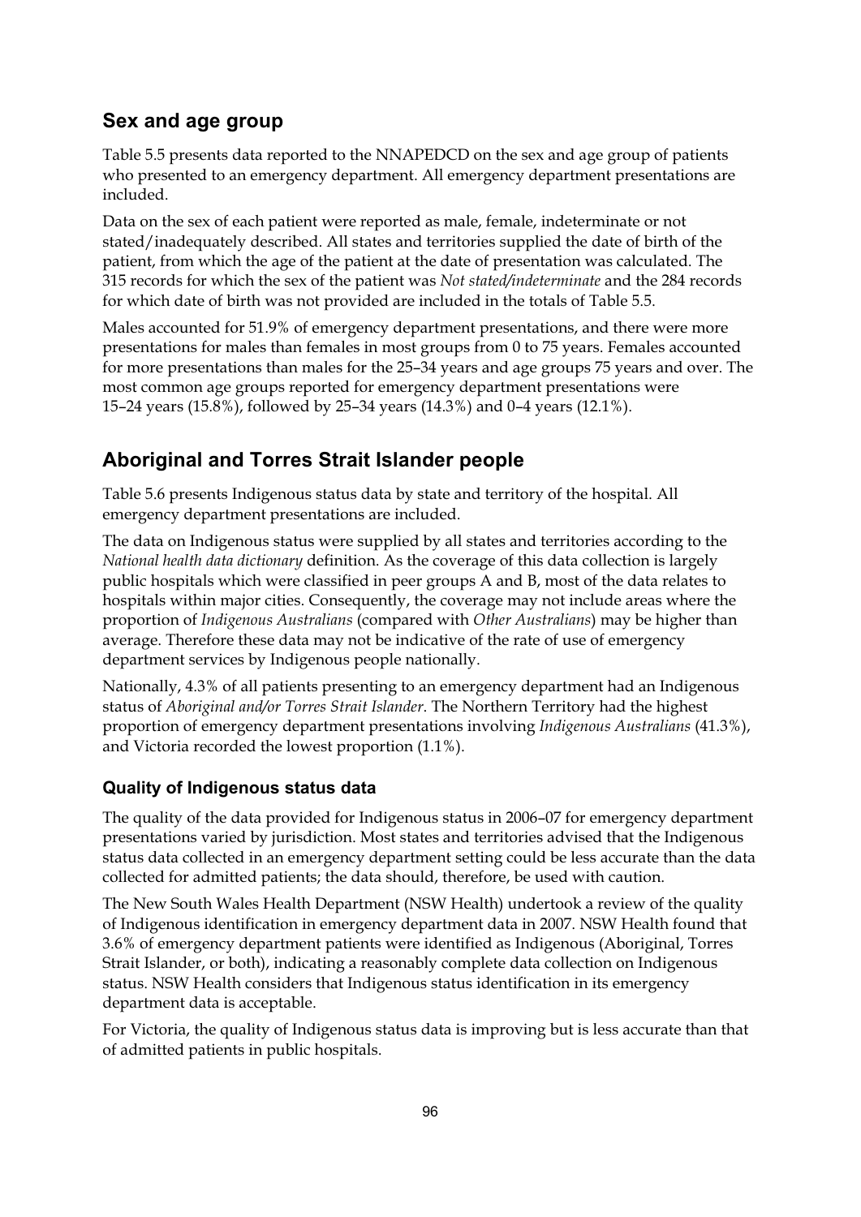## Sex and age group

Table 5.5 presents data reported to the NNAPEDCD on the sex and age group of patients who presented to an emergency department. All emergency department presentations are included.

Data on the sex of each patient were reported as male, female, indeterminate or not stated/inadequately described. All states and territories supplied the date of birth of the patient, from which the age of the patient at the date of presentation was calculated. The 315 records for which the sex of the patient was *Not stated/indeterminate* and the 284 records for which date of birth was not provided are included in the totals of Table 5.5.

Males accounted for 51.9% of emergency department presentations, and there were more presentations for males than females in most groups from 0 to 75 years. Females accounted for more presentations than males for the 25–34 years and age groups 75 years and over. The most common age groups reported for emergency department presentations were 15–24 years (15.8%), followed by 25–34 years (14.3%) and 0–4 years (12.1%).

## Aboriginal and Torres Strait Islander people

Table 5.6 presents Indigenous status data by state and territory of the hospital. All emergency department presentations are included.

The data on Indigenous status were supplied by all states and territories according to the *National health data dictionary* definition. As the coverage of this data collection is largely public hospitals which were classified in peer groups A and B, most of the data relates to hospitals within major cities. Consequently, the coverage may not include areas where the proportion of *Indigenous Australians* (compared with *Other Australians*) may be higher than average. Therefore these data may not be indicative of the rate of use of emergency department services by Indigenous people nationally.

Nationally, 4.3% of all patients presenting to an emergency department had an Indigenous status of *Aboriginal and/or Torres Strait Islander*. The Northern Territory had the highest proportion of emergency department presentations involving *Indigenous Australians* (41.3%), and Victoria recorded the lowest proportion (1.1%).

### Quality of Indigenous status data

The quality of the data provided for Indigenous status in 2006–07 for emergency department presentations varied by jurisdiction. Most states and territories advised that the Indigenous status data collected in an emergency department setting could be less accurate than the data collected for admitted patients; the data should, therefore, be used with caution.

The New South Wales Health Department (NSW Health) undertook a review of the quality of Indigenous identification in emergency department data in 2007. NSW Health found that 3.6% of emergency department patients were identified as Indigenous (Aboriginal, Torres Strait Islander, or both), indicating a reasonably complete data collection on Indigenous status. NSW Health considers that Indigenous status identification in its emergency department data is acceptable.

For Victoria, the quality of Indigenous status data is improving but is less accurate than that of admitted patients in public hospitals.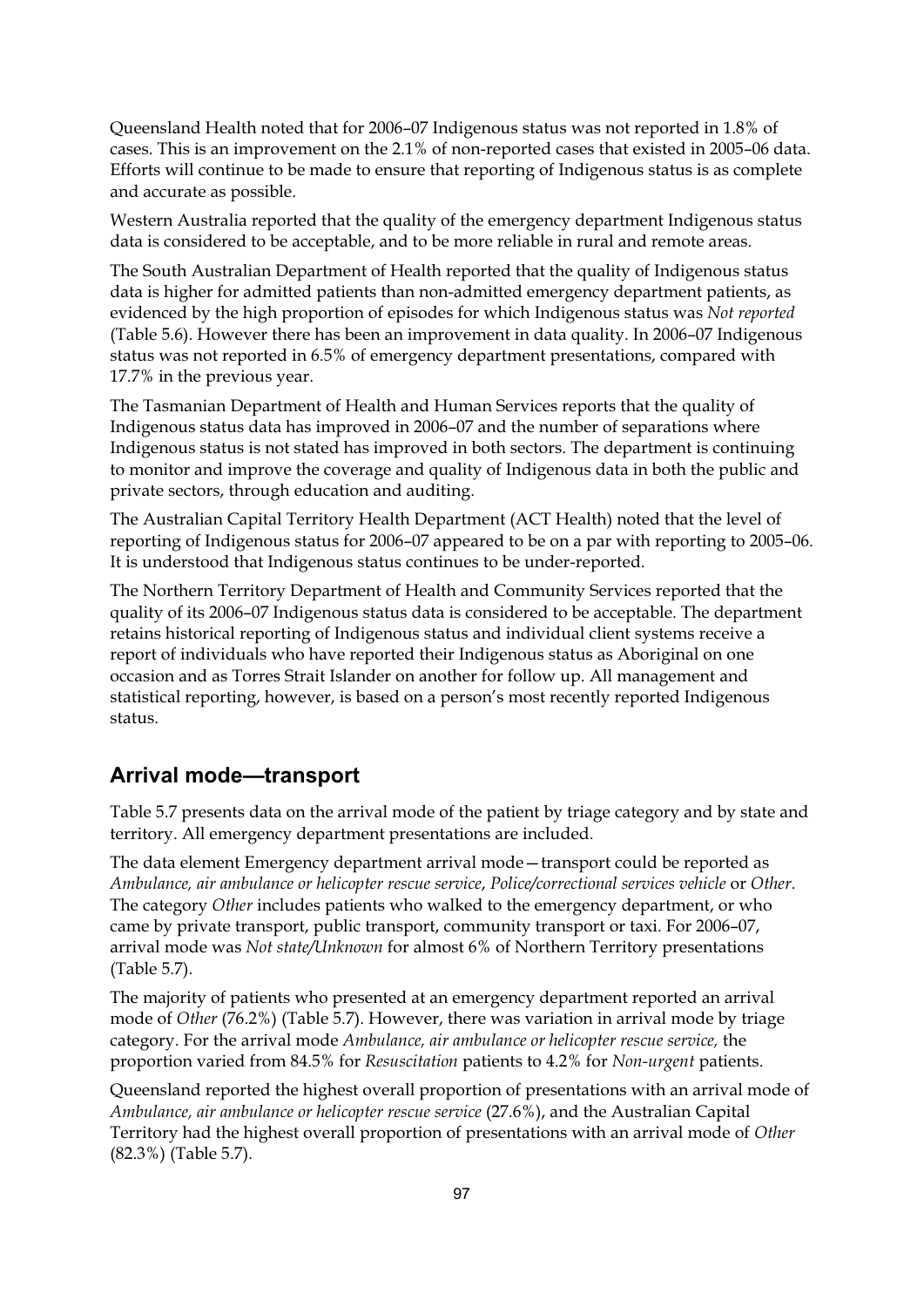Queensland Health noted that for 2006–07 Indigenous status was not reported in 1.8% of cases. This is an improvement on the 2.1% of non-reported cases that existed in 2005–06 data. Efforts will continue to be made to ensure that reporting of Indigenous status is as complete and accurate as possible.

Western Australia reported that the quality of the emergency department Indigenous status data is considered to be acceptable, and to be more reliable in rural and remote areas.

The South Australian Department of Health reported that the quality of Indigenous status data is higher for admitted patients than non-admitted emergency department patients, as evidenced by the high proportion of episodes for which Indigenous status was *Not reported* (Table 5.6). However there has been an improvement in data quality. In 2006–07 Indigenous status was not reported in 6.5% of emergency department presentations, compared with 17.7% in the previous year.

The Tasmanian Department of Health and Human Services reports that the quality of Indigenous status data has improved in 2006–07 and the number of separations where Indigenous status is not stated has improved in both sectors. The department is continuing to monitor and improve the coverage and quality of Indigenous data in both the public and private sectors, through education and auditing.

The Australian Capital Territory Health Department (ACT Health) noted that the level of reporting of Indigenous status for 2006–07 appeared to be on a par with reporting to 2005–06. It is understood that Indigenous status continues to be under-reported.

The Northern Territory Department of Health and Community Services reported that the quality of its 2006–07 Indigenous status data is considered to be acceptable. The department retains historical reporting of Indigenous status and individual client systems receive a report of individuals who have reported their Indigenous status as Aboriginal on one occasion and as Torres Strait Islander on another for follow up. All management and statistical reporting, however, is based on a person's most recently reported Indigenous status.

## Arrival mode—transport

Table 5.7 presents data on the arrival mode of the patient by triage category and by state and territory. All emergency department presentations are included.

The data element Emergency department arrival mode—transport could be reported as *Ambulance, air ambulance or helicopter rescue service*, *Police/correctional services vehicle* or *Other*. The category *Other* includes patients who walked to the emergency department, or who came by private transport, public transport, community transport or taxi. For 2006–07, arrival mode was *Not state/Unknown* for almost 6% of Northern Territory presentations (Table 5.7).

The majority of patients who presented at an emergency department reported an arrival mode of *Other* (76.2%) (Table 5.7). However, there was variation in arrival mode by triage category. For the arrival mode *Ambulance, air ambulance or helicopter rescue service,* the proportion varied from 84.5% for *Resuscitation* patients to 4.2% for *Non-urgent* patients.

Queensland reported the highest overall proportion of presentations with an arrival mode of *Ambulance, air ambulance or helicopter rescue service* (27.6%), and the Australian Capital Territory had the highest overall proportion of presentations with an arrival mode of *Other* (82.3%) (Table 5.7).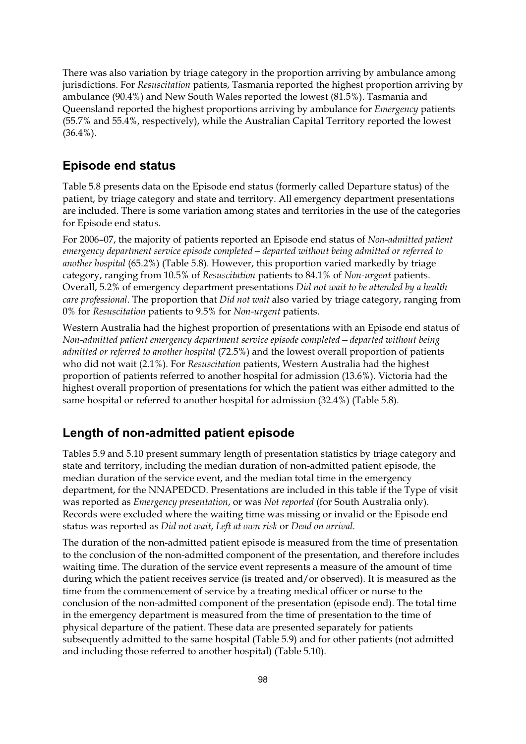There was also variation by triage category in the proportion arriving by ambulance among jurisdictions. For *Resuscitation* patients, Tasmania reported the highest proportion arriving by ambulance (90.4%) and New South Wales reported the lowest (81.5%). Tasmania and Queensland reported the highest proportions arriving by ambulance for *Emergency* patients (55.7% and 55.4%, respectively), while the Australian Capital Territory reported the lowest (36.4%).

## Episode end status

Table 5.8 presents data on the Episode end status (formerly called Departure status) of the patient, by triage category and state and territory. All emergency department presentations are included. There is some variation among states and territories in the use of the categories for Episode end status.

For 2006–07, the majority of patients reported an Episode end status of *Non-admitted patient emergency department service episode completed—departed without being admitted or referred to another hospital* (65.2%) (Table 5.8). However, this proportion varied markedly by triage category, ranging from 10.5% of *Resuscitation* patients to 84.1% of *Non-urgent* patients. Overall, 5.2% of emergency department presentations *Did not wait to be attended by a health care professional*. The proportion that *Did not wait* also varied by triage category, ranging from 0% for *Resuscitation* patients to 9.5% for *Non-urgent* patients.

Western Australia had the highest proportion of presentations with an Episode end status of *Non-admitted patient emergency department service episode completed—departed without being admitted or referred to another hospital* (72.5%) and the lowest overall proportion of patients who did not wait (2.1%). For *Resuscitation* patients, Western Australia had the highest proportion of patients referred to another hospital for admission (13.6%). Victoria had the highest overall proportion of presentations for which the patient was either admitted to the same hospital or referred to another hospital for admission (32.4%) (Table 5.8).

## Length of non-admitted patient episode

Tables 5.9 and 5.10 present summary length of presentation statistics by triage category and state and territory, including the median duration of non-admitted patient episode, the median duration of the service event, and the median total time in the emergency department, for the NNAPEDCD. Presentations are included in this table if the Type of visit was reported as *Emergency presentation*, or was *Not reported* (for South Australia only). Records were excluded where the waiting time was missing or invalid or the Episode end status was reported as *Did not wait*, *Left at own risk* or *Dead on arrival*.

The duration of the non-admitted patient episode is measured from the time of presentation to the conclusion of the non-admitted component of the presentation, and therefore includes waiting time. The duration of the service event represents a measure of the amount of time during which the patient receives service (is treated and/or observed). It is measured as the time from the commencement of service by a treating medical officer or nurse to the conclusion of the non-admitted component of the presentation (episode end). The total time in the emergency department is measured from the time of presentation to the time of physical departure of the patient. These data are presented separately for patients subsequently admitted to the same hospital (Table 5.9) and for other patients (not admitted and including those referred to another hospital) (Table 5.10).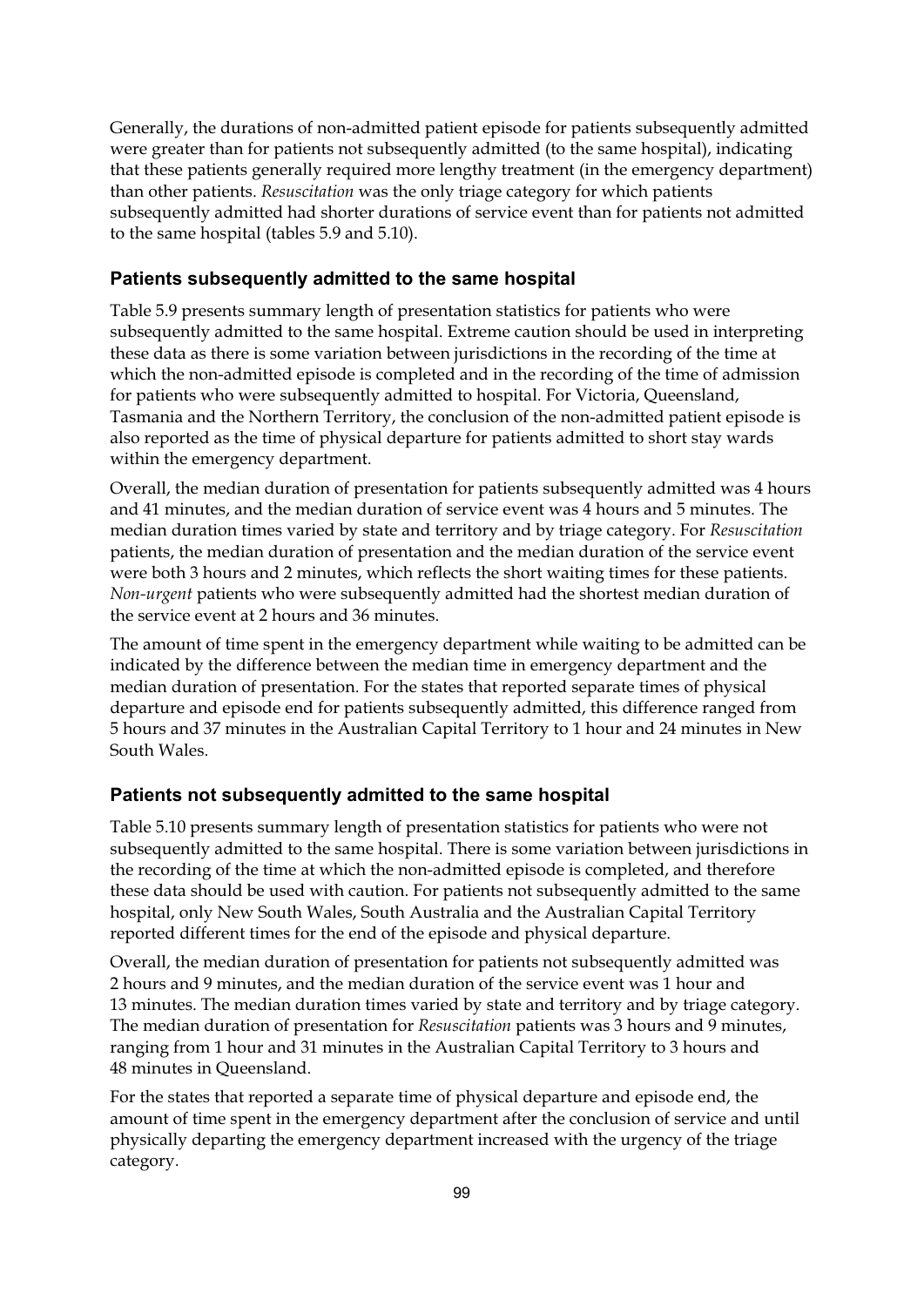Generally, the durations of non-admitted patient episode for patients subsequently admitted were greater than for patients not subsequently admitted (to the same hospital), indicating that these patients generally required more lengthy treatment (in the emergency department) than other patients. *Resuscitation* was the only triage category for which patients subsequently admitted had shorter durations of service event than for patients not admitted to the same hospital (tables 5.9 and 5.10).

### Patients subsequently admitted to the same hospital

Table 5.9 presents summary length of presentation statistics for patients who were subsequently admitted to the same hospital. Extreme caution should be used in interpreting these data as there is some variation between jurisdictions in the recording of the time at which the non-admitted episode is completed and in the recording of the time of admission for patients who were subsequently admitted to hospital. For Victoria, Queensland, Tasmania and the Northern Territory, the conclusion of the non-admitted patient episode is also reported as the time of physical departure for patients admitted to short stay wards within the emergency department.

Overall, the median duration of presentation for patients subsequently admitted was 4 hours and 41 minutes, and the median duration of service event was 4 hours and 5 minutes. The median duration times varied by state and territory and by triage category. For *Resuscitation* patients, the median duration of presentation and the median duration of the service event were both 3 hours and 2 minutes, which reflects the short waiting times for these patients. *Non-urgent* patients who were subsequently admitted had the shortest median duration of the service event at 2 hours and 36 minutes.

The amount of time spent in the emergency department while waiting to be admitted can be indicated by the difference between the median time in emergency department and the median duration of presentation. For the states that reported separate times of physical departure and episode end for patients subsequently admitted, this difference ranged from 5 hours and 37 minutes in the Australian Capital Territory to 1 hour and 24 minutes in New South Wales.

### Patients not subsequently admitted to the same hospital

Table 5.10 presents summary length of presentation statistics for patients who were not subsequently admitted to the same hospital. There is some variation between jurisdictions in the recording of the time at which the non-admitted episode is completed, and therefore these data should be used with caution. For patients not subsequently admitted to the same hospital, only New South Wales, South Australia and the Australian Capital Territory reported different times for the end of the episode and physical departure.

Overall, the median duration of presentation for patients not subsequently admitted was 2 hours and 9 minutes, and the median duration of the service event was 1 hour and 13 minutes. The median duration times varied by state and territory and by triage category. The median duration of presentation for *Resuscitation* patients was 3 hours and 9 minutes, ranging from 1 hour and 31 minutes in the Australian Capital Territory to 3 hours and 48 minutes in Queensland.

For the states that reported a separate time of physical departure and episode end, the amount of time spent in the emergency department after the conclusion of service and until physically departing the emergency department increased with the urgency of the triage category.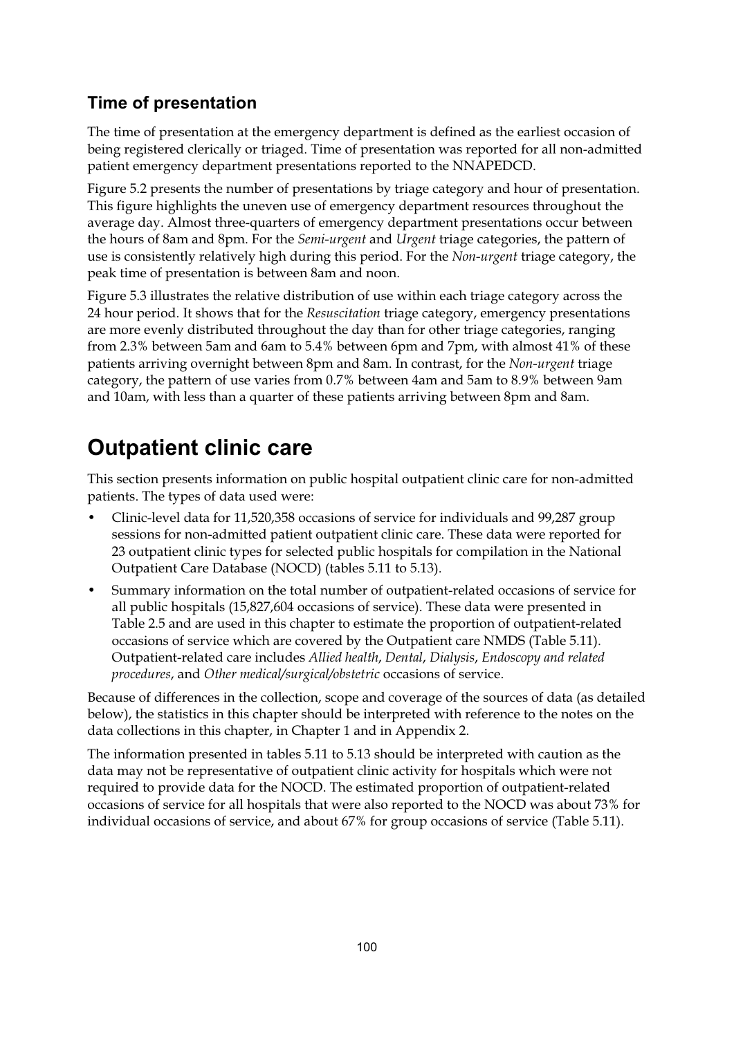### Time of presentation

The time of presentation at the emergency department is defined as the earliest occasion of being registered clerically or triaged. Time of presentation was reported for all non-admitted patient emergency department presentations reported to the NNAPEDCD.

Figure 5.2 presents the number of presentations by triage category and hour of presentation. This figure highlights the uneven use of emergency department resources throughout the average day. Almost three-quarters of emergency department presentations occur between the hours of 8am and 8pm. For the *Semi-urgent* and *Urgent* triage categories, the pattern of use is consistently relatively high during this period. For the *Non-urgent* triage category, the peak time of presentation is between 8am and noon.

Figure 5.3 illustrates the relative distribution of use within each triage category across the 24 hour period. It shows that for the *Resuscitation* triage category, emergency presentations are more evenly distributed throughout the day than for other triage categories, ranging from 2.3% between 5am and 6am to 5.4% between 6pm and 7pm, with almost 41% of these patients arriving overnight between 8pm and 8am. In contrast, for the *Non-urgent* triage category, the pattern of use varies from 0.7% between 4am and 5am to 8.9% between 9am and 10am, with less than a quarter of these patients arriving between 8pm and 8am.

## Outpatient clinic care

This section presents information on public hospital outpatient clinic care for non-admitted patients. The types of data used were:

- Clinic-level data for 11,520,358 occasions of service for individuals and 99,287 group sessions for non-admitted patient outpatient clinic care. These data were reported for 23 outpatient clinic types for selected public hospitals for compilation in the National Outpatient Care Database (NOCD) (tables 5.11 to 5.13).
- Summary information on the total number of outpatient-related occasions of service for all public hospitals (15,827,604 occasions of service). These data were presented in Table 2.5 and are used in this chapter to estimate the proportion of outpatient-related occasions of service which are covered by the Outpatient care NMDS (Table 5.11). Outpatient-related care includes *Allied health*, *Dental*, *Dialysis*, *Endoscopy and related procedures*, and *Other medical/surgical/obstetric* occasions of service.

Because of differences in the collection, scope and coverage of the sources of data (as detailed below), the statistics in this chapter should be interpreted with reference to the notes on the data collections in this chapter, in Chapter 1 and in Appendix 2.

The information presented in tables 5.11 to 5.13 should be interpreted with caution as the data may not be representative of outpatient clinic activity for hospitals which were not required to provide data for the NOCD. The estimated proportion of outpatient-related occasions of service for all hospitals that were also reported to the NOCD was about 73% for individual occasions of service, and about 67% for group occasions of service (Table 5.11).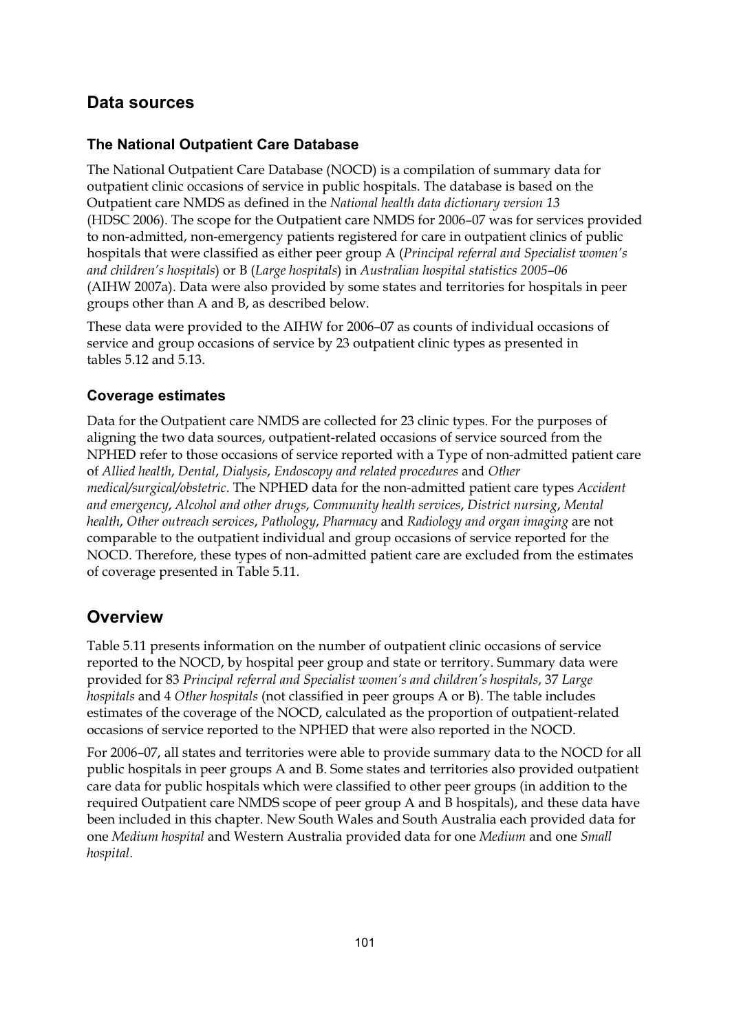## Data sources

### The National Outpatient Care Database

The National Outpatient Care Database (NOCD) is a compilation of summary data for outpatient clinic occasions of service in public hospitals. The database is based on the Outpatient care NMDS as defined in the *National health data dictionary version 13* (HDSC 2006). The scope for the Outpatient care NMDS for 2006–07 was for services provided to non-admitted, non-emergency patients registered for care in outpatient clinics of public hospitals that were classified as either peer group A (*Principal referral and Specialist women's and children's hospitals*) or B (*Large hospitals*) in *Australian hospital statistics 2005–06* (AIHW 2007a). Data were also provided by some states and territories for hospitals in peer groups other than A and B, as described below.

These data were provided to the AIHW for 2006–07 as counts of individual occasions of service and group occasions of service by 23 outpatient clinic types as presented in tables 5.12 and 5.13.

### Coverage estimates

Data for the Outpatient care NMDS are collected for 23 clinic types. For the purposes of aligning the two data sources, outpatient-related occasions of service sourced from the NPHED refer to those occasions of service reported with a Type of non-admitted patient care of *Allied health*, *Dental*, *Dialysis*, *Endoscopy and related procedures* and *Other medical/surgical/obstetric*. The NPHED data for the non-admitted patient care types *Accident and emergency*, *Alcohol and other drugs*, *Community health services*, *District nursing*, *Mental health*, *Other outreach services*, *Pathology*, *Pharmacy* and *Radiology and organ imaging* are not comparable to the outpatient individual and group occasions of service reported for the NOCD. Therefore, these types of non-admitted patient care are excluded from the estimates of coverage presented in Table 5.11.

## Overview

Table 5.11 presents information on the number of outpatient clinic occasions of service reported to the NOCD, by hospital peer group and state or territory. Summary data were provided for 83 *Principal referral and Specialist women's and children's hospitals*, 37 *Large hospitals* and 4 *Other hospitals* (not classified in peer groups A or B). The table includes estimates of the coverage of the NOCD, calculated as the proportion of outpatient-related occasions of service reported to the NPHED that were also reported in the NOCD.

For 2006–07, all states and territories were able to provide summary data to the NOCD for all public hospitals in peer groups A and B. Some states and territories also provided outpatient care data for public hospitals which were classified to other peer groups (in addition to the required Outpatient care NMDS scope of peer group A and B hospitals), and these data have been included in this chapter. New South Wales and South Australia each provided data for one *Medium hospital* and Western Australia provided data for one *Medium* and one *Small hospital*.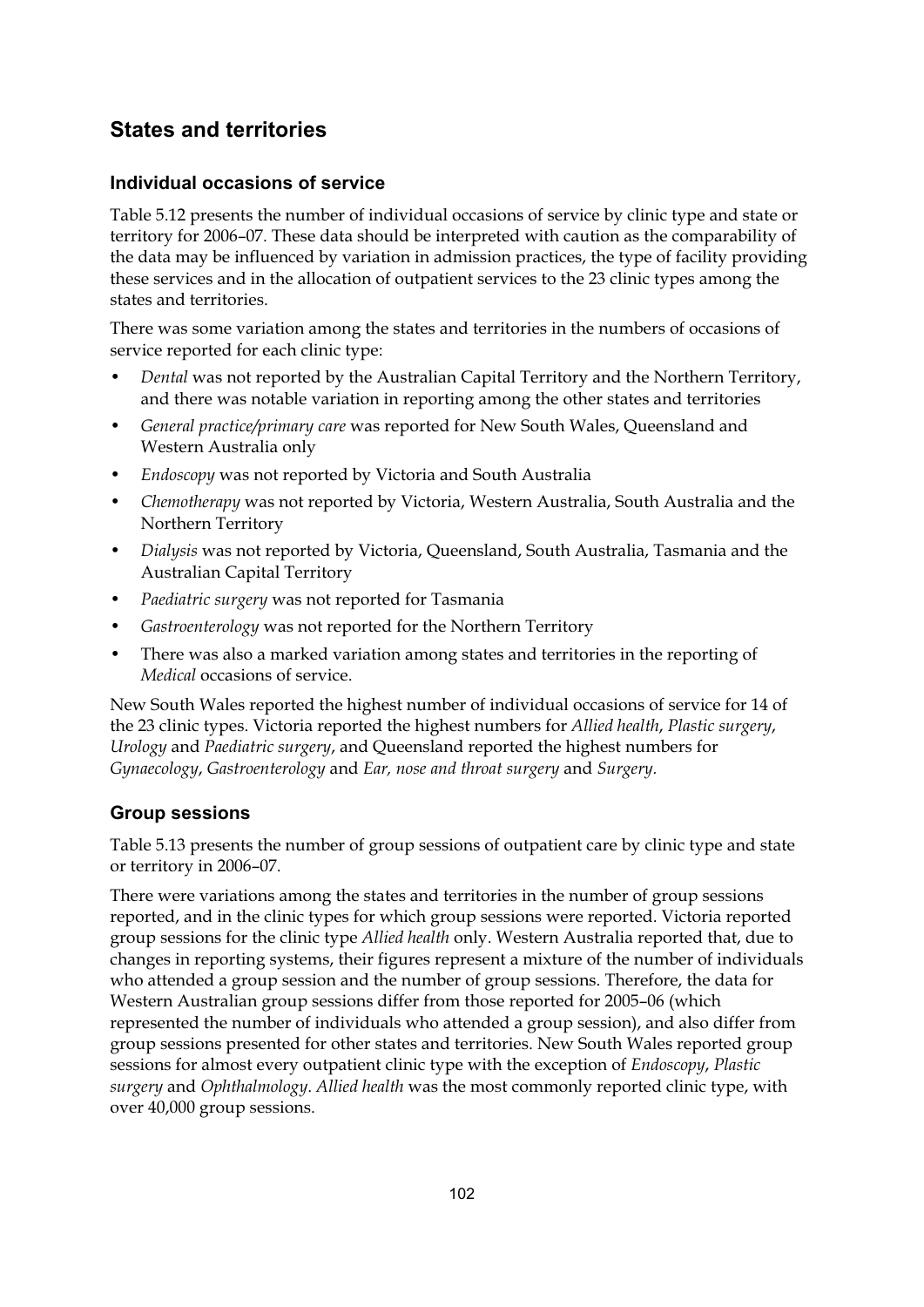## States and territories

### Individual occasions of service

Table 5.12 presents the number of individual occasions of service by clinic type and state or territory for 2006–07. These data should be interpreted with caution as the comparability of the data may be influenced by variation in admission practices, the type of facility providing these services and in the allocation of outpatient services to the 23 clinic types among the states and territories.

There was some variation among the states and territories in the numbers of occasions of service reported for each clinic type:

- *Dental* was not reported by the Australian Capital Territory and the Northern Territory, and there was notable variation in reporting among the other states and territories
- *General practice/primary care* was reported for New South Wales, Queensland and Western Australia only
- *Endoscopy* was not reported by Victoria and South Australia
- *Chemotherapy* was not reported by Victoria, Western Australia, South Australia and the Northern Territory
- *Dialysis* was not reported by Victoria, Queensland, South Australia, Tasmania and the Australian Capital Territory
- *Paediatric surgery* was not reported for Tasmania
- *Gastroenterology* was not reported for the Northern Territory
- There was also a marked variation among states and territories in the reporting of *Medical* occasions of service.

New South Wales reported the highest number of individual occasions of service for 14 of the 23 clinic types. Victoria reported the highest numbers for *Allied health*, *Plastic surgery*, *Urology* and *Paediatric surgery*, and Queensland reported the highest numbers for *Gynaecology*, *Gastroenterology* and *Ear, nose and throat surgery* and *Surgery.*

### Group sessions

Table 5.13 presents the number of group sessions of outpatient care by clinic type and state or territory in 2006–07.

There were variations among the states and territories in the number of group sessions reported, and in the clinic types for which group sessions were reported. Victoria reported group sessions for the clinic type *Allied health* only. Western Australia reported that, due to changes in reporting systems, their figures represent a mixture of the number of individuals who attended a group session and the number of group sessions. Therefore, the data for Western Australian group sessions differ from those reported for 2005–06 (which represented the number of individuals who attended a group session), and also differ from group sessions presented for other states and territories. New South Wales reported group sessions for almost every outpatient clinic type with the exception of *Endoscopy*, *Plastic surgery* and *Ophthalmology*. *Allied health* was the most commonly reported clinic type, with over 40,000 group sessions.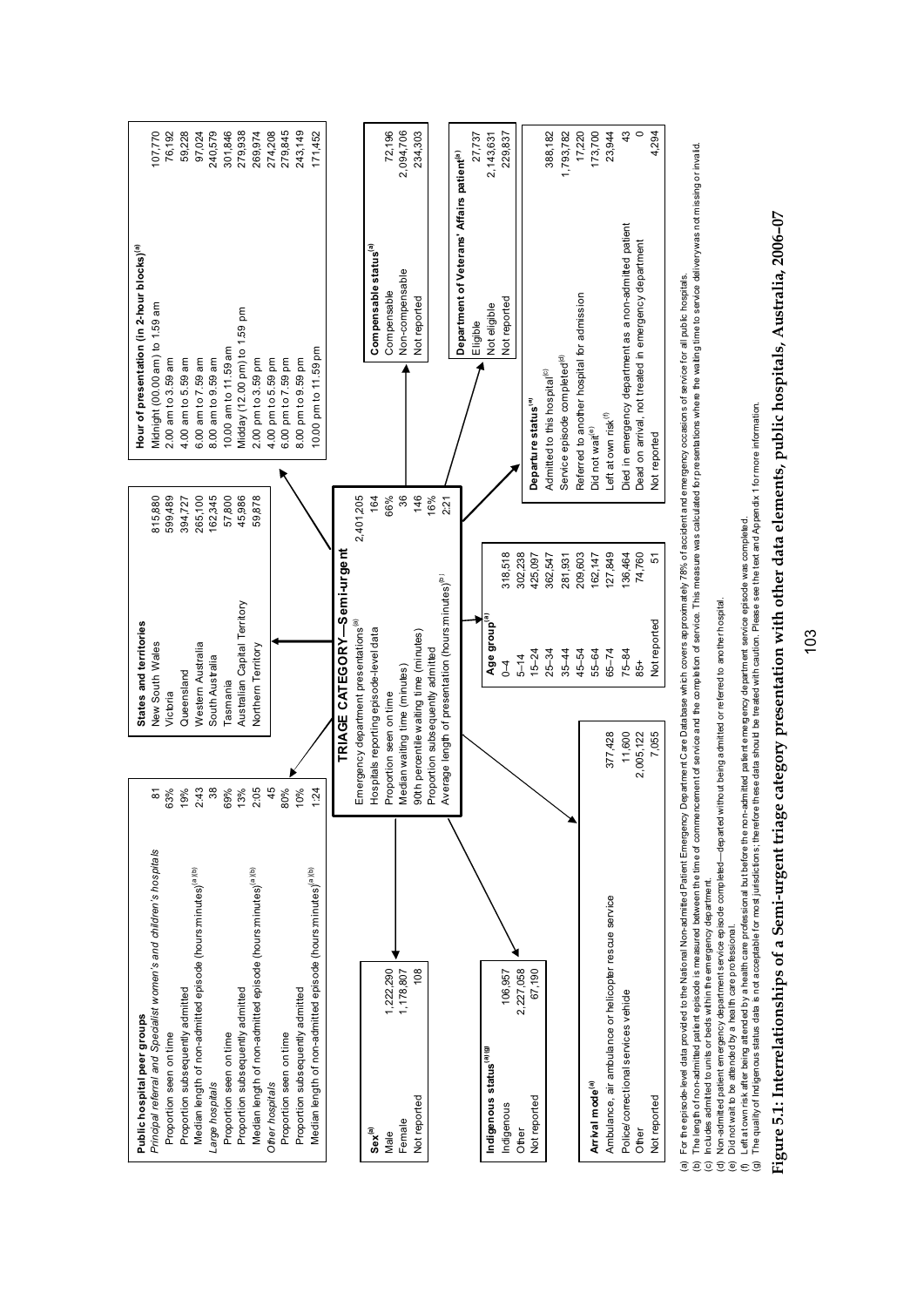**TRIAGE CATEGORY—Semi-urgent**

| | |
|---|---|
| Emergency department presentations[(a)] | 2,401,205 |
| Hospitals reporting episode-level data | 164 |
| Proportion seen on time | 66% |
| Median waiting time (minutes) | 36 |
| 90th percentile waiting time (minutes) | 146 |
| Proportion subsequently admitted | 16% |
| Average length of presentation (hours:minutes)[(b)] | 2:21 |

**Public hospital peer groups**

| | |
|---|---|
| *Principal referral and Specialist women's and children's hospitals* | 81 |
| Proportion seen on time | 63% |
| Proportion subsequently admitted | 19% |
| Median length of non-admitted episode (hours:minutes)[(a)(b)] | 2:43 |
| *Large hospitals* | 38 |
| Proportion seen on time | 69% |
| Proportion subsequently admitted | 13% |
| Median length of non-admitted episode (hours:minutes)[(a)(b)] | 2:05 |
| *Other hospitals* | 45 |
| Proportion seen on time | 80% |
| Proportion subsequently admitted | 10% |
| Median length of non-admitted episode (hours:minutes)[(a)(b)] | 1:24 |

**States and territories**

| | |
|---|---|
| New South Wales | 815,880 |
| Victoria | 599,489 |
| Queensland | 394,727 |
| Western Australia | 265,100 |
| South Australia | 162,345 |
| Tasmania | 57,800 |
| Australian Capital Territory | 45,986 |
| Northern Territory | 59,878 |

**Hour of presentation (in 2-hour blocks)[(a)]**

| | |
|---|---|
| Midnight (00.00 am) to 1.59 am | 107,770 |
| 2.00 am to 3.59 am | 76,192 |
| 4.00 am to 5.59 am | 59,228 |
| 6.00 am to 7.59 am | 97,024 |
| 8.00 am to 9.59 am | 240,579 |
| 10.00 am to 11.59 am | 301,846 |
| Midday (12.00 pm) to 1.59 pm | 279,938 |
| 2.00 pm to 3.59 pm | 269,974 |
| 4.00 pm to 5.59 pm | 274,208 |
| 6.00 pm to 7.59 pm | 279,845 |
| 8.00 pm to 9.59 pm | 243,149 |
| 10.00 pm to 11.59 pm | 171,452 |

**Sex[(a)]**

| | |
|---|---|
| Male | 1,222,290 |
| Female | 1,178,807 |
| Not reported | 108 |

**Compensable status[(a)]**

| | |
|---|---|
| Compensable | 72,196 |
| Non-compensable | 2,094,706 |
| Not reported | 234,303 |

**Indigenous status[(a)(g)]**

| | |
|---|---|
| Indigenous | 106,957 |
| Other | 2,227,058 |
| Not reported | 67,190 |

**Department of Veterans' Affairs patient[(a)]**

| | |
|---|---|
| Eligible | 27,737 |
| Not eligible | 2,143,631 |
| Not reported | 229,837 |

**Arrival mode[(a)]**

| | |
|---|---|
| Ambulance, air ambulance or helicopter rescue service | 377,428 |
| Police/correctional services vehicle | 11,600 |
| Other | 2,005,122 |
| Not reported | 7,055 |

**Age group[(a)]**

| | |
|---|---|
| 0–4 | 318,518 |
| 5–14 | 302,238 |
| 15–24 | 425,097 |
| 25–34 | 362,547 |
| 35–44 | 281,931 |
| 45–54 | 209,603 |
| 55–64 | 162,147 |
| 65–74 | 127,849 |
| 75–84 | 136,464 |
| 85+ | 74,760 |
| Not reported | 51 |

**Departure status[(a)]**

| | |
|---|---|
| Admitted to this hospital[(c)] | 388,182 |
| Service episode completed[(d)] | 1,793,782 |
| Referred to another hospital for admission | 17,220 |
| Did not wait[(e)] | 173,700 |
| Left at own risk[(f)] | 23,944 |
| Died in emergency department as a non-admitted patient | 43 |
| Dead on arrival, not treated in emergency department | 0 |
| Not reported | 4,294 |

(a) For the episode-level data provided to the National Non-admitted Patient Emergency Department Care Database which covers approximately 78% of accident and emergency occasions of service for all public hospitals.
(b) The length of non-admitted patient episode is measured between the time of commencement of service and the completion of service. This measure was calculated for presentations where the waiting time to service delivery was not missing or invalid.
(c) Includes admitted to units or beds within the emergency department.
(d) Non-admitted patient emergency department service episode completed—departed without being admitted or referred to another hospital.
(e) Did not wait to be attended by a health care professional.
(f) Left at own risk after being attended by a health care professional but before the non-admitted patient emergency department service episode was completed.
(g) The quality of Indigenous status data is not acceptable for most jurisdictions; therefore these data should be treated with caution. Please see the text and Appendix 1 for more information.

**Figure 5.1: Interrelationships of a Semi-urgent triage category presentation with other data elements, public hospitals, Australia, 2006–07**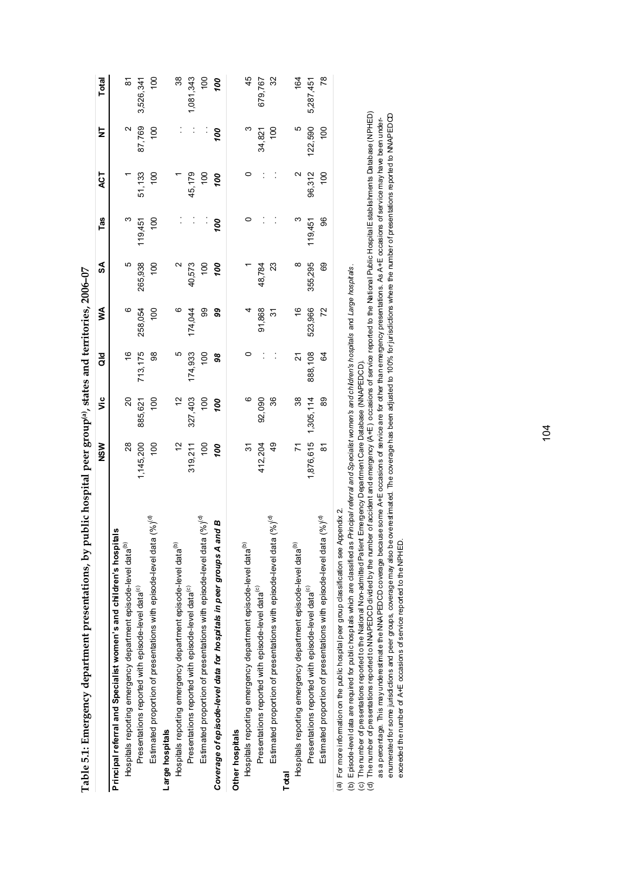**Table 5.1: Emergency department presentations, by public hospital peer group[(a)], states and territories, 2006–07**

| | NSW | Vic | Qld | WA | SA | Tas | ACT | NT | Total |
|---|---|---|---|---|---|---|---|---|---|
| **Principal referral and Specialist women's and children's hospitals** | | | | | | | | | |
| Hospitals reporting emergency department episode-level data[(b)] | 28 | 20 | 16 | 6 | 5 | 3 | 1 | 2 | 81 |
| Presentations reported with episode-level data[(c)] | 1,145,200 | 885,621 | 713,175 | 258,054 | 265,938 | 119,451 | 51,133 | 87,769 | 3,526,341 |
| Estimated proportion of presentations with episode-level data (%)[(d)] | 100 | 100 | 98 | 100 | 100 | 100 | 100 | 100 | 100 |
| **Large hospitals** | | | | | | | | | |
| Hospitals reporting emergency department episode-level data[(b)] | 12 | 12 | 5 | 6 | 2 | . . | 1 | . . | 38 |
| Presentations reported with episode-level data[(c)] | 319,211 | 327,403 | 174,933 | 174,044 | 40,573 | . . | 45,179 | . . | 1,081,343 |
| Estimated proportion of presentations with episode-level data (%)[(d)] | 100 | 100 | 100 | 99 | 100 | . . | 100 | . . | 100 |
| ***Coverage of episode-level data for hospitals in peer groups A and B*** | ***100*** | ***100*** | ***98*** | ***99*** | ***100*** | ***100*** | ***100*** | ***100*** | ***100*** |
| **Other hospitals** | | | | | | | | | |
| Hospitals reporting emergency department episode-level data[(b)] | 31 | 6 | 0 | 4 | 1 | 0 | 0 | 3 | 45 |
| Presentations reported with episode-level data[(c)] | 412,204 | 92,090 | . . | 91,868 | 48,784 | . . | . . | 34,821 | 679,767 |
| Estimated proportion of presentations with episode-level data (%)[(d)] | 49 | 36 | . . | 31 | 23 | . . | . . | 100 | 32 |
| **Total** | | | | | | | | | |
| Hospitals reporting emergency department episode-level data[(b)] | 71 | 38 | 21 | 16 | 8 | 3 | 2 | 5 | 164 |
| Presentations reported with episode-level data[(c)] | 1,876,615 | 1,305,114 | 888,108 | 523,966 | 355,295 | 119,451 | 96,312 | 122,590 | 5,287,451 |
| Estimated proportion of presentations with episode-level data (%)[(d)] | 81 | 89 | 64 | 72 | 69 | 96 | 100 | 100 | 78 |

(a) For more information on the public hospital peer group classification see Appendix 2.
(b) Episode-level data are required for public hospitals which are classified as *Principal referral and Specialist women's and children's hospitals* and *Large hospitals*.
(c) The number of presentations reported to the National Non-admitted Patient Emergency Department Care Database (NNAPEDCD).
(d) The number of presentations reported to NNAPEDCD divided by the number of accident and emergency (A+E) occasions of service reported to the National Public Hospital Establishments Database (NPHED) as a percentage. This may underestimate the NNAPEDCD coverage because some A+E occasions of service are for other than emergency presentations. As A+E occasions of service may have been under-enumerated for some jurisdictions and peer groups, coverage may also be overestimated. The coverage has been adjusted to 100% for jurisdictions where the number of presentations reported to NNAPEDCD exceeded the number of A+E occasions of service reported to the NPHED.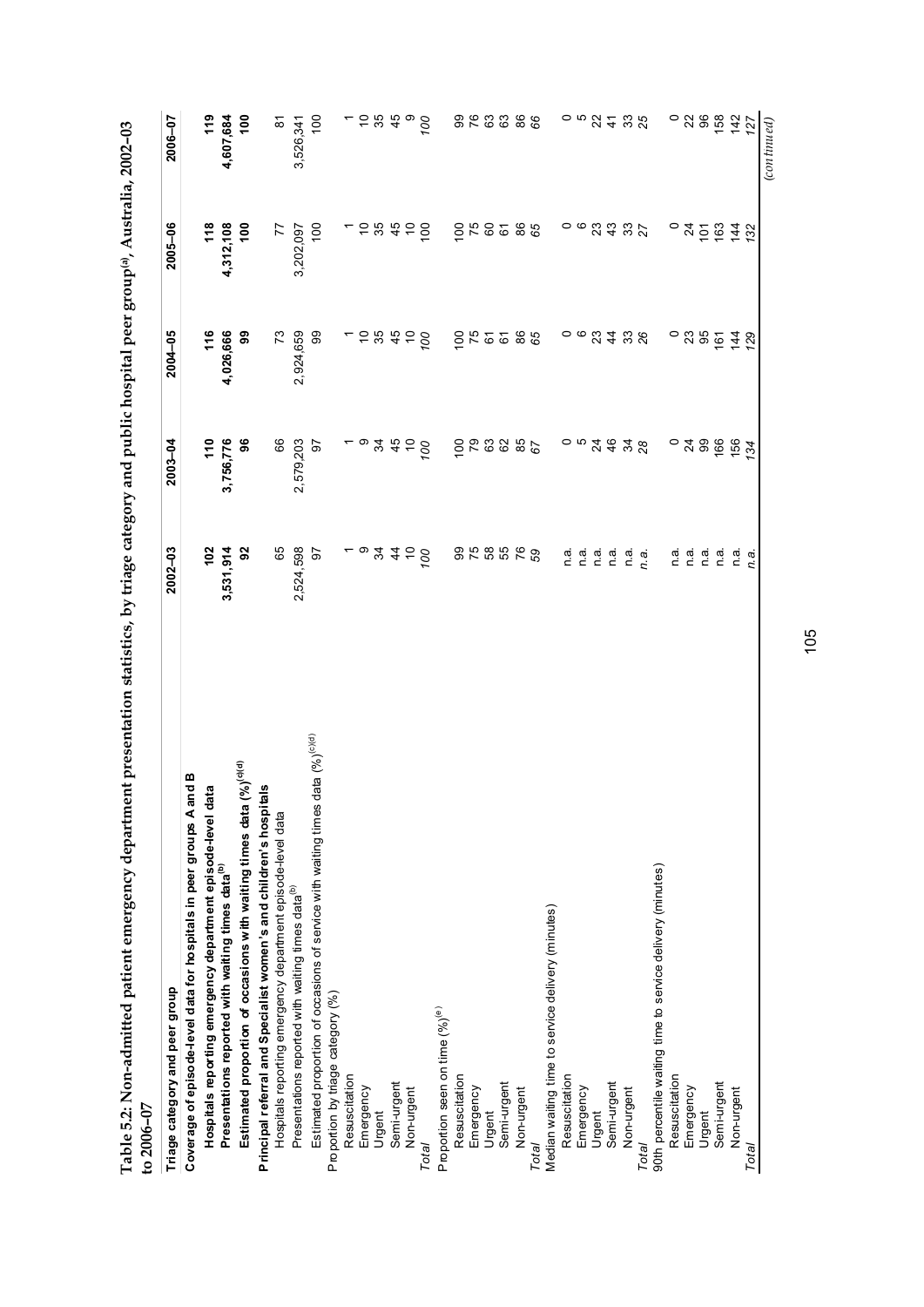**Table 5.2: Non-admitted patient emergency department presentation statistics, by triage category and public hospital peer group[(a)], Australia, 2002–03 to 2006–07**

| Triage category and peer group | 2002–03 | 2003–04 | 2004–05 | 2005–06 | 2006–07 |
|---|---|---|---|---|---|
| **Coverage of episode-level data for hospitals in peer groups A and B** | | | | | |
| **Hospitals reporting emergency department episode-level data** | **102** | **110** | **116** | **118** | **119** |
| **Presentations reported with waiting times data[(b)]** | **3,531,914** | **3,756,776** | **4,026,666** | **4,312,108** | **4,607,684** |
| **Estimated proportion of occasions with waiting times data (%)[(c)(d)]** | **92** | **96** | **99** | **100** | **100** |
| **Principal referral and Specialist women's and children's hospitals** | | | | | |
| Hospitals reporting emergency department episode-level data | 65 | 66 | 73 | 77 | 81 |
| Presentations reported with waiting times data[(b)] | 2,524,598 | 2,579,203 | 2,924,659 | 3,202,097 | 3,526,341 |
| Estimated proportion of occasions of service with waiting times data (%)[(c)(d)] | 97 | 97 | 99 | 100 | 100 |
| Proportion by triage category (%) | | | | | |
| Resuscitation | 1 | 1 | 1 | 1 | 1 |
| Emergency | 9 | 9 | 10 | 10 | 10 |
| Urgent | 34 | 34 | 35 | 35 | 35 |
| Semi-urgent | 44 | 45 | 45 | 45 | 45 |
| Non-urgent | 10 | 10 | 10 | 10 | 9 |
| *Total* | *100* | *100* | *100* | 100 | *100* |
| Proportion seen on time (%)[(e)] | | | | | |
| Resuscitation | 99 | 100 | 100 | 100 | 99 |
| Emergency | 75 | 79 | 75 | 75 | 76 |
| Urgent | 58 | 63 | 61 | 60 | 63 |
| Semi-urgent | 55 | 62 | 61 | 61 | 63 |
| Non-urgent | 76 | 85 | 86 | 86 | 86 |
| *Total* | *59* | *67* | *65* | *65* | *66* |
| Median waiting time to service delivery (minutes) | | | | | |
| Resuscitation | n.a. | 0 | 0 | 0 | 0 |
| Emergency | n.a. | 5 | 6 | 6 | 5 |
| Urgent | n.a. | 24 | 23 | 23 | 22 |
| Semi-urgent | n.a. | 46 | 44 | 43 | 41 |
| Non-urgent | n.a. | 34 | 33 | 33 | 33 |
| *Total* | *n.a.* | *28* | *26* | *27* | *25* |
| 90th percentile waiting time to service delivery (minutes) | | | | | |
| Resuscitation | n.a. | 0 | 0 | 0 | 0 |
| Emergency | n.a. | 24 | 23 | 24 | 22 |
| Urgent | n.a. | 99 | 95 | 101 | 96 |
| Semi-urgent | n.a. | 166 | 161 | 163 | 158 |
| Non-urgent | n.a. | 156 | 144 | 144 | 142 |
| *Total* | *n.a.* | *134* | *129* | *132* | *127* |

*(continued)*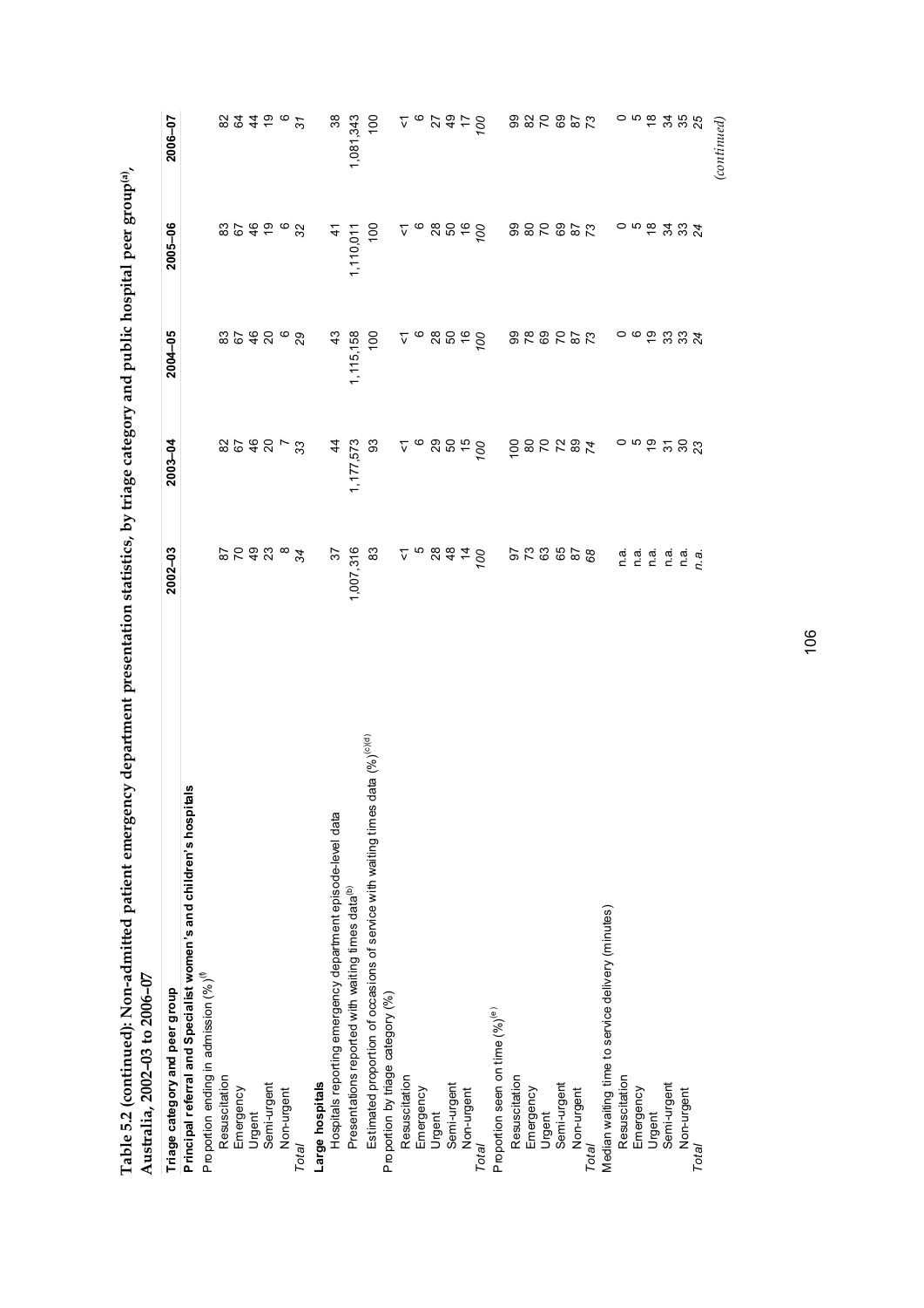**Table 5.2 (continued): Non-admitted patient emergency department presentation statistics, by triage category and public hospital peer group[(a)], Australia, 2002–03 to 2006–07**

| Triage category and peer group | 2002–03 | 2003–04 | 2004–05 | 2005–06 | 2006–07 |
|---|---|---|---|---|---|
| **Principal referral and Specialist women's and children's hospitals** | | | | | |
| Proportion ending in admission (%)[(f)] | | | | | |
| Resuscitation | 87 | 82 | 83 | 83 | 82 |
| Emergency | 70 | 67 | 67 | 67 | 64 |
| Urgent | 49 | 46 | 46 | 46 | 44 |
| Semi-urgent | 23 | 20 | 20 | 19 | 19 |
| Non-urgent | 8 | 7 | 6 | 6 | 6 |
| *Total* | *34* | *33* | *29* | *32* | *31* |
| **Large hospitals** | | | | | |
| Hospitals reporting emergency department episode-level data | 37 | 44 | 43 | 41 | 38 |
| Presentations reported with waiting times data[(b)] | 1,007,316 | 1,177,573 | 1,115,158 | 1,110,011 | 1,081,343 |
| Estimated proportion of occasions of service with waiting times data (%)[(c)(d)] | 83 | 93 | 100 | 100 | 100 |
| Proportion by triage category (%) | | | | | |
| Resuscitation | <1 | <1 | <1 | <1 | <1 |
| Emergency | 5 | 6 | 6 | 6 | 6 |
| Urgent | 28 | 29 | 28 | 28 | 27 |
| Semi-urgent | 48 | 50 | 50 | 50 | 49 |
| Non-urgent | 14 | 15 | 16 | 16 | 17 |
| *Total* | *100* | *100* | *100* | *100* | *100* |
| Proportion seen on time (%)[(e)] | | | | | |
| Resuscitation | 97 | 100 | 99 | 99 | 99 |
| Emergency | 73 | 80 | 78 | 80 | 82 |
| Urgent | 63 | 70 | 69 | 70 | 70 |
| Semi-urgent | 65 | 72 | 70 | 69 | 69 |
| Non-urgent | 87 | 89 | 87 | 87 | 87 |
| *Total* | *68* | *74* | *73* | *73* | *73* |
| Median waiting time to service delivery (minutes) | | | | | |
| Resuscitation | n.a. | 0 | 0 | 0 | 0 |
| Emergency | n.a. | 5 | 6 | 5 | 5 |
| Urgent | n.a. | 19 | 19 | 18 | 18 |
| Semi-urgent | n.a. | 31 | 33 | 34 | 34 |
| Non-urgent | n.a. | 30 | 33 | 33 | 35 |
| *Total* | *n.a.* | *23* | *24* | *24* | *25* |

*(continued)*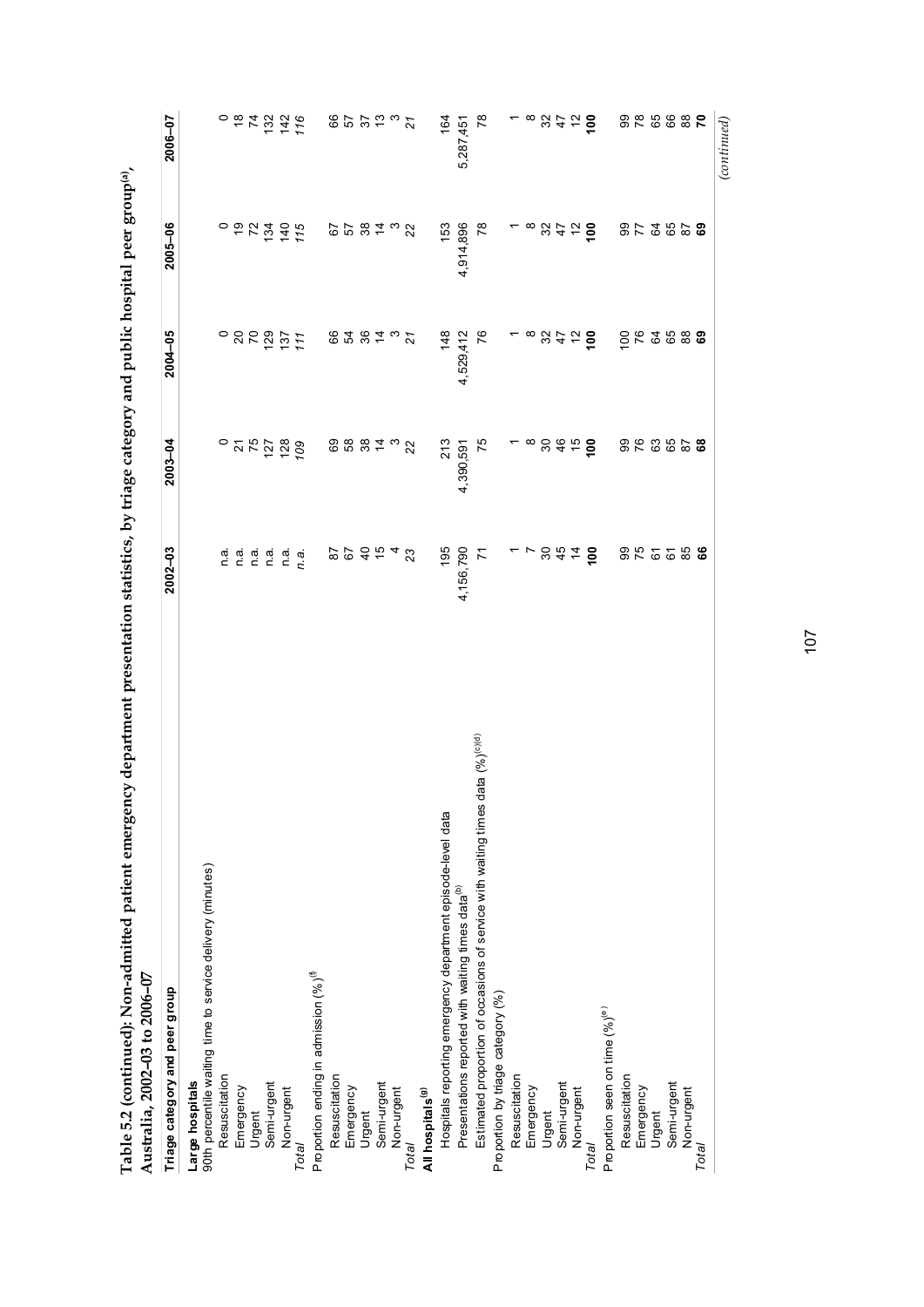**Table 5.2 (continued): Non-admitted patient emergency department presentation statistics, by triage category and public hospital peer group[(a)], Australia, 2002–03 to 2006–07**

| Triage category and peer group | 2002–03 | 2003–04 | 2004–05 | 2005–06 | 2006–07 |
|---|---|---|---|---|---|
| **Large hospitals** | | | | | |
| 90th percentile waiting time to service delivery (minutes) | | | | | |
| Resuscitation | n.a. | 0 | 0 | 0 | 0 |
| Emergency | n.a. | 21 | 20 | 19 | 18 |
| Urgent | n.a. | 75 | 70 | 72 | 74 |
| Semi-urgent | n.a. | 127 | 129 | 134 | 132 |
| Non-urgent | n.a. | 128 | 137 | 140 | 142 |
| *Total* | *n.a.* | *109* | *111* | *115* | *116* |
| Proportion ending in admission (%)[(f)] | | | | | |
| Resuscitation | 87 | 69 | 66 | 67 | 66 |
| Emergency | 67 | 58 | 54 | 57 | 57 |
| Urgent | 40 | 38 | 36 | 38 | 37 |
| Semi-urgent | 15 | 14 | 14 | 14 | 13 |
| Non-urgent | 4 | 3 | 3 | 3 | 3 |
| *Total* | *23* | *22* | *21* | *22* | *21* |
| **All hospitals[(g)]** | | | | | |
| Hospitals reporting emergency department episode-level data | 195 | 213 | 148 | 153 | 164 |
| Presentations reported with waiting times data[(b)] | 4,156,790 | 4,390,591 | 4,529,412 | 4,914,896 | 5,287,451 |
| Estimated proportion of occasions of service with waiting times data (%)[(c)(d)] | 71 | 75 | 76 | 78 | 78 |
| Proportion by triage category (%) | | | | | |
| Resuscitation | 1 | 1 | 1 | 1 | 1 |
| Emergency | 7 | 8 | 8 | 8 | 8 |
| Urgent | 30 | 30 | 32 | 32 | 32 |
| Semi-urgent | 45 | 46 | 47 | 47 | 47 |
| Non-urgent | 14 | 15 | 12 | 12 | 12 |
| *Total* | **100** | **100** | **100** | **100** | **100** |
| Proportion seen on time (%)[(e)] | | | | | |
| Resuscitation | 99 | 99 | 100 | 99 | 99 |
| Emergency | 75 | 76 | 76 | 77 | 78 |
| Urgent | 61 | 63 | 64 | 64 | 65 |
| Semi-urgent | 61 | 65 | 65 | 65 | 66 |
| Non-urgent | 85 | 87 | 88 | 87 | 88 |
| *Total* | **66** | **68** | **69** | **69** | **70** |

*(continued)*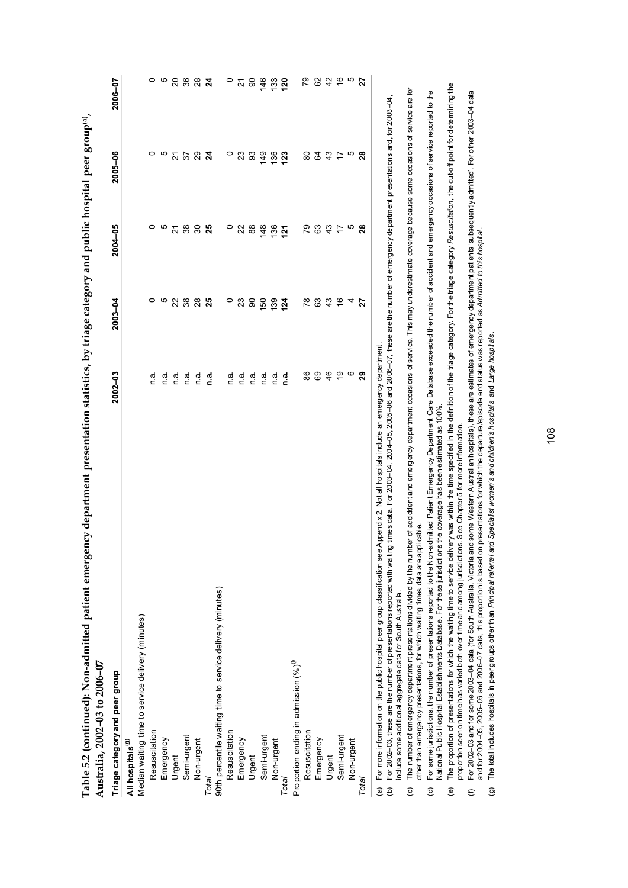**Table 5.2 (continued): Non-admitted patient emergency department presentation statistics, by triage category and public hospital peer group[(a)], Australia, 2002–03 to 2006–07**

| Triage category and peer group | 2002–03 | 2003–04 | 2004–05 | 2005–06 | 2006–07 |
|---|---|---|---|---|---|
| **All hospitals[(g)]** | | | | | |
| Median waiting time to service delivery (minutes) | | | | | |
| Resuscitation | n.a. | 0 | 0 | 0 | 0 |
| Emergency | n.a. | 5 | 5 | 5 | 5 |
| Urgent | n.a. | 22 | 21 | 21 | 20 |
| Semi-urgent | n.a. | 38 | 38 | 37 | 36 |
| Non-urgent | n.a. | 28 | 30 | 29 | 28 |
| *Total* | **n.a.** | **25** | **25** | **24** | **24** |
| 90th percentile waiting time to service delivery (minutes) | | | | | |
| Resuscitation | n.a. | 0 | 0 | 0 | 0 |
| Emergency | n.a. | 23 | 22 | 23 | 21 |
| Urgent | n.a. | 90 | 88 | 93 | 90 |
| Semi-urgent | n.a. | 150 | 148 | 149 | 146 |
| Non-urgent | n.a. | 139 | 136 | 136 | 133 |
| *Total* | **n.a.** | **124** | **121** | **123** | **120** |
| Proportion ending in admission (%)[(f)] | | | | | |
| Resuscitation | 86 | 78 | 79 | 80 | 79 |
| Emergency | 69 | 63 | 63 | 64 | 62 |
| Urgent | 46 | 43 | 43 | 43 | 42 |
| Semi-urgent | 19 | 16 | 17 | 17 | 16 |
| Non-urgent | 6 | 4 | 5 | 5 | 5 |
| *Total* | **29** | **27** | **28** | **28** | **27** |

(a) For more information on the public hospital peer group classification see Appendix 2. Not all hospitals include an emergency department.

(b) For 2002–03, these are the number of presentations reported with waiting times data. For 2003–04, 2004–05, 2005–06 and 2006–07, these are the number of emergency department presentations and, for 2003–04, include some additional aggregate data for South Australia.

(c) The number of emergency department presentations divided by the number of accident and emergency department occasions of service. This may underestimate coverage because some occasions of service are for other than emergency presentations, for which waiting times data are applicable.

(d) For some jurisdictions, the number of presentations reported to the Non-admitted Patient Emergency Department Care Database exceeded the number of accident and emergency occasions of service reported to the National Public Hospital Establishments Database. For these jurisdictions the coverage has been estimated as 100%.

(e) The proportion of presentations for which the waiting time to service delivery was within the time specified in the definition of the triage category. For the triage category *Resuscitation*, the cut-off point for determining the proportion seen on time has varied both over time and among jurisdictions. See Chapter 5 for more information.

(f) For 2002–03 and for some 2003–04 data (for South Australia, Victoria and some Western Australian hospitals), these are estimates of emergency department patients 'subsequently admitted'. For other 2003–04 data and for 2004–05, 2005–06 and 2006–07 data, this proportion is based on presentations for which the departure/episode end status was reported as *Admitted to this hospital*.

(g) The total includes hospitals in peer groups other than *Principal referral and Specialist women's and children's hospitals* and *Large hospitals*.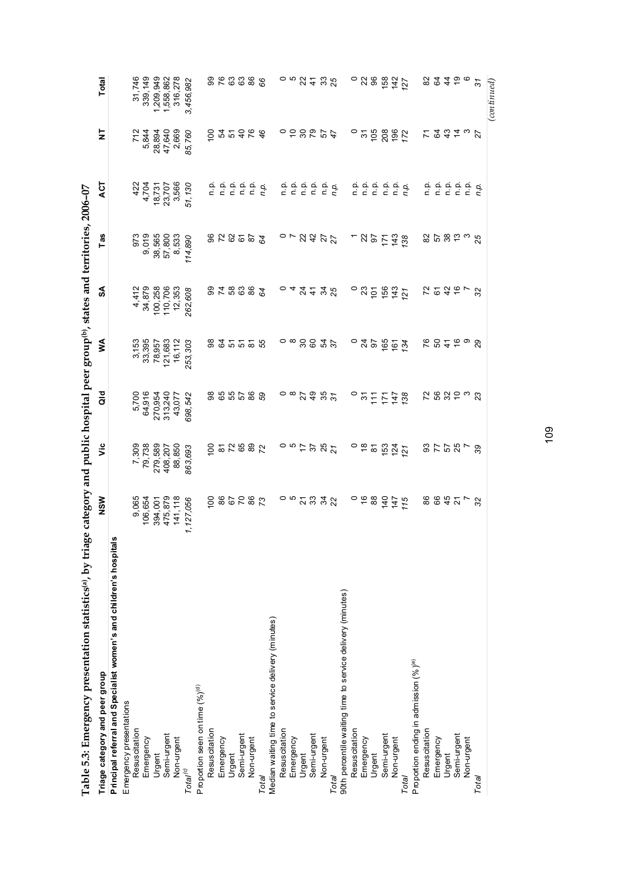**Table 5.3: Emergency presentation statistics[(a)], by triage category and public hospital peer group[(b)], states and territories, 2006–07**

| Triage category and peer group | NSW | Vic | Qld | WA | SA | Tas | ACT | NT | Total |
|---|---|---|---|---|---|---|---|---|---|
| **Principal referral and Specialist women's and children's hospitals** | | | | | | | | | |
| Emergency presentations | | | | | | | | | |
| Resuscitation | 9,065 | 7,309 | 5,700 | 3,153 | 4,412 | 973 | 422 | 712 | 31,746 |
| Emergency | 106,654 | 79,738 | 64,916 | 33,395 | 34,879 | 9,019 | 4,704 | 5,844 | 339,149 |
| Urgent | 394,001 | 279,589 | 270,954 | 78,957 | 100,258 | 38,565 | 18,731 | 28,894 | 1,209,949 |
| Semi-urgent | 475,879 | 408,207 | 313,240 | 121,683 | 110,706 | 57,800 | 23,707 | 47,640 | 1,558,862 |
| Non-urgent | 141,118 | 88,850 | 43,077 | 16,112 | 12,353 | 8,533 | 3,566 | 2,669 | 316,278 |
| *Total[(c)]* | *1,127,056* | *863,693* | *698,542* | *253,303* | *262,608* | *114,890* | *51,130* | *85,760* | *3,456,982* |
| Proportion seen on time (%)[(d)] | | | | | | | | | |
| Resuscitation | 100 | 100 | 98 | 98 | 99 | 96 | n.p. | 100 | 99 |
| Emergency | 86 | 81 | 65 | 64 | 74 | 72 | n.p. | 54 | 76 |
| Urgent | 67 | 72 | 55 | 51 | 58 | 62 | n.p. | 51 | 63 |
| Semi-urgent | 70 | 65 | 57 | 51 | 63 | 61 | n.p. | 40 | 63 |
| Non-urgent | 86 | 89 | 86 | 81 | 86 | 87 | n.p. | 76 | 86 |
| *Total* | *73* | *72* | *59* | *55* | *64* | *64* | *n.p.* | *46* | *66* |
| Median waiting time to service delivery (minutes) | | | | | | | | | |
| Resuscitation | 0 | 0 | 0 | 0 | 0 | 0 | n.p. | 0 | 0 |
| Emergency | 5 | 5 | 8 | 8 | 4 | 7 | n.p. | 10 | 5 |
| Urgent | 21 | 17 | 27 | 30 | 24 | 22 | n.p. | 30 | 22 |
| Semi-urgent | 33 | 37 | 49 | 60 | 41 | 42 | n.p. | 79 | 41 |
| Non-urgent | 34 | 25 | 35 | 54 | 34 | 27 | n.p. | 57 | 33 |
| *Total* | *22* | *21* | *31* | *37* | *25* | *27* | *n.p.* | *47* | *25* |
| 90th percentile waiting time to service delivery (minutes) | | | | | | | | | |
| Resuscitation | 0 | 0 | 0 | 0 | 0 | 1 | n.p. | 0 | 0 |
| Emergency | 16 | 18 | 31 | 24 | 23 | 22 | n.p. | 31 | 22 |
| Urgent | 88 | 81 | 111 | 97 | 101 | 97 | n.p. | 105 | 96 |
| Semi-urgent | 140 | 153 | 171 | 165 | 156 | 171 | n.p. | 208 | 158 |
| Non-urgent | 147 | 124 | 147 | 161 | 143 | 143 | n.p. | 196 | 142 |
| *Total* | *115* | *121* | *138* | *134* | *121* | *138* | *n.p.* | *172* | *127* |
| Proportion ending in admission (%)[(e)] | | | | | | | | | |
| Resuscitation | 86 | 93 | 72 | 76 | 72 | 82 | n.p. | 71 | 82 |
| Emergency | 66 | 77 | 56 | 50 | 61 | 57 | n.p. | 64 | 64 |
| Urgent | 45 | 57 | 32 | 41 | 42 | 38 | n.p. | 43 | 44 |
| Semi-urgent | 21 | 25 | 10 | 16 | 16 | 13 | n.p. | 14 | 19 |
| Non-urgent | 7 | 7 | 3 | 9 | 7 | 3 | n.p. | 3 | 6 |
| *Total* | *32* | *39* | *23* | *29* | *32* | *25* | *n.p.* | *27* | *31* |

*(continued)*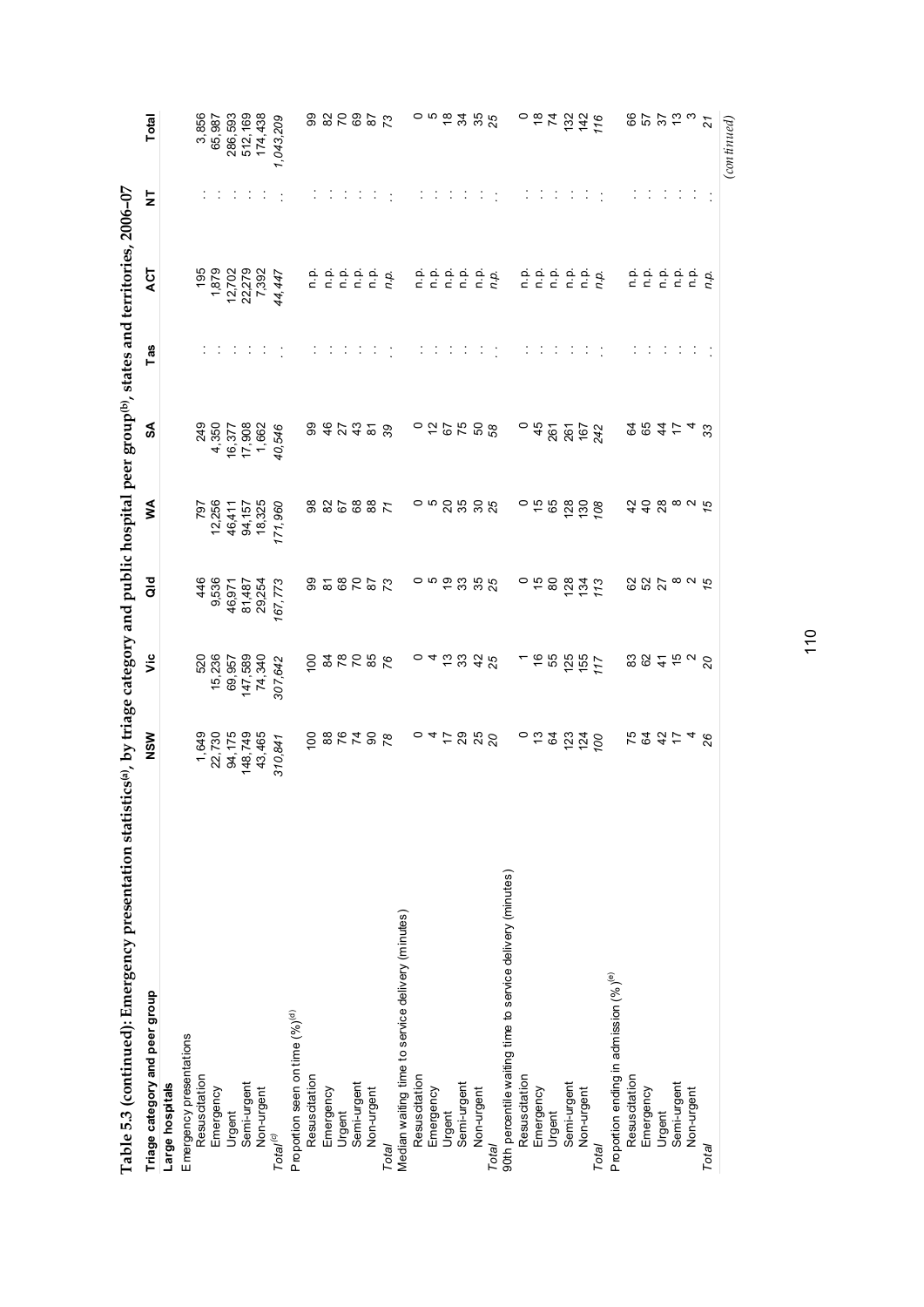**Table 5.3 (continued): Emergency presentation statistics[(a)], by triage category and public hospital peer group[(b)], states and territories, 2006–07**

| Triage category and peer group | NSW | Vic | Qld | WA | SA | Tas | ACT | NT | Total |
|---|---|---|---|---|---|---|---|---|---|
| **Large hospitals** | | | | | | | | | |
| Emergency presentations | | | | | | | | | |
| Resuscitation | 1,649 | 520 | 446 | 797 | 249 | . . | 195 | . . | 3,856 |
| Emergency | 22,730 | 15,236 | 9,536 | 12,256 | 4,350 | . . | 1,879 | . . | 65,987 |
| Urgent | 94,175 | 69,957 | 46,971 | 46,411 | 16,377 | . . | 12,702 | . . | 286,593 |
| Semi-urgent | 148,749 | 147,589 | 81,487 | 94,157 | 17,908 | . . | 22,279 | . . | 512,169 |
| Non-urgent | 43,465 | 74,340 | 29,254 | 18,325 | 1,662 | . . | 7,392 | . . | 174,438 |
| *Total[(c)]* | *310,841* | *307,642* | *167,773* | *171,960* | *40,546* | . . | *44,447* | . . | *1,043,209* |
| Proportion seen on time (%)[(d)] | | | | | | | | | |
| Resuscitation | 100 | 100 | 99 | 98 | 99 | . . | n.p. | . . | 99 |
| Emergency | 88 | 84 | 81 | 82 | 46 | . . | n.p. | . . | 82 |
| Urgent | 76 | 78 | 68 | 67 | 27 | . . | n.p. | . . | 70 |
| Semi-urgent | 74 | 70 | 70 | 68 | 43 | . . | n.p. | . . | 69 |
| Non-urgent | 90 | 85 | 87 | 88 | 81 | . . | n.p. | . . | 87 |
| *Total* | *78* | *76* | *73* | *71* | *39* | . . | *n.p.* | . . | *73* |
| Median waiting time to service delivery (minutes) | | | | | | | | | |
| Resuscitation | 0 | 0 | 0 | 0 | 0 | . . | n.p. | . . | 0 |
| Emergency | 4 | 4 | 5 | 5 | 12 | . . | n.p. | . . | 5 |
| Urgent | 17 | 13 | 19 | 20 | 67 | . . | n.p. | . . | 18 |
| Semi-urgent | 29 | 33 | 33 | 35 | 75 | . . | n.p. | . . | 34 |
| Non-urgent | 25 | 42 | 35 | 30 | 50 | . . | n.p. | . . | 35 |
| *Total* | *20* | *25* | *25* | *25* | *58* | . . | *n.p.* | . . | *25* |
| 90th percentile waiting time to service delivery (minutes) | | | | | | | | | |
| Resuscitation | 0 | 1 | 0 | 0 | 0 | . . | n.p. | . . | 0 |
| Emergency | 13 | 16 | 15 | 15 | 45 | . . | n.p. | . . | 18 |
| Urgent | 64 | 55 | 80 | 65 | 261 | . . | n.p. | . . | 74 |
| Semi-urgent | 123 | 125 | 128 | 128 | 261 | . . | n.p. | . . | 132 |
| Non-urgent | 124 | 155 | 134 | 130 | 167 | . . | n.p. | . . | 142 |
| *Total* | *100* | *117* | *113* | *108* | *242* | . . | *n.p.* | . . | *116* |
| Proportion ending in admission (%)[(e)] | | | | | | | | | |
| Resuscitation | 75 | 83 | 62 | 42 | 64 | . . | n.p. | . . | 66 |
| Emergency | 64 | 62 | 52 | 40 | 65 | . . | n.p. | . . | 57 |
| Urgent | 42 | 41 | 27 | 28 | 44 | . . | n.p. | . . | 37 |
| Semi-urgent | 17 | 15 | 8 | 8 | 17 | . . | n.p. | . . | 13 |
| Non-urgent | 4 | 2 | 2 | 2 | 4 | . . | n.p. | . . | 3 |
| *Total* | *26* | *20* | *15* | *15* | *33* | . . | *n.p.* | . . | *21* |

*(continued)*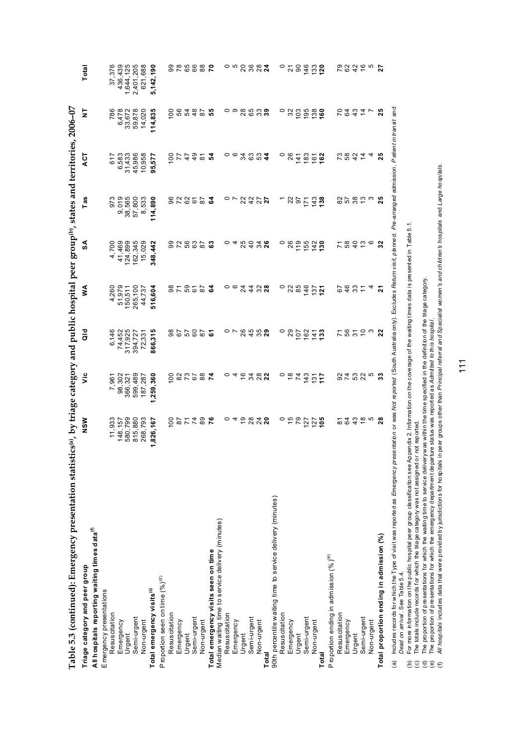**Table 5.3 (continued): Emergency presentation statistics[(a)], by triage category and public hospital peer group[(b)], states and territories, 2006–07**

| Triage category and peer group | NSW | Vic | Qld | WA | SA | Tas | ACT | NT | Total |
|---|---|---|---|---|---|---|---|---|---|
| **All hospitals reporting waiting times data[(f)]** | | | | | | | | | |
| Emergency presentations | | | | | | | | | |
| Resuscitation | 11,933 | 7,961 | 6,146 | 4,260 | 4,700 | 973 | 617 | 786 | 37,376 |
| Emergency | 148,157 | 98,302 | 74,452 | 51,979 | 41,469 | 9,019 | 6,583 | 6,478 | 436,439 |
| Urgent | 580,799 | 366,321 | 317,925 | 150,511 | 124,899 | 38,565 | 31,433 | 33,672 | 1,644,125 |
| Semi-urgent | 815,880 | 599,489 | 394,727 | 265,100 | 162,345 | 57,800 | 45,986 | 59,878 | 2,401,205 |
| Non-urgent | 268,793 | 187,287 | 72,331 | 44,737 | 15,029 | 8,533 | 10,958 | 14,020 | 621,688 |
| **Total emergency visits[(c)]** | **1,826,167** | **1,259,360** | **866,315** | **516,604** | **348,442** | **114,890** | **95,577** | **114,835** | **5,142,190** |
| Proportion seen on time (%)[(d)] | | | | | | | | | |
| Resuscitation | 100 | 100 | 98 | 98 | 99 | 96 | 100 | 100 | 99 |
| Emergency | 87 | 82 | 67 | 71 | 72 | 72 | 77 | 56 | 78 |
| Urgent | 71 | 73 | 57 | 59 | 56 | 62 | 47 | 54 | 65 |
| Semi-urgent | 74 | 67 | 60 | 61 | 63 | 61 | 49 | 48 | 66 |
| Non-urgent | 89 | 88 | 87 | 87 | 87 | 87 | 81 | 87 | 88 |
| **Total emergency visits seen on time** | **76** | **74** | **61** | **64** | **63** | **64** | **54** | **55** | **70** |
| Median waiting time to service delivery (minutes) | | | | | | | | | |
| Resuscitation | 0 | 0 | 0 | 0 | 0 | 0 | 0 | 0 | 0 |
| Emergency | 4 | 4 | 7 | 6 | 4 | 7 | 6 | 9 | 5 |
| Urgent | 19 | 16 | 26 | 24 | 25 | 22 | 34 | 28 | 20 |
| Semi-urgent | 28 | 34 | 45 | 44 | 40 | 42 | 63 | 65 | 36 |
| Non-urgent | 24 | 28 | 35 | 32 | 34 | 27 | 53 | 33 | 28 |
| **Total** | **20** | **22** | **29** | **28** | **26** | **27** | **44** | **39** | **24** |
| 90th percentile waiting time to service delivery (minutes) | | | | | | | | | |
| Resuscitation | 0 | 0 | 0 | 0 | 0 | 1 | 0 | 0 | 0 |
| Emergency | 15 | 18 | 29 | 22 | 26 | 22 | 26 | 32 | 21 |
| Urgent | 79 | 74 | 107 | 85 | 119 | 97 | 141 | 103 | 90 |
| Semi-urgent | 127 | 143 | 162 | 146 | 155 | 171 | 183 | 195 | 146 |
| Non-urgent | 127 | 131 | 141 | 137 | 142 | 143 | 161 | 138 | 133 |
| **Total** | **105** | **117** | **133** | **121** | **130** | **138** | **162** | **160** | **120** |
| Proportion ending in admission (%)[(e)] | | | | | | | | | |
| Resuscitation | 81 | 92 | 71 | 67 | 71 | 82 | 73 | 70 | 79 |
| Emergency | 64 | 74 | 56 | 46 | 58 | 57 | 58 | 64 | 62 |
| Urgent | 43 | 53 | 31 | 33 | 40 | 38 | 42 | 43 | 42 |
| Semi-urgent | 18 | 22 | 10 | 11 | 13 | 13 | 14 | 14 | 16 |
| Non-urgent | 5 | 5 | 3 | 4 | 6 | 3 | 4 | 7 | 5 |
| **Total proportion ending in admission (%)** | **28** | **33** | **22** | **21** | **32** | **25** | **25** | **25** | **27** |

(a) Includes records for which the Type of visit was reported as *Emergency presentation* or was *Not reported* (South Australia only). Excludes *Return visit, planned, Pre-arranged admission, Patient in transit* and *Dead on arrival*. See Table 5.4.

(b) For more information on the public hospital peer group classification see Appendix 2. Information on the coverage of the waiting times data is presented in Table 5.1.

(c) The totals include records for which the triage category was not assigned or not reported.

(d) The proportion of presentations for which the waiting time to service delivery was within the time specified in the definition of the triage category.

(e) The proportion of presentations for which the emergency department departure status was reported as *Admitted to this hospital*.

(f) *All hospitals* includes data that were provided by jurisdictions for hospitals in peer groups other than *Principal referral and Specialist women's and children's hospitals* and *Large hospitals*.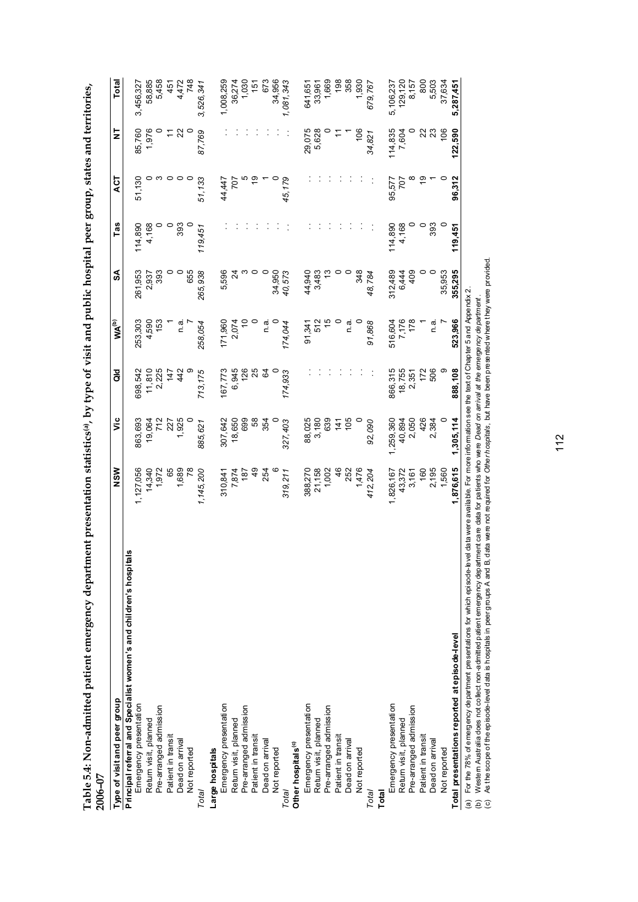**Table 5.4: Non-admitted patient emergency department presentation statistics[(a)], by type of visit and public hospital peer group, states and territories, 2006–07**

| Type of visit and peer group | NSW | Vic | Qld | WA[(b)] | SA | Tas | ACT | NT | Total |
|---|---|---|---|---|---|---|---|---|---|
| **Principal referral and Specialist women's and children's hospitals** | | | | | | | | | |
| Emergency presentation | 1,127,056 | 863,693 | 698,542 | 253,303 | 261,953 | 114,890 | 51,130 | 85,760 | 3,456,327 |
| Return visit, planned | 14,340 | 19,064 | 11,810 | 4,590 | 2,937 | 4,168 | 0 | 1,976 | 58,885 |
| Pre-arranged admission | 1,972 | 712 | 2,225 | 153 | 393 | 0 | 3 | 0 | 5,458 |
| Patient in transit | 65 | 227 | 147 | 1 | 0 | 0 | 0 | 11 | 451 |
| Dead on arrival | 1,689 | 1,925 | 442 | n.a. | 0 | 393 | 0 | 22 | 4,472 |
| Not reported | 78 | 0 | 9 | 7 | 655 | 0 | 0 | 0 | 748 |
| *Total* | *1,145,200* | *885,621* | *713,175* | *258,054* | *265,938* | *119,451* | *51,133* | *87,769* | *3,526,341* |
| **Large hospitals** | | | | | | | | | |
| Emergency presentation | 310,841 | 307,642 | 167,773 | 171,960 | 5,596 | . . | 44,447 | . . | 1,008,259 |
| Return visit, planned | 7,874 | 18,650 | 6,945 | 2,074 | 24 | . . | 707 | . . | 36,274 |
| Pre-arranged admission | 187 | 699 | 126 | 10 | 3 | . . | 5 | . . | 1,030 |
| Patient in transit | 49 | 58 | 25 | 0 | 0 | . . | 19 | . . | 151 |
| Dead on arrival | 254 | 354 | 64 | n.a. | 0 | . . | 1 | . . | 673 |
| Not reported | 6 | 0 | 0 | 0 | 34,950 | . . | 0 | . . | 34,956 |
| *Total* | *319,211* | *327,403* | *174,933* | *174,044* | *40,573* | . . | *45,179* | . . | *1,081,343* |
| **Other hospitals[(c)]** | | | | | | | | | |
| Emergency presentation | 388,270 | 88,025 | . . | 91,341 | 44,940 | . . | . . | 29,075 | 641,651 |
| Return visit, planned | 21,158 | 3,180 | . . | 512 | 3,483 | . . | . . | 5,628 | 33,961 |
| Pre-arranged admission | 1,002 | 639 | . . | 15 | 13 | . . | . . | 0 | 1,669 |
| Patient in transit | 46 | 141 | . . | 0 | 0 | . . | . . | 11 | 198 |
| Dead on arrival | 252 | 105 | . . | n.a. | 0 | . . | . . | 1 | 358 |
| Not reported | 1,476 | 0 | . . | 0 | 348 | . . | . . | 106 | 1,930 |
| *Total* | *412,204* | *92,090* | . . | *91,868* | *48,784* | . . | . . | *34,821* | *679,767* |
| **Total** | | | | | | | | | |
| Emergency presentation | 1,826,167 | 1,259,360 | 866,315 | 516,604 | 312,489 | 114,890 | 95,577 | 114,835 | 5,106,237 |
| Return visit, planned | 43,372 | 40,894 | 18,755 | 7,176 | 6,444 | 4,168 | 707 | 7,604 | 129,120 |
| Pre-arranged admission | 3,161 | 2,050 | 2,351 | 178 | 409 | 0 | 8 | 0 | 8,157 |
| Patient in transit | 160 | 426 | 172 | 1 | 0 | 0 | 19 | 22 | 800 |
| Dead on arrival | 2,195 | 2,384 | 506 | n.a. | 0 | 393 | 1 | 23 | 5,503 |
| Not reported | 1,560 | 0 | 9 | 7 | 35,953 | 0 | 0 | 106 | 37,634 |
| **Total presentations reported at episode-level** | **1,876,615** | **1,305,114** | **888,108** | **523,966** | **355,295** | **119,451** | **96,312** | **122,590** | **5,287,451** |

(a) For the 78% of emergency department presentations for which episode-level data were available. For more information see the text of Chapter 5 and Appendix 2.

(b) Western Australia does not collect non-admitted patient emergency department care data for patients who were *Dead on arrival at the emergency department*.

(c) As the scope of the episode-level data is hospitals in peer groups A and B, data were not required for *Other hospitals*, but have been presented where they were provided.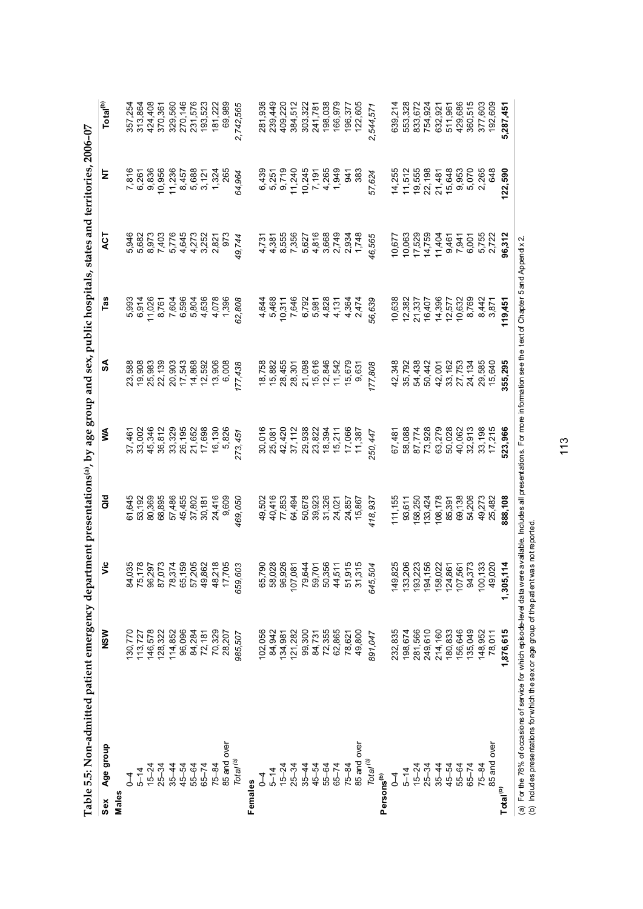**Table 5.5: Non-admitted patient emergency department presentations[(a)], by age group and sex, public hospitals, states and territories, 2006–07**

| Sex | Age group | NSW | Vic | Qld | WA | SA | Tas | ACT | NT | Total[(b)] |
|---|---|---|---|---|---|---|---|---|---|---|
| **Males** | | | | | | | | | | |
| | 0–4 | 130,770 | 84,035 | 61,645 | 37,461 | 23,588 | 5,993 | 5,946 | 7,816 | 357,254 |
| | 5–14 | 113,727 | 75,178 | 53,192 | 33,002 | 19,908 | 6,914 | 5,682 | 6,261 | 313,864 |
| | 15–24 | 146,578 | 96,297 | 80,369 | 45,346 | 25,983 | 11,026 | 8,973 | 9,836 | 424,408 |
| | 25–34 | 128,322 | 87,073 | 68,895 | 36,812 | 22,139 | 8,761 | 7,403 | 10,956 | 370,361 |
| | 35–44 | 114,852 | 78,374 | 57,486 | 33,329 | 20,903 | 7,604 | 5,776 | 11,236 | 329,560 |
| | 45–54 | 96,096 | 65,159 | 45,455 | 26,195 | 17,543 | 6,596 | 4,645 | 8,457 | 270,146 |
| | 55–64 | 84,284 | 57,205 | 37,802 | 21,652 | 14,868 | 5,804 | 4,273 | 5,688 | 231,576 |
| | 65–74 | 72,181 | 49,862 | 30,181 | 17,698 | 12,592 | 4,636 | 3,252 | 3,121 | 193,523 |
| | 75–84 | 70,329 | 48,218 | 24,416 | 16,130 | 13,906 | 4,078 | 2,821 | 1,324 | 181,222 |
| | 85 and over | 28,207 | 17,705 | 9,609 | 5,826 | 6,008 | 1,396 | 973 | 265 | 69,989 |
| | *Total[(b)]* | *985,507* | *659,603* | *469,050* | *273,451* | *177,438* | *62,808* | *49,744* | *64,964* | *2,742,565* |
| **Females** | | | | | | | | | | |
| | 0–4 | 102,056 | 65,790 | 49,502 | 30,016 | 18,758 | 4,644 | 4,731 | 6,439 | 281,936 |
| | 5–14 | 84,942 | 58,028 | 40,416 | 25,081 | 15,882 | 5,468 | 4,381 | 5,251 | 239,449 |
| | 15–24 | 134,981 | 96,926 | 77,853 | 42,420 | 28,455 | 10,311 | 8,555 | 9,719 | 409,220 |
| | 25–34 | 121,282 | 107,081 | 64,494 | 37,112 | 28,301 | 7,646 | 7,356 | 11,240 | 384,512 |
| | 35–44 | 99,300 | 79,644 | 50,678 | 29,938 | 21,098 | 6,792 | 5,627 | 10,245 | 303,322 |
| | 45–54 | 84,731 | 59,701 | 39,923 | 23,822 | 15,616 | 5,981 | 4,816 | 7,191 | 241,781 |
| | 55–64 | 72,355 | 50,356 | 31,326 | 18,394 | 12,846 | 4,828 | 3,668 | 4,265 | 198,038 |
| | 65–74 | 62,865 | 44,511 | 24,021 | 15,211 | 11,542 | 4,131 | 2,749 | 1,949 | 166,979 |
| | 75–84 | 78,621 | 51,915 | 24,857 | 17,066 | 15,679 | 4,364 | 2,934 | 941 | 196,377 |
| | 85 and over | 49,800 | 31,315 | 15,867 | 11,387 | 9,631 | 2,474 | 1,748 | 383 | 122,605 |
| | *Total[(b)]* | *891,047* | *645,504* | *418,937* | *250,447* | *177,808* | *56,639* | *46,565* | *57,624* | *2,544,571* |
| **Persons[(b)]** | | | | | | | | | | |
| | 0–4 | 232,835 | 149,825 | 111,155 | 67,481 | 42,348 | 10,638 | 10,677 | 14,255 | 639,214 |
| | 5–14 | 198,674 | 133,206 | 93,611 | 58,088 | 35,792 | 12,382 | 10,063 | 11,512 | 553,328 |
| | 15–24 | 281,566 | 193,223 | 158,250 | 87,774 | 54,438 | 21,337 | 17,529 | 19,555 | 833,672 |
| | 25–34 | 249,610 | 194,156 | 133,424 | 73,928 | 50,442 | 16,407 | 14,759 | 22,198 | 754,924 |
| | 35–44 | 214,160 | 158,022 | 108,178 | 63,279 | 42,001 | 14,396 | 11,404 | 21,481 | 632,921 |
| | 45–54 | 180,833 | 124,861 | 85,391 | 50,028 | 33,162 | 12,577 | 9,461 | 15,648 | 511,961 |
| | 55–64 | 156,646 | 107,561 | 69,138 | 40,062 | 27,753 | 10,632 | 7,941 | 9,953 | 429,686 |
| | 65–74 | 135,049 | 94,373 | 54,206 | 32,913 | 24,134 | 8,769 | 6,001 | 5,070 | 360,515 |
| | 75–84 | 148,952 | 100,133 | 49,273 | 33,198 | 29,585 | 8,442 | 5,755 | 2,265 | 377,603 |
| | 85 and over | 78,011 | 49,020 | 25,482 | 17,215 | 15,640 | 3,871 | 2,722 | 648 | 192,609 |
| **Total[(b)]** | | **1,876,615** | **1,305,114** | **888,108** | **523,966** | **355,295** | **119,451** | **96,312** | **122,590** | **5,287,451** |

(a) For the 78% of occasions of service for which episode-level data were available. Includes all presentations. For more information see the text of Chapter 5 and Appendix 2.
(b) Includes presentations for which the sex or age group of the patient was not reported.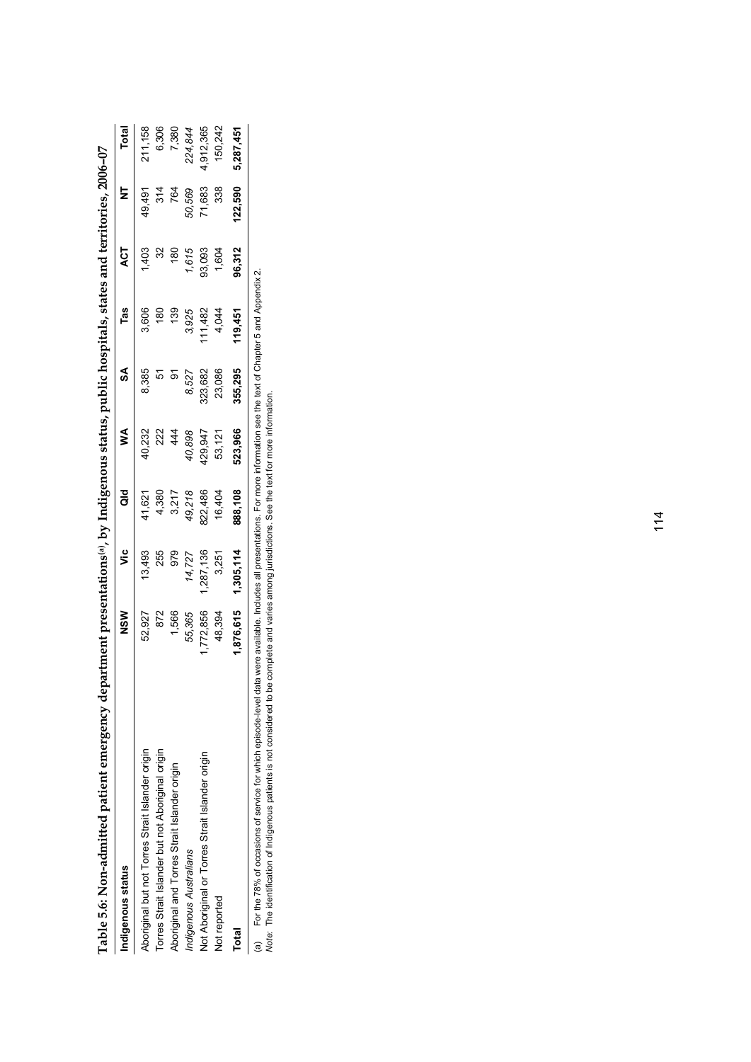**Table 5.6: Non-admitted patient emergency department presentations[(a)], by Indigenous status, public hospitals, states and territories, 2006–07**

| Indigenous status | NSW | Vic | Qld | WA | SA | Tas | ACT | NT | Total |
|---|---|---|---|---|---|---|---|---|---|
| Aboriginal but not Torres Strait Islander origin | 52,927 | 13,493 | 41,621 | 40,232 | 8,385 | 3,606 | 1,403 | 49,491 | 211,158 |
| Torres Strait Islander but not Aboriginal origin | 872 | 255 | 4,380 | 222 | 51 | 180 | 32 | 314 | 6,306 |
| Aboriginal and Torres Strait Islander origin | 1,566 | 979 | 3,217 | 444 | 91 | 139 | 180 | 764 | 7,380 |
| *Indigenous Australians* | *55,365* | *14,727* | *49,218* | *40,898* | *8,527* | *3,925* | *1,615* | *50,569* | *224,844* |
| Not Aboriginal or Torres Strait Islander origin | 1,772,856 | 1,287,136 | 822,486 | 429,947 | 323,682 | 111,482 | 93,093 | 71,683 | 4,912,365 |
| Not reported | 48,394 | 3,251 | 16,404 | 53,121 | 23,086 | 4,044 | 1,604 | 338 | 150,242 |
| **Total** | **1,876,615** | **1,305,114** | **888,108** | **523,966** | **355,295** | **119,451** | **96,312** | **122,590** | **5,287,451** |

(a) For the 78% of occasions of service for which episode-level data were available. Includes all presentations. For more information see the text of Chapter 5 and Appendix 2.

*Note:* The identification of Indigenous patients is not considered to be complete and varies among jurisdictions. See the text for more information.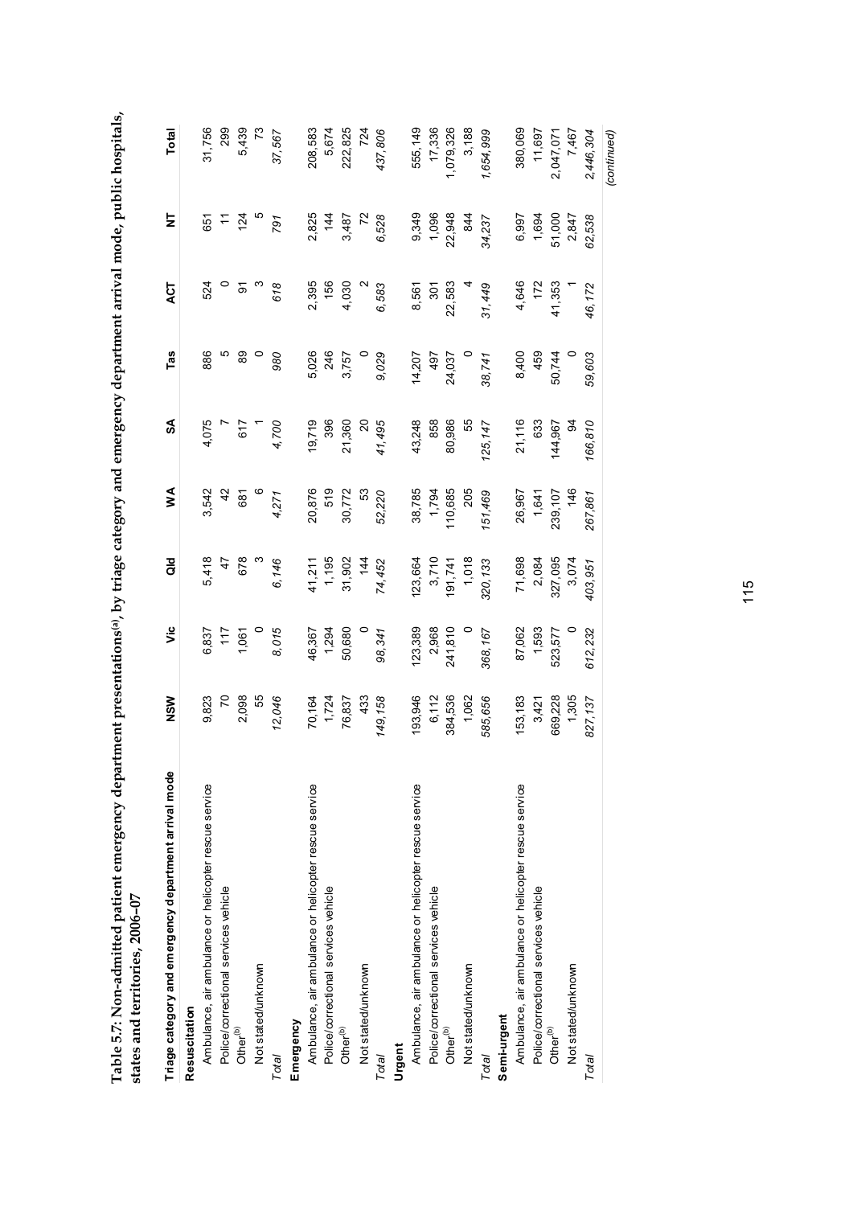**Table 5.7: Non-admitted patient emergency department presentations[(a)], by triage category and emergency department arrival mode, public hospitals, states and territories, 2006–07**

| Triage category and emergency department arrival mode | NSW | Vic | Qld | WA | SA | Tas | ACT | NT | Total |
|---|---|---|---|---|---|---|---|---|---|
| **Resuscitation** | | | | | | | | | |
| Ambulance, air ambulance or helicopter rescue service | 9,823 | 6,837 | 5,418 | 3,542 | 4,075 | 886 | 524 | 651 | 31,756 |
| Police/correctional services vehicle | 70 | 117 | 47 | 42 | 7 | 5 | 0 | 11 | 299 |
| Other[(b)] | 2,098 | 1,061 | 678 | 681 | 617 | 89 | 91 | 124 | 5,439 |
| Not stated/unknown | 55 | 0 | 3 | 6 | 1 | 0 | 3 | 5 | 73 |
| *Total* | *12,046* | *8,015* | *6,146* | *4,271* | *4,700* | *980* | *618* | *791* | *37,567* |
| **Emergency** | | | | | | | | | |
| Ambulance, air ambulance or helicopter rescue service | 70,164 | 46,367 | 41,211 | 20,876 | 19,719 | 5,026 | 2,395 | 2,825 | 208,583 |
| Police/correctional services vehicle | 1,724 | 1,294 | 1,195 | 519 | 396 | 246 | 156 | 144 | 5,674 |
| Other[(b)] | 76,837 | 50,680 | 31,902 | 30,772 | 21,360 | 3,757 | 4,030 | 3,487 | 222,825 |
| Not stated/unknown | 433 | 0 | 144 | 53 | 20 | 0 | 2 | 72 | 724 |
| *Total* | *149,158* | *98,341* | *74,452* | *52,220* | *41,495* | *9,029* | *6,583* | *6,528* | *437,806* |
| **Urgent** | | | | | | | | | |
| Ambulance, air ambulance or helicopter rescue service | 193,946 | 123,389 | 123,664 | 38,785 | 43,248 | 14,207 | 8,561 | 9,349 | 555,149 |
| Police/correctional services vehicle | 6,112 | 2,968 | 3,710 | 1,794 | 858 | 497 | 301 | 1,096 | 17,336 |
| Other[(b)] | 384,536 | 241,810 | 191,741 | 110,685 | 80,986 | 24,037 | 22,583 | 22,948 | 1,079,326 |
| Not stated/unknown | 1,062 | 0 | 1,018 | 205 | 55 | 0 | 4 | 844 | 3,188 |
| *Total* | *585,656* | *368,167* | *320,133* | *151,469* | *125,147* | *38,741* | *31,449* | *34,237* | *1,654,999* |
| **Semi-urgent** | | | | | | | | | |
| Ambulance, air ambulance or helicopter rescue service | 153,183 | 87,062 | 71,698 | 26,967 | 21,116 | 8,400 | 4,646 | 6,997 | 380,069 |
| Police/correctional services vehicle | 3,421 | 1,593 | 2,084 | 1,641 | 633 | 459 | 172 | 1,694 | 11,697 |
| Other[(b)] | 669,228 | 523,577 | 327,095 | 239,107 | 144,967 | 50,744 | 41,353 | 51,000 | 2,047,071 |
| Not stated/unknown | 1,305 | 0 | 3,074 | 146 | 94 | 0 | 1 | 2,847 | 7,467 |
| *Total* | *827,137* | *612,232* | *403,951* | *267,861* | *166,810* | *59,603* | *46,172* | *62,538* | *2,446,304* |

*(continued)*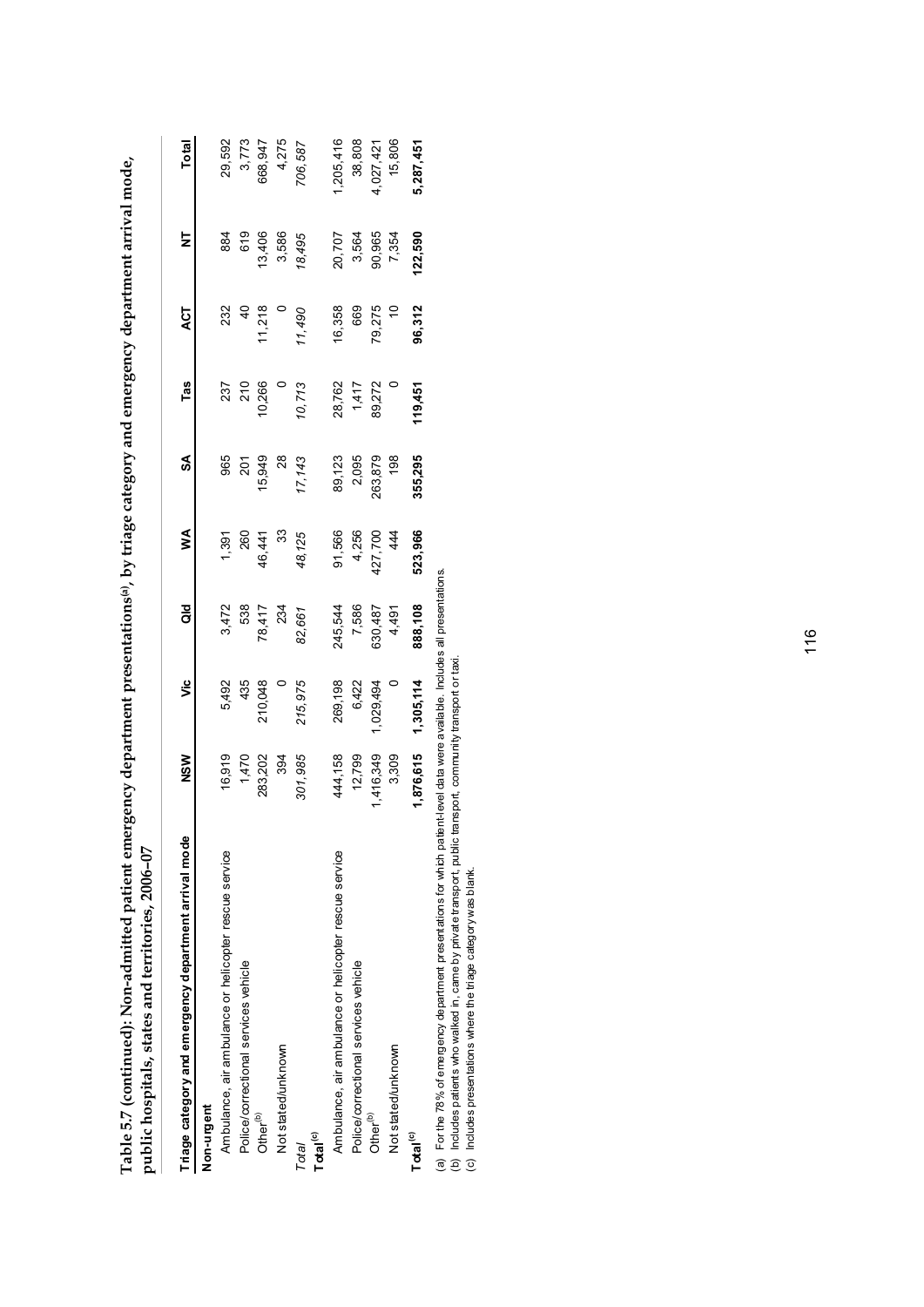**Table 5.7 (continued): Non-admitted patient emergency department presentations[(a)], by triage category and emergency department arrival mode, public hospitals, states and territories, 2006–07**

| Triage category and emergency department arrival mode | NSW | Vic | Qld | WA | SA | Tas | ACT | NT | Total |
|---|---|---|---|---|---|---|---|---|---|
| **Non-urgent** | | | | | | | | | |
| Ambulance, air ambulance or helicopter rescue service | 16,919 | 5,492 | 3,472 | 1,391 | 965 | 237 | 232 | 884 | 29,592 |
| Police/correctional services vehicle | 1,470 | 435 | 538 | 260 | 201 | 210 | 40 | 619 | 3,773 |
| Other[(b)] | 283,202 | 210,048 | 78,417 | 46,441 | 15,949 | 10,266 | 11,218 | 13,406 | 668,947 |
| Not stated/unknown | 394 | 0 | 234 | 33 | 28 | 0 | 0 | 3,586 | 4,275 |
| *Total* | *301,985* | *215,975* | *82,661* | *48,125* | *17,143* | *10,713* | *11,490* | *18,495* | *706,587* |
| **Total[(c)]** | | | | | | | | | |
| Ambulance, air ambulance or helicopter rescue service | 444,158 | 269,198 | 245,544 | 91,566 | 89,123 | 28,762 | 16,358 | 20,707 | 1,205,416 |
| Police/correctional services vehicle | 12,799 | 6,422 | 7,586 | 4,256 | 2,095 | 1,417 | 669 | 3,564 | 38,808 |
| Other[(b)] | 1,416,349 | 1,029,494 | 630,487 | 427,700 | 263,879 | 89,272 | 79,275 | 90,965 | 4,027,421 |
| Not stated/unknown | 3,309 | 0 | 4,491 | 444 | 198 | 0 | 10 | 7,354 | 15,806 |
| **Total[(c)]** | **1,876,615** | **1,305,114** | **888,108** | **523,966** | **355,295** | **119,451** | **96,312** | **122,590** | **5,287,451** |

(a) For the 78% of emergency department presentations for which patient-level data were available. Includes all presentations.

(b) Includes patients who walked in, came by private transport, public transport, community transport or taxi.

(c) Includes presentations where the triage category was blank.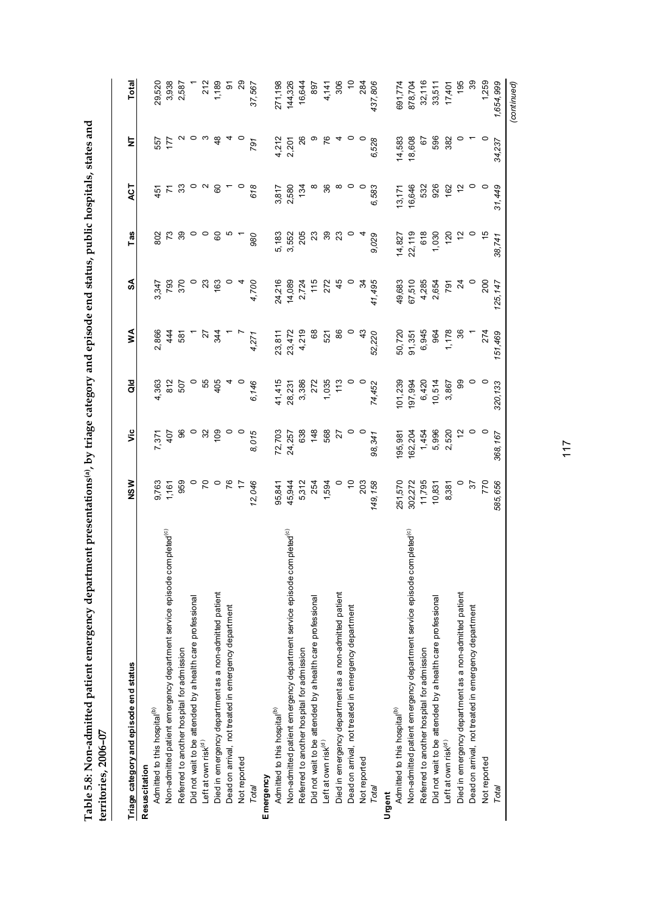**Table 5.8: Non-admitted patient emergency department presentations[(a)], by triage category and episode end status, public hospitals, states and territories, 2006–07**

| Triage category and episode end status | NSW | Vic | Qld | WA | SA | Tas | ACT | NT | Total |
|---|---|---|---|---|---|---|---|---|---|
| **Resuscitation** | | | | | | | | | |
| Admitted to this hospital[(b)] | 9,763 | 7,371 | 4,363 | 2,866 | 3,347 | 802 | 451 | 557 | 29,520 |
| Non-admitted patient emergency department service episode completed[(c)] | 1,161 | 407 | 812 | 444 | 793 | 73 | 71 | 177 | 3,938 |
| Referred to another hospital for admission | 959 | 96 | 507 | 581 | 370 | 39 | 33 | 2 | 2,587 |
| Did not wait to be attended by a health care professional | 0 | 0 | 0 | 1 | 0 | 0 | 0 | 0 | 1 |
| Left at own risk[(d)] | 70 | 32 | 55 | 27 | 23 | 0 | 2 | 3 | 212 |
| Died in emergency department as a non-admitted patient | 0 | 109 | 405 | 344 | 163 | 60 | 60 | 48 | 1,189 |
| Dead on arrival, not treated in emergency department | 76 | 0 | 4 | 1 | 0 | 5 | 1 | 4 | 91 |
| Not reported | 17 | 0 | 0 | 7 | 4 | 1 | 0 | 0 | 29 |
| *Total* | *12,046* | *8,015* | *6,146* | *4,271* | *4,700* | *980* | *618* | *791* | *37,567* |
| **Emergency** | | | | | | | | | |
| Admitted to this hospital[(b)] | 95,841 | 72,703 | 41,415 | 23,811 | 24,216 | 5,183 | 3,817 | 4,212 | 271,198 |
| Non-admitted patient emergency department service episode completed[(c)] | 45,944 | 24,257 | 28,231 | 23,472 | 14,089 | 3,552 | 2,580 | 2,201 | 144,326 |
| Referred to another hospital for admission | 5,312 | 638 | 3,386 | 4,219 | 2,724 | 205 | 134 | 26 | 16,644 |
| Did not wait to be attended by a health care professional | 254 | 148 | 272 | 68 | 115 | 23 | 8 | 9 | 897 |
| Left at own risk[(d)] | 1,594 | 568 | 1,035 | 521 | 272 | 39 | 36 | 76 | 4,141 |
| Died in emergency department as a non-admitted patient | 0 | 27 | 113 | 86 | 45 | 23 | 8 | 4 | 306 |
| Dead on arrival, not treated in emergency department | 10 | 0 | 0 | 0 | 0 | 0 | 0 | 0 | 10 |
| Not reported | 203 | 0 | 0 | 43 | 34 | 4 | 0 | 0 | 284 |
| *Total* | *149,158* | *98,341* | *74,452* | *52,220* | *41,495* | *9,029* | *6,583* | *6,528* | *437,806* |
| **Urgent** | | | | | | | | | |
| Admitted to this hospital[(b)] | 251,570 | 195,981 | 101,239 | 50,720 | 49,683 | 14,827 | 13,171 | 14,583 | 691,774 |
| Non-admitted patient emergency department service episode completed[(c)] | 302,272 | 162,204 | 197,994 | 91,351 | 67,510 | 22,119 | 16,646 | 18,608 | 878,704 |
| Referred to another hospital for admission | 11,795 | 1,454 | 6,420 | 6,945 | 4,285 | 618 | 532 | 67 | 32,116 |
| Did not wait to be attended by a health care professional | 10,831 | 5,996 | 10,514 | 964 | 2,654 | 1,030 | 926 | 596 | 33,511 |
| Left at own risk[(d)] | 8,381 | 2,520 | 3,867 | 1,178 | 791 | 120 | 162 | 382 | 17,401 |
| Died in emergency department as a non-admitted patient | 0 | 12 | 99 | 36 | 24 | 12 | 12 | 0 | 195 |
| Dead on arrival, not treated in emergency department | 37 | 0 | 0 | 1 | 0 | 0 | 0 | 1 | 39 |
| Not reported | 770 | 0 | 0 | 274 | 200 | 15 | 0 | 0 | 1,259 |
| *Total* | *585,656* | *368,167* | *320,133* | *151,469* | *125,147* | *38,741* | *31,449* | *34,237* | *1,654,999* |

*(continued)*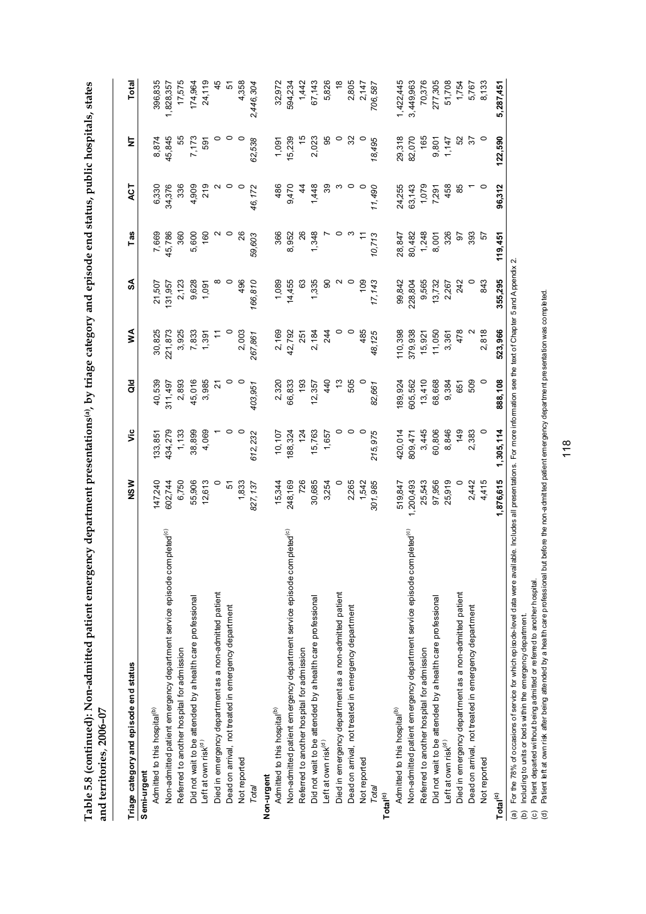**Table 5.8 (continued): Non-admitted patient emergency department presentations[(a)], by triage category and episode end status, public hospitals, states and territories, 2006–07**

| Triage category and episode end status | NSW | Vic | Qld | WA | SA | Tas | ACT | NT | Total |
|---|---|---|---|---|---|---|---|---|---|
| **Semi-urgent** | | | | | | | | | |
| Admitted to this hospital[(b)] | 147,240 | 133,851 | 40,539 | 30,825 | 21,507 | 7,669 | 6,330 | 8,874 | 396,835 |
| Non-admitted patient emergency department service episode completed[(c)] | 602,744 | 434,279 | 311,497 | 221,873 | 131,957 | 45,786 | 34,376 | 45,845 | 1,828,357 |
| Referred to another hospital for admission | 6,750 | 1,133 | 2,893 | 3,925 | 2,123 | 360 | 336 | 55 | 17,575 |
| Did not wait to be attended by a health care professional | 55,906 | 38,899 | 45,016 | 7,833 | 9,628 | 5,600 | 4,909 | 7,173 | 174,964 |
| Left at own risk[(d)] | 12,613 | 4,069 | 3,985 | 1,391 | 1,091 | 160 | 219 | 591 | 24,119 |
| Died in emergency department as a non-admitted patient | 0 | 1 | 21 | 11 | 8 | 2 | 2 | 0 | 45 |
| Dead on arrival, not treated in emergency department | 51 | 0 | 0 | 0 | 0 | 0 | 0 | 0 | 51 |
| Not reported | 1,833 | 0 | 0 | 2,003 | 496 | 26 | 0 | 0 | 4,358 |
| *Total* | *827,137* | *612,232* | *403,951* | *267,861* | *166,810* | *59,603* | *46,172* | *62,538* | *2,446,304* |
| **Non-urgent** | | | | | | | | | |
| Admitted to this hospital[(b)] | 15,344 | 10,107 | 2,320 | 2,169 | 1,089 | 366 | 486 | 1,091 | 32,972 |
| Non-admitted patient emergency department service episode completed[(c)] | 248,169 | 188,324 | 66,833 | 42,792 | 14,455 | 8,952 | 9,470 | 15,239 | 594,234 |
| Referred to another hospital for admission | 726 | 124 | 193 | 251 | 63 | 26 | 44 | 15 | 1,442 |
| Did not wait to be attended by a health care professional | 30,685 | 15,763 | 12,357 | 2,184 | 1,335 | 1,348 | 1,448 | 2,023 | 67,143 |
| Left at own risk[(d)] | 3,254 | 1,657 | 440 | 244 | 90 | 7 | 39 | 95 | 5,826 |
| Died in emergency department as a non-admitted patient | 0 | 0 | 13 | 0 | 2 | 0 | 3 | 0 | 18 |
| Dead on arrival, not treated in emergency department | 2,265 | 0 | 505 | 0 | 0 | 3 | 0 | 32 | 2,805 |
| Not reported | 1,542 | 0 | 0 | 485 | 109 | 11 | 0 | 0 | 2,147 |
| *Total* | *301,985* | *215,975* | *82,661* | *48,125* | *17,143* | *10,713* | *11,490* | *18,495* | *706,587* |
| **Total[(e)]** | | | | | | | | | |
| Admitted to this hospital[(b)] | 519,847 | 420,014 | 189,924 | 110,398 | 99,842 | 28,847 | 24,255 | 29,318 | 1,422,445 |
| Non-admitted patient emergency department service episode completed[(c)] | 1,200,493 | 809,471 | 605,562 | 379,938 | 228,804 | 80,482 | 63,143 | 82,070 | 3,449,963 |
| Referred to another hospital for admission | 25,543 | 3,445 | 13,410 | 15,921 | 9,565 | 1,248 | 1,079 | 165 | 70,376 |
| Did not wait to be attended by a health care professional | 97,956 | 60,806 | 68,668 | 11,050 | 13,732 | 8,001 | 7,291 | 9,801 | 277,305 |
| Left at own risk[(d)] | 25,919 | 8,846 | 9,384 | 3,361 | 2,267 | 326 | 458 | 1,147 | 51,708 |
| Died in emergency department as a non-admitted patient | 0 | 149 | 651 | 478 | 242 | 97 | 85 | 52 | 1,754 |
| Dead on arrival, not treated in emergency department | 2,442 | 2,383 | 509 | 2 | 0 | 393 | 1 | 37 | 5,767 |
| Not reported | 4,415 | 0 | 0 | 2,818 | 843 | 57 | 0 | 0 | 8,133 |
| **Total[(e)]** | **1,876,615** | **1,305,114** | **888,108** | **523,966** | **355,295** | **119,451** | **96,312** | **122,590** | **5,287,451** |

(a) For the 78% of occasions of service for which episode-level data were available. Includes all presentations. For more information see the text of Chapter 5 and Appendix 2.
(b) Including to units or beds within the emergency department.
(c) Patient departed without being admitted or referred to another hospital.
(d) Patient left at own risk after being attended by a health care professional but before the non-admitted patient emergency department presentation was completed.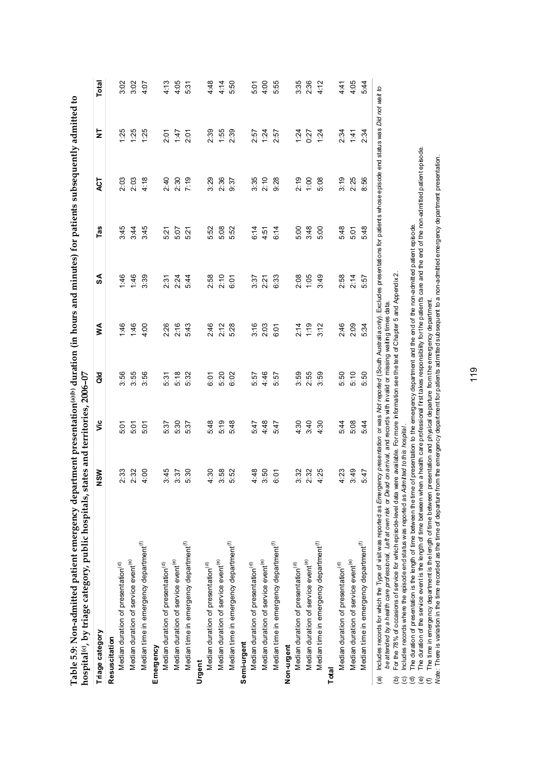**Table 5.9: Non-admitted patient emergency department presentation[(a)(b)] duration (in hours and minutes) for patients subsequently admitted to hospital[(c)], by triage category, public hospitals, states and territories, 2006–07**

| Triage category | NSW | Vic | Qld | WA | SA | Tas | ACT | NT | Total |
|---|---|---|---|---|---|---|---|---|---|
| **Resuscitation** | | | | | | | | | |
| Median duration of presentation[(d)] | 2:33 | 5:01 | 3:56 | 1:46 | 1:46 | 3:45 | 2:03 | 1:25 | 3:02 |
| Median duration of service event[(e)] | 2:32 | 5:01 | 3:55 | 1:46 | 1:46 | 3:44 | 2:03 | 1:25 | 3:02 |
| Median time in emergency department[(f)] | 4:00 | 5:01 | 3:56 | 4:00 | 3:39 | 3:45 | 4:18 | 1:25 | 4:07 |
| **Emergency** | | | | | | | | | |
| Median duration of presentation[(d)] | 3:45 | 5:37 | 5:31 | 2:26 | 2:31 | 5:21 | 2:40 | 2:01 | 4:13 |
| Median duration of service event[(e)] | 3:37 | 5:30 | 5:18 | 2:16 | 2:24 | 5:07 | 2:30 | 1:47 | 4:05 |
| Median time in emergency department[(f)] | 5:30 | 5:37 | 5:32 | 5:43 | 5:44 | 5:21 | 7:19 | 2:01 | 5:31 |
| **Urgent** | | | | | | | | | |
| Median duration of presentation[(d)] | 4:30 | 5:48 | 6:01 | 2:46 | 2:58 | 5:52 | 3:29 | 2:39 | 4:48 |
| Median duration of service event[(e)] | 3:58 | 5:19 | 5:20 | 2:12 | 2:10 | 5:08 | 2:36 | 1:55 | 4:14 |
| Median time in emergency department[(f)] | 5:52 | 5:48 | 6:02 | 5:28 | 6:01 | 5:52 | 9:37 | 2:39 | 5:50 |
| **Semi-urgent** | | | | | | | | | |
| Median duration of presentation[(d)] | 4:48 | 5:47 | 5:57 | 3:16 | 3:37 | 6:14 | 3:35 | 2:57 | 5:01 |
| Median duration of service event[(e)] | 3:50 | 4:48 | 4:46 | 2:03 | 2:21 | 4:51 | 2:10 | 1:24 | 4:00 |
| Median time in emergency department[(f)] | 6:01 | 5:47 | 5:57 | 6:01 | 6:33 | 6:14 | 9:28 | 2:57 | 5:55 |
| **Non-urgent** | | | | | | | | | |
| Median duration of presentation[(d)] | 3:32 | 4:30 | 3:59 | 2:14 | 2:08 | 5:00 | 2:19 | 1:24 | 3:35 |
| Median duration of service event[(e)] | 2:32 | 3:40 | 2:55 | 1:19 | 1:05 | 3:48 | 1:00 | 0:27 | 2:36 |
| Median time in emergency department[(f)] | 4:25 | 4:30 | 3:59 | 3:12 | 3:49 | 5:00 | 5:08 | 1:24 | 4:12 |
| **Total** | | | | | | | | | |
| Median duration of presentation[(d)] | 4:23 | 5:44 | 5:50 | 2:46 | 2:58 | 5:48 | 3:19 | 2:34 | 4:41 |
| Median duration of service event[(e)] | 3:49 | 5:08 | 5:10 | 2:09 | 2:14 | 5:01 | 2:25 | 1:41 | 4:05 |
| Median time in emergency department[(f)] | 5:47 | 5:44 | 5:50 | 5:34 | 5:57 | 5:48 | 8:56 | 2:34 | 5:44 |

(a) Includes records for which the Type of visit was reported as *Emergency presentation* or was *Not reported* (South Australia only). Excludes presentations for patients whose episode end status was *Did not wait to be attended by a health care professional*, *Left at own risk* or *Dead on arrival*, and records with invalid or missing waiting times data.

(b) For the 78% of occasions of service for which episode-level data were available. For more information see the text of Chapter 5 and Appendix 2.

(c) Includes records where the episode end status was reported as *Admitted to this hospital*.

(d) The duration of presentation is the length of time between the time of presentation to the emergency department and the end of the non-admitted patient episode.

(e) The duration of the service event is the length of time between when a health care professional first takes responsibility for the patient's care and the end of the non-admitted patient episode.

(f) The time in emergency department is the length of time between presentation and physical departure from the emergency department.

*Note:* There is variation in the time recorded as the time of departure from the emergency department for patients admitted subsequent to a non-admitted emergency department presentation.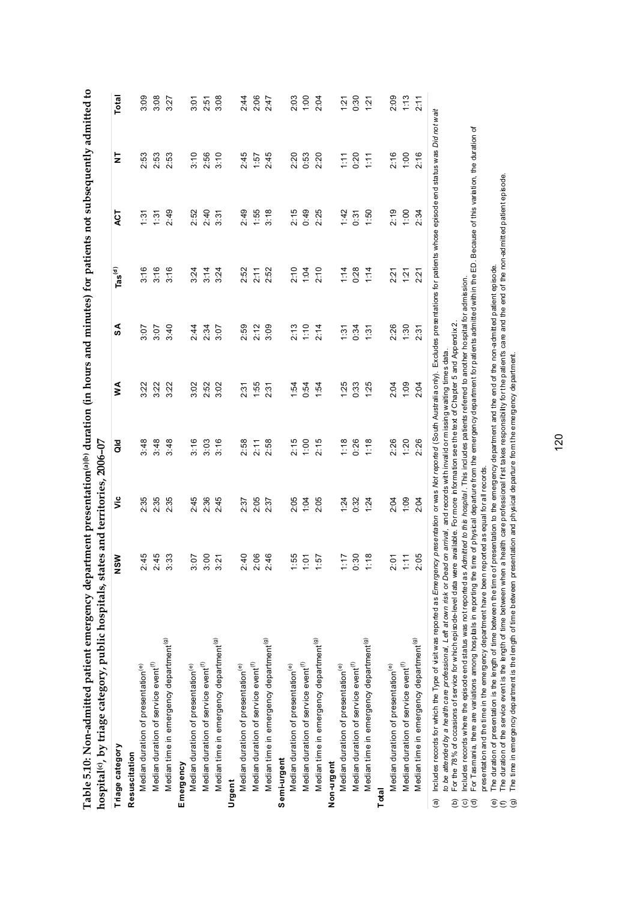**Table 5.10: Non-admitted patient emergency department presentation[(a)(b)] duration (in hours and minutes) for patients not subsequently admitted to hospital[(c)], by triage category, public hospitals, states and territories, 2006–07**

| Triage category | NSW | Vic | Qld | WA | SA | Tas[(d)] | ACT | NT | Total |
|---|---|---|---|---|---|---|---|---|---|
| **Resuscitation** | | | | | | | | | |
| Median duration of presentation[(e)] | 2:45 | 2:35 | 3:48 | 3:22 | 3:07 | 3:16 | 1:31 | 2:53 | 3:09 |
| Median duration of service event[(f)] | 2:45 | 2:35 | 3:48 | 3:22 | 3:07 | 3:16 | 1:31 | 2:53 | 3:08 |
| Median time in emergency department[(g)] | 3:33 | 2:35 | 3:48 | 3:22 | 3:40 | 3:16 | 2:49 | 2:53 | 3:27 |
| **Emergency** | | | | | | | | | |
| Median duration of presentation[(e)] | 3:07 | 2:45 | 3:16 | 3:02 | 2:44 | 3:24 | 2:52 | 3:10 | 3:01 |
| Median duration of service event[(f)] | 3:00 | 2:36 | 3:03 | 2:52 | 2:34 | 3:14 | 2:40 | 2:56 | 2:51 |
| Median time in emergency department[(g)] | 3:21 | 2:45 | 3:16 | 3:02 | 3:07 | 3:24 | 3:31 | 3:10 | 3:08 |
| **Urgent** | | | | | | | | | |
| Median duration of presentation[(e)] | 2:40 | 2:37 | 2:58 | 2:31 | 2:59 | 2:52 | 2:49 | 2:45 | 2:44 |
| Median duration of service event[(f)] | 2:06 | 2:05 | 2:11 | 1:55 | 2:12 | 2:11 | 1:55 | 1:57 | 2:06 |
| Median time in emergency department[(g)] | 2:46 | 2:37 | 2:58 | 2:31 | 3:09 | 2:52 | 3:18 | 2:45 | 2:47 |
| **Semi-urgent** | | | | | | | | | |
| Median duration of presentation[(e)] | 1:55 | 2:05 | 2:15 | 1:54 | 2:13 | 2:10 | 2:15 | 2:20 | 2:03 |
| Median duration of service event[(f)] | 1:01 | 1:04 | 1:00 | 0:54 | 1:10 | 1:04 | 0:49 | 0:53 | 1:00 |
| Median time in emergency department[(g)] | 1:57 | 2:05 | 2:15 | 1:54 | 2:14 | 2:10 | 2:25 | 2:20 | 2:04 |
| **Non-urgent** | | | | | | | | | |
| Median duration of presentation[(e)] | 1:17 | 1:24 | 1:18 | 1:25 | 1:31 | 1:14 | 1:42 | 1:11 | 1:21 |
| Median duration of service event[(f)] | 0:30 | 0:32 | 0:26 | 0:33 | 0:34 | 0:28 | 0:31 | 0:20 | 0:30 |
| Median time in emergency department[(g)] | 1:18 | 1:24 | 1:18 | 1:25 | 1:31 | 1:14 | 1:50 | 1:11 | 1:21 |
| **Total** | | | | | | | | | |
| Median duration of presentation[(e)] | 2:01 | 2:04 | 2:26 | 2:04 | 2:26 | 2:21 | 2:19 | 2:16 | 2:09 |
| Median duration of service event[(f)] | 1:11 | 1:09 | 1:20 | 1:09 | 1:30 | 1:21 | 1:00 | 1:00 | 1:13 |
| Median time in emergency department[(g)] | 2:05 | 2:04 | 2:26 | 2:04 | 2:31 | 2:21 | 2:34 | 2:16 | 2:11 |

(a) Includes records for which the Type of visit was reported as *Emergency presentation* or was *Not reported* (South Australia only). Excludes presentations for patients whose episode end status was *Did not wait to be attended by a health care professional*, *Left at own risk* or *Dead on arrival*, and records with invalid or missing waiting times data.
(b) For the 78% of occasions of service for which episode-level data were available. For more information see the text of Chapter 5 and Appendix 2.
(c) Includes records where the episode end status was not reported as *Admitted to this hospital*. This includes patients referred to another hospital for admission.
(d) For Tasmania, there are variations among hospitals in reporting the time of physical departure from the emergency department for patients admitted within the ED. Because of this variation, the duration of presentation and the time in the emergency department have been reported as equal for all records.
(e) The duration of presentation is the length of time between the time of presentation to the emergency department and the end of the non-admitted patient episode.
(f) The duration of the service event is the length of time between when a health care professional first takes responsibility for the patient's care and the end of the non-admitted patient episode.
(g) The time in emergency department is the length of time between presentation and physical departure from the emergency department.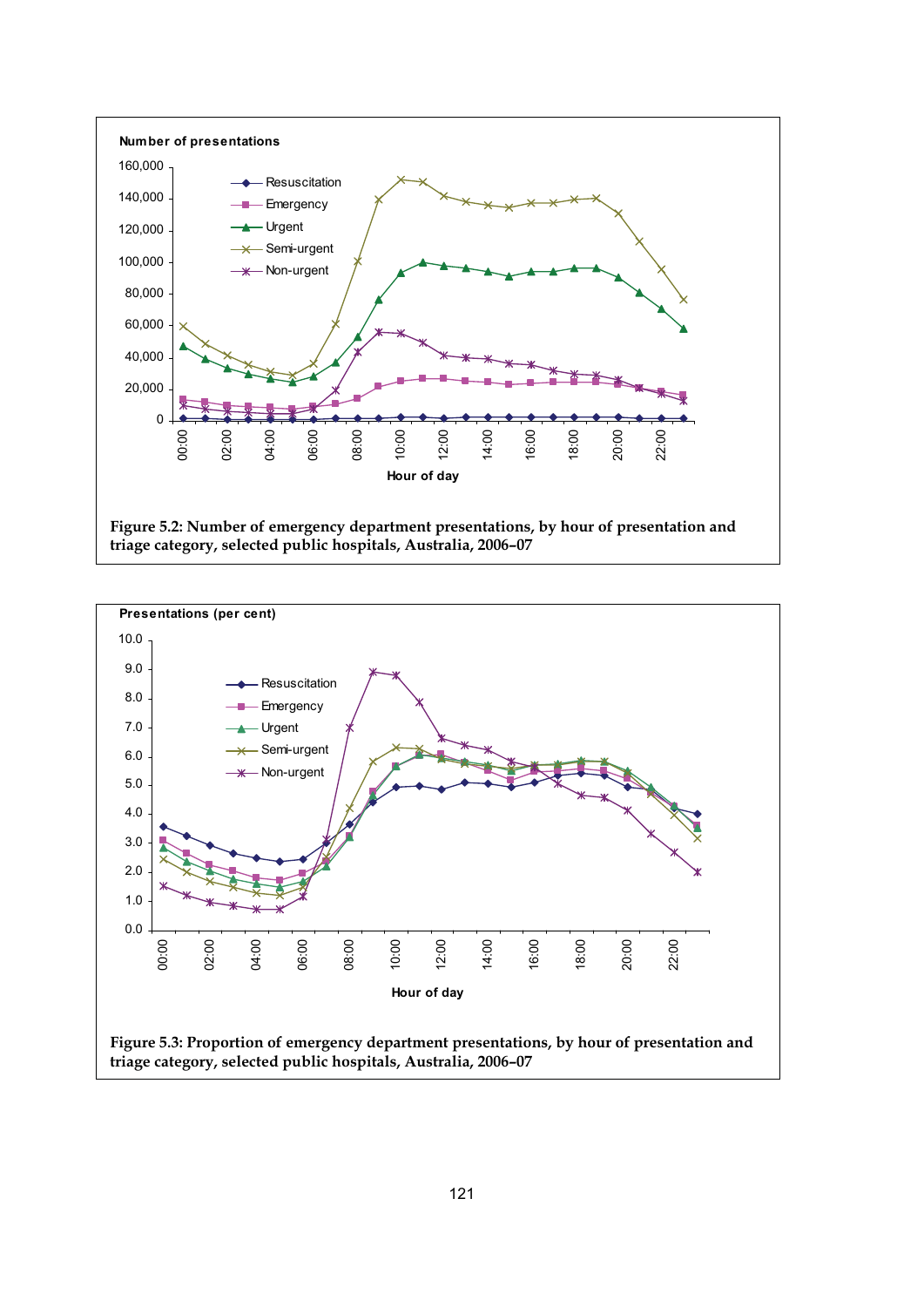Figure 5.2: Number of emergency department presentations, by hour of presentation and triage category, selected public hospitals, Australia, 2006–07

Figure 5.3: Proportion of emergency department presentations, by hour of presentation and triage category, selected public hospitals, Australia, 2006–07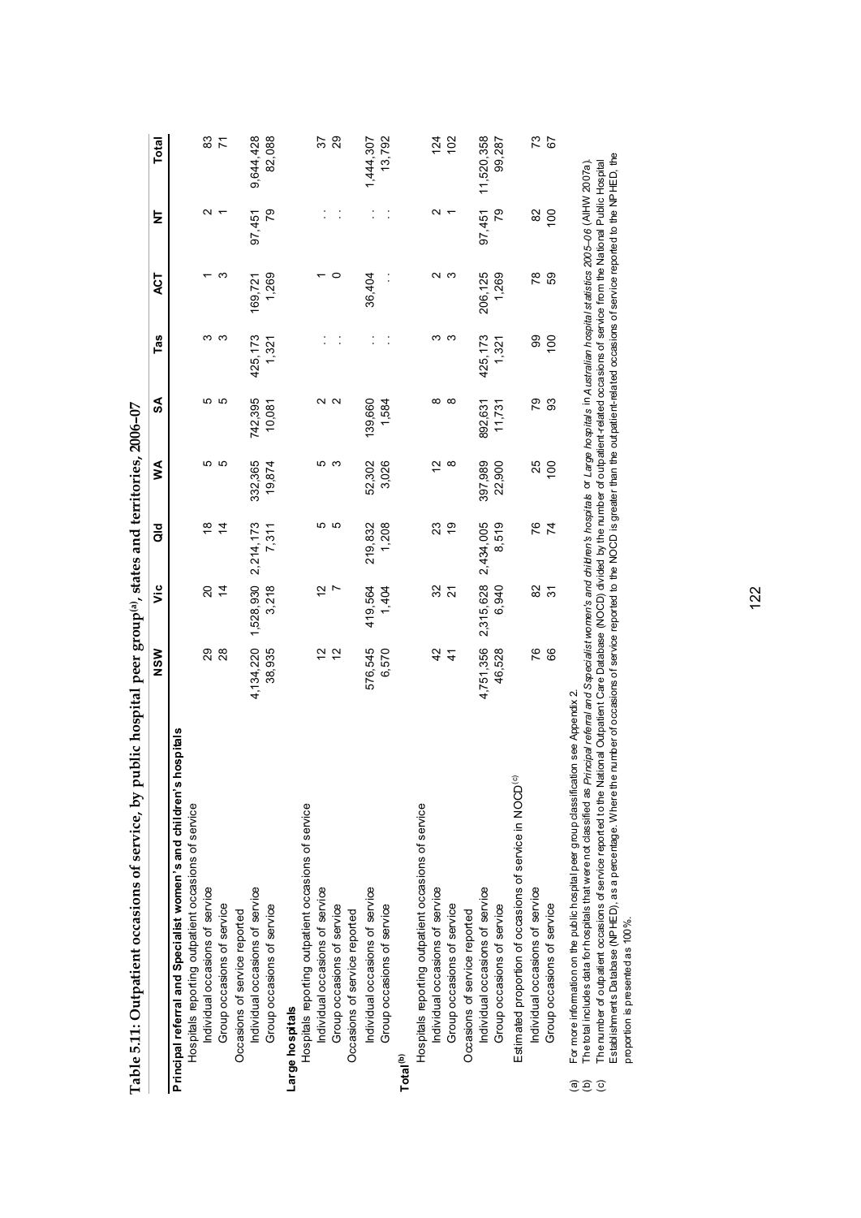# Table 5.11: Outpatient occasions of service, by public hospital peer group[(a)], states and territories, 2006–07

| | NSW | Vic | Qld | WA | SA | Tas | ACT | NT | Total |
|---|---|---|---|---|---|---|---|---|---|
| **Principal referral and Specialist women's and children's hospitals** | | | | | | | | | |
| Hospitals reporting outpatient occasions of service | | | | | | | | | |
| Individual occasions of service | 29 | 20 | 18 | 5 | 5 | 3 | 1 | 2 | 83 |
| Group occasions of service | 28 | 14 | 14 | 5 | 5 | 3 | 3 | 1 | 71 |
| Occasions of service reported | | | | | | | | | |
| Individual occasions of service | 4,134,220 | 1,528,930 | 2,214,173 | 332,365 | 742,395 | 425,173 | 169,721 | 97,451 | 9,644,428 |
| Group occasions of service | 38,935 | 3,218 | 7,311 | 19,874 | 10,081 | 1,321 | 1,269 | 79 | 82,088 |
| **Large hospitals** | | | | | | | | | |
| Hospitals reporting outpatient occasions of service | | | | | | | | | |
| Individual occasions of service | 12 | 12 | 5 | 5 | 2 | . . | 1 | . . | 37 |
| Group occasions of service | 12 | 7 | 5 | 3 | 2 | . . | 0 | . . | 29 |
| Occasions of service reported | | | | | | | | | |
| Individual occasions of service | 576,545 | 419,564 | 219,832 | 52,302 | 139,660 | . . | 36,404 | . . | 1,444,307 |
| Group occasions of service | 6,570 | 1,404 | 1,208 | 3,026 | 1,584 | . . | . . | . . | 13,792 |
| **Total[(b)]** | | | | | | | | | |
| Hospitals reporting outpatient occasions of service | | | | | | | | | |
| Individual occasions of service | 42 | 32 | 23 | 12 | 8 | 3 | 2 | 2 | 124 |
| Group occasions of service | 41 | 21 | 19 | 8 | 8 | 3 | 3 | 1 | 102 |
| Occasions of service reported | | | | | | | | | |
| Individual occasions of service | 4,751,356 | 2,315,628 | 2,434,005 | 397,989 | 892,631 | 425,173 | 206,125 | 97,451 | 11,520,358 |
| Group occasions of service | 46,528 | 6,940 | 8,519 | 22,900 | 11,731 | 1,321 | 1,269 | 79 | 99,287 |
| Estimated proportion of occasions of service in NOCD[(c)] | | | | | | | | | |
| Individual occasions of service | 76 | 82 | 76 | 25 | 79 | 99 | 78 | 82 | 73 |
| Group occasions of service | 66 | 31 | 74 | 100 | 93 | 100 | 59 | 100 | 67 |

(a) For more information on the public hospital peer group classification see Appendix 2.
(b) The total includes data for hospitals that were not classified as *Principal referral and Specialist women's and children's hospitals* or *Large hospitals* in *Australian hospital statistics 2005–06* (AIHW 2007a).
(c) The number of outpatient occasions of service reported to the National Outpatient Care Database (NOCD) divided by the number of outpatient-related occasions of service from the National Public Hospital Establishments Database (NPHED), as a percentage. Where the number of occasions of service reported to the NOCD is greater than the outpatient-related occasions of service reported to the NPHED, the proportion is presented as 100%.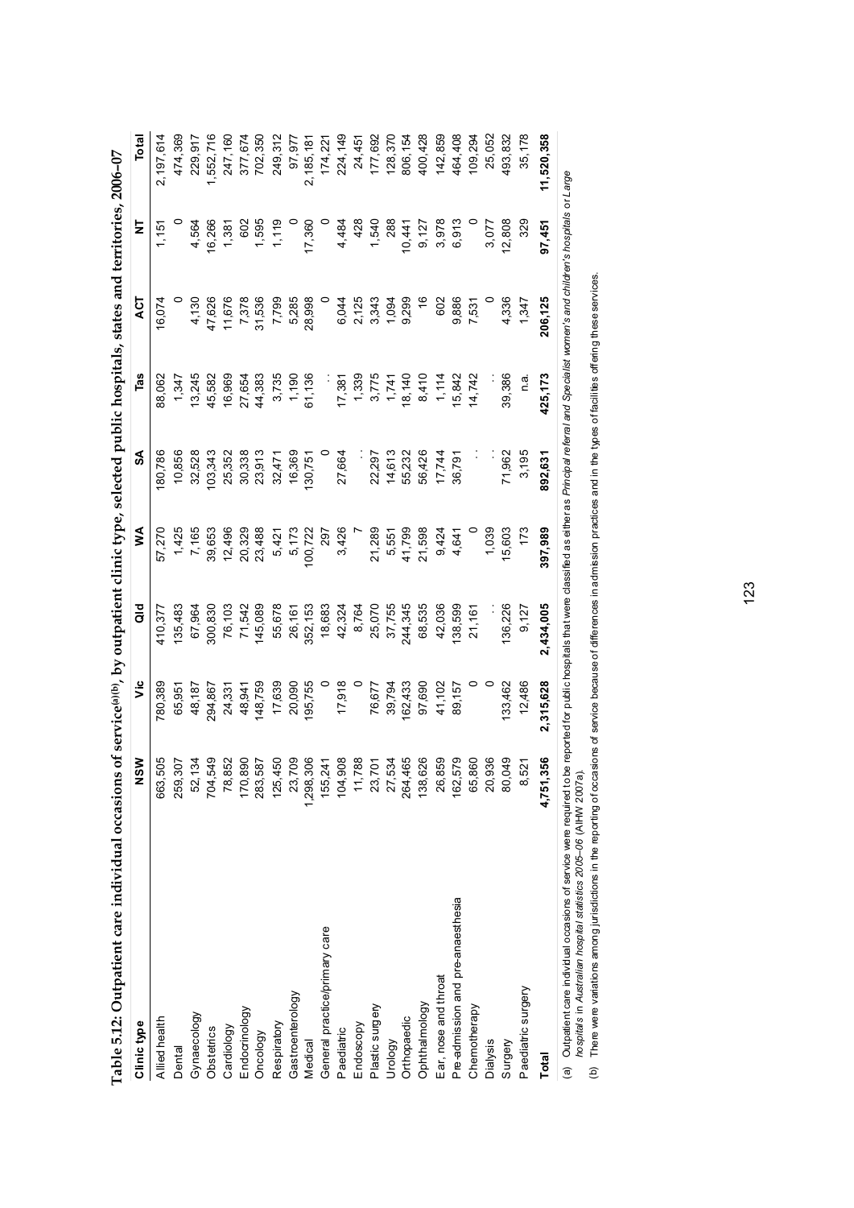**Table 5.12: Outpatient care individual occasions of service[(a)(b)], by outpatient clinic type, selected public hospitals, states and territories, 2006–07**

| Clinic type | NSW | Vic | Qld | WA | SA | Tas | ACT | NT | Total |
|---|---|---|---|---|---|---|---|---|---|
| Allied health | 663,505 | 780,389 | 410,377 | 57,270 | 180,786 | 88,062 | 16,074 | 1,151 | 2,197,614 |
| Dental | 259,307 | 65,951 | 135,483 | 1,425 | 10,856 | 1,347 | 0 | 0 | 474,369 |
| Gynaecology | 52,134 | 48,187 | 67,964 | 7,165 | 32,528 | 13,245 | 4,130 | 4,564 | 229,917 |
| Obstetrics | 704,549 | 294,867 | 300,830 | 39,653 | 103,343 | 45,582 | 47,626 | 16,266 | 1,552,716 |
| Cardiology | 78,852 | 24,331 | 76,103 | 12,496 | 25,352 | 16,969 | 11,676 | 1,381 | 247,160 |
| Endocrinology | 170,890 | 48,941 | 71,542 | 20,329 | 30,338 | 27,654 | 7,378 | 602 | 377,674 |
| Oncology | 283,587 | 148,759 | 145,089 | 23,488 | 23,913 | 44,383 | 31,536 | 1,595 | 702,350 |
| Respiratory | 125,450 | 17,639 | 55,678 | 5,421 | 32,471 | 3,735 | 7,799 | 1,119 | 249,312 |
| Gastroenterology | 23,709 | 20,090 | 26,161 | 5,173 | 16,369 | 1,190 | 5,285 | 0 | 97,977 |
| Medical | 1,298,306 | 195,755 | 352,153 | 100,722 | 130,751 | 61,136 | 28,998 | 17,360 | 2,185,181 |
| General practice/primary care | 155,241 | 0 | 18,683 | 297 | 0 | . . | 0 | 0 | 174,221 |
| Paediatric | 104,908 | 17,918 | 42,324 | 3,426 | 27,664 | 17,381 | 6,044 | 4,484 | 224,149 |
| Endoscopy | 11,788 | 0 | 8,764 | 7 | . . | 1,339 | 2,125 | 428 | 24,451 |
| Plastic surgery | 23,701 | 76,677 | 25,070 | 21,289 | 22,297 | 3,775 | 3,343 | 1,540 | 177,692 |
| Urology | 27,534 | 39,794 | 37,755 | 5,551 | 14,613 | 1,741 | 1,094 | 288 | 128,370 |
| Orthopaedic | 264,465 | 162,433 | 244,345 | 41,799 | 55,232 | 18,140 | 9,299 | 10,441 | 806,154 |
| Ophthalmology | 138,626 | 97,690 | 68,535 | 21,598 | 56,426 | 8,410 | 16 | 9,127 | 400,428 |
| Ear, nose and throat | 26,859 | 41,102 | 42,036 | 9,424 | 17,744 | 1,114 | 602 | 3,978 | 142,859 |
| Pre-admission and pre-anaesthesia | 162,579 | 89,157 | 138,599 | 4,641 | 36,791 | 15,842 | 9,886 | 6,913 | 464,408 |
| Chemotherapy | 65,860 | 0 | 21,161 | 0 | . . | 14,742 | 7,531 | 0 | 109,294 |
| Dialysis | 20,936 | 0 | . . | 1,039 | . . | . . | 0 | 3,077 | 25,052 |
| Surgery | 80,049 | 133,462 | 136,226 | 15,603 | 71,962 | 39,386 | 4,336 | 12,808 | 493,832 |
| Paediatric surgery | 8,521 | 12,486 | 9,127 | 173 | 3,195 | n.a. | 1,347 | 329 | 35,178 |
| **Total** | **4,751,356** | **2,315,628** | **2,434,005** | **397,989** | **892,631** | **425,173** | **206,125** | **97,451** | **11,520,358** |

(a) Outpatient care individual occasions of service were required to be reported for public hospitals that were classified as either as *Principal referral and Specialist women's and children's hospitals* or *Large hospitals* in *Australian hospital statistics 2005–06* (AIHW 2007a).

(b) There were variations among jurisdictions in the reporting of occasions of service because of differences in admission practices and in the types of facilities offering these services.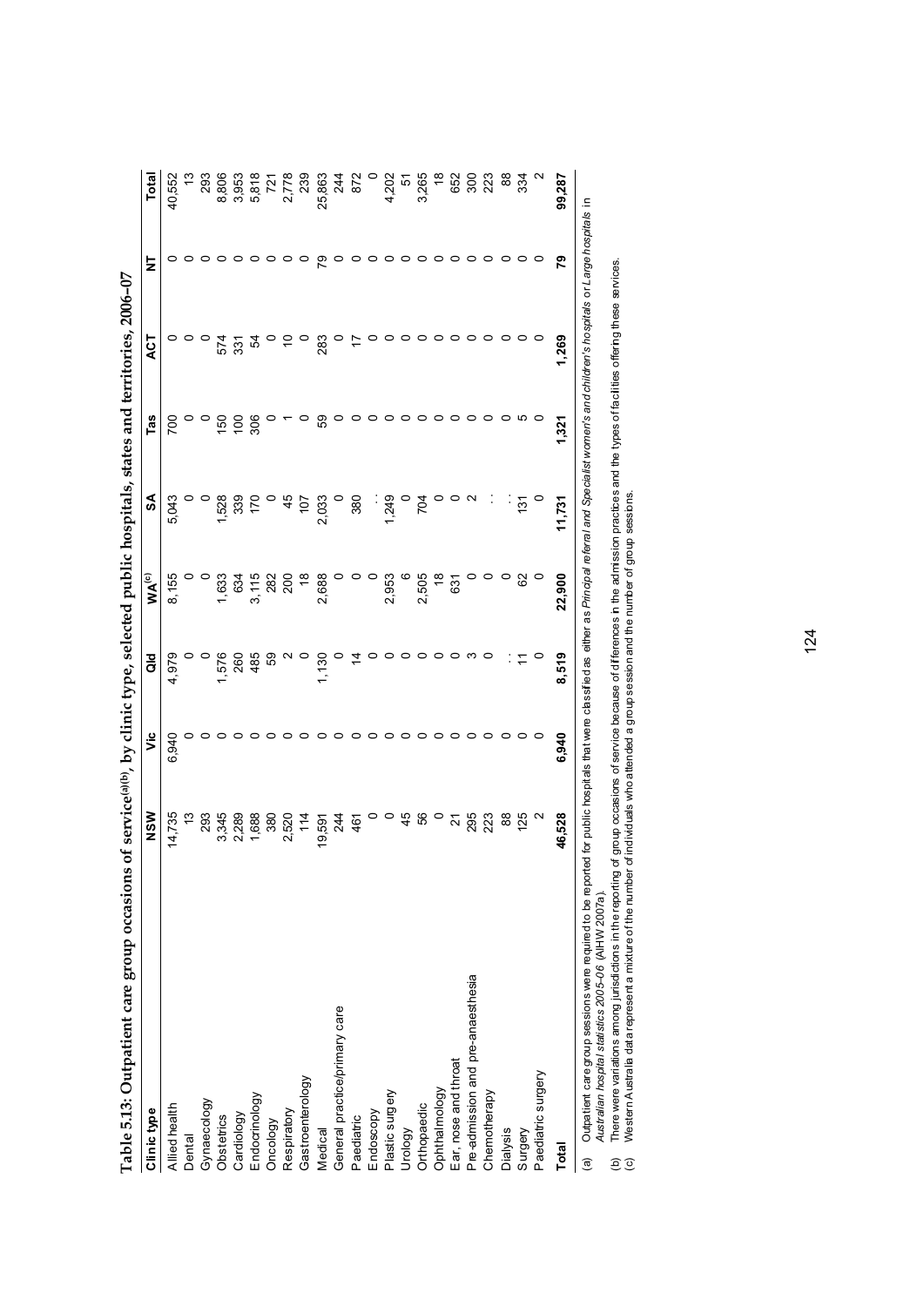**Table 5.13: Outpatient care group occasions of service[(a)(b)], by clinic type, selected public hospitals, states and territories, 2006–07**

| Clinic type | NSW | Vic | Qld | WA[(c)] | SA | Tas | ACT | NT | Total |
|---|---|---|---|---|---|---|---|---|---|
| Allied health | 14,735 | 6,940 | 4,979 | 8,155 | 5,043 | 700 | 0 | 0 | 40,552 |
| Dental | 13 | 0 | 0 | 0 | 0 | 0 | 0 | 0 | 13 |
| Gynaecology | 293 | 0 | 0 | 0 | 0 | 0 | 0 | 0 | 293 |
| Obstetrics | 3,345 | 0 | 1,576 | 1,633 | 1,528 | 150 | 574 | 0 | 8,806 |
| Cardiology | 2,289 | 0 | 260 | 634 | 339 | 100 | 331 | 0 | 3,953 |
| Endocrinology | 1,688 | 0 | 485 | 3,115 | 170 | 306 | 54 | 0 | 5,818 |
| Oncology | 380 | 0 | 59 | 282 | 0 | 0 | 0 | 0 | 721 |
| Respiratory | 2,520 | 0 | 2 | 200 | 45 | 1 | 10 | 0 | 2,778 |
| Gastroenterology | 114 | 0 | 0 | 18 | 107 | 0 | 0 | 0 | 239 |
| Medical | 19,591 | 0 | 1,130 | 2,688 | 2,033 | 59 | 283 | 79 | 25,863 |
| General practice/primary care | 244 | 0 | 0 | 0 | 0 | 0 | 0 | 0 | 244 |
| Paediatric | 461 | 0 | 14 | 0 | 380 | 0 | 17 | 0 | 872 |
| Endoscopy | 0 | 0 | 0 | 0 | . . | 0 | 0 | 0 | 0 |
| Plastic surgery | 0 | 0 | 0 | 2,953 | 1,249 | 0 | 0 | 0 | 4,202 |
| Urology | 45 | 0 | 0 | 6 | 0 | 0 | 0 | 0 | 51 |
| Orthopaedic | 56 | 0 | 0 | 2,505 | 704 | 0 | 0 | 0 | 3,265 |
| Ophthalmology | 0 | 0 | 0 | 18 | 0 | 0 | 0 | 0 | 18 |
| Ear, nose and throat | 21 | 0 | 0 | 631 | 0 | 0 | 0 | 0 | 652 |
| Pre-admission and pre-anaesthesia | 295 | 0 | 3 | 0 | 2 | 0 | 0 | 0 | 300 |
| Chemotherapy | 223 | 0 | 0 | 0 | . . | 0 | 0 | 0 | 223 |
| Dialysis | 88 | 0 | . . | 0 | . . | 0 | 0 | 0 | 88 |
| Surgery | 125 | 0 | 11 | 62 | 131 | 5 | 0 | 0 | 334 |
| Paediatric surgery | 2 | 0 | 0 | 0 | 0 | 0 | 0 | 0 | 2 |
| **Total** | **46,528** | **6,940** | **8,519** | **22,900** | **11,731** | **1,321** | **1,269** | **79** | **99,287** |

(a) Outpatient care group sessions were required to be reported for public hospitals that were classified as either as *Principal referral and Specialist women's and children's hospitals* or *Large hospitals* in *Australian hospital statistics 2005–06* (AIHW 2007a).

(b) There were variations among jurisdictions in the reporting of group occasions of service because of differences in the admission practices and the types of facilities offering these services.

(c) Western Australia data represent a mixture of the number of individuals who attended a group session and the number of group sessions.